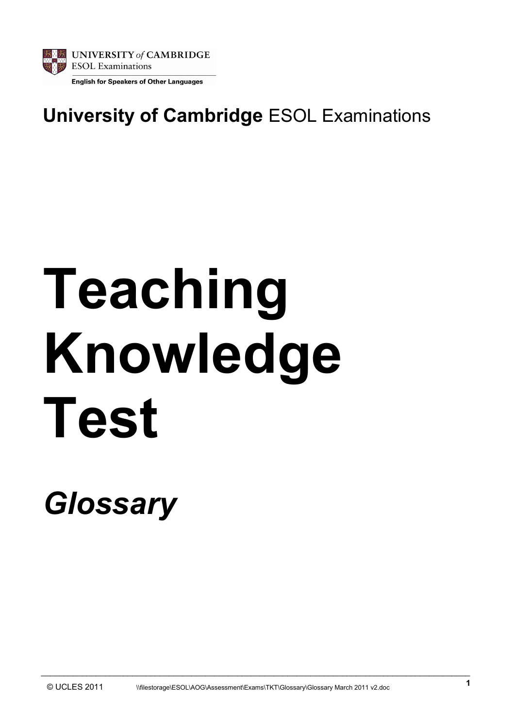UNIVERSITY of CAMBRIDGE
ESOL Examinations

English for Speakers of Other Languages

**University of Cambridge** ESOL Examinations

# Teaching Knowledge Test

## *Glossary*

© UCLES 2011 \\filestorage\ESOL\AOG\Assessment\Exams\TKT\Glossary\Glossary March 2011 v2.doc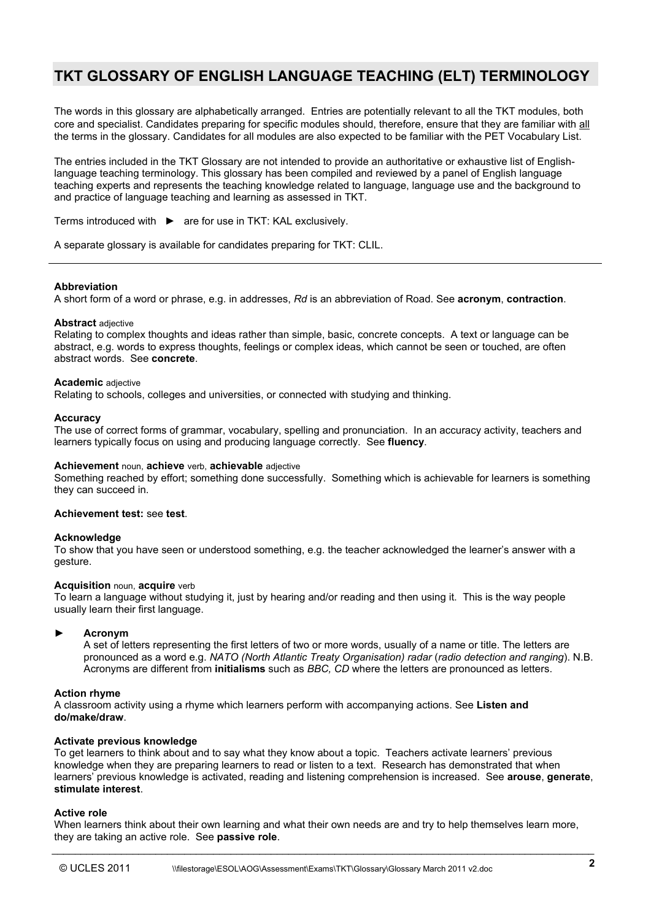## TKT GLOSSARY OF ENGLISH LANGUAGE TEACHING (ELT) TERMINOLOGY

The words in this glossary are alphabetically arranged. Entries are potentially relevant to all the TKT modules, both core and specialist. Candidates preparing for specific modules should, therefore, ensure that they are familiar with all the terms in the glossary. Candidates for all modules are also expected to be familiar with the PET Vocabulary List.

The entries included in the TKT Glossary are not intended to provide an authoritative or exhaustive list of English-language teaching terminology. This glossary has been compiled and reviewed by a panel of English language teaching experts and represents the teaching knowledge related to language, language use and the background to and practice of language teaching and learning as assessed in TKT.

Terms introduced with ► are for use in TKT: KAL exclusively.

A separate glossary is available for candidates preparing for TKT: CLIL.

---

**Abbreviation**
A short form of a word or phrase, e.g. in addresses, *Rd* is an abbreviation of Road. See **acronym**, **contraction**.

**Abstract** adjective
Relating to complex thoughts and ideas rather than simple, basic, concrete concepts. A text or language can be abstract, e.g. words to express thoughts, feelings or complex ideas, which cannot be seen or touched, are often abstract words. See **concrete**.

**Academic** adjective
Relating to schools, colleges and universities, or connected with studying and thinking.

**Accuracy**
The use of correct forms of grammar, vocabulary, spelling and pronunciation. In an accuracy activity, teachers and learners typically focus on using and producing language correctly. See **fluency**.

**Achievement** noun, **achieve** verb, **achievable** adjective
Something reached by effort; something done successfully. Something which is achievable for learners is something they can succeed in.

**Achievement test:** see **test**.

**Acknowledge**
To show that you have seen or understood something, e.g. the teacher acknowledged the learner's answer with a gesture.

**Acquisition** noun, **acquire** verb
To learn a language without studying it, just by hearing and/or reading and then using it. This is the way people usually learn their first language.

► **Acronym**
A set of letters representing the first letters of two or more words, usually of a name or title. The letters are pronounced as a word e.g. *NATO (North Atlantic Treaty Organisation) radar* (*radio detection and ranging*). N.B. Acronyms are different from **initialisms** such as *BBC, CD* where the letters are pronounced as letters.

**Action rhyme**
A classroom activity using a rhyme which learners perform with accompanying actions. See **Listen and do/make/draw**.

**Activate previous knowledge**
To get learners to think about and to say what they know about a topic. Teachers activate learners' previous knowledge when they are preparing learners to read or listen to a text. Research has demonstrated that when learners' previous knowledge is activated, reading and listening comprehension is increased. See **arouse**, **generate**, **stimulate interest**.

**Active role**
When learners think about their own learning and what their own needs are and try to help themselves learn more, they are taking an active role. See **passive role**.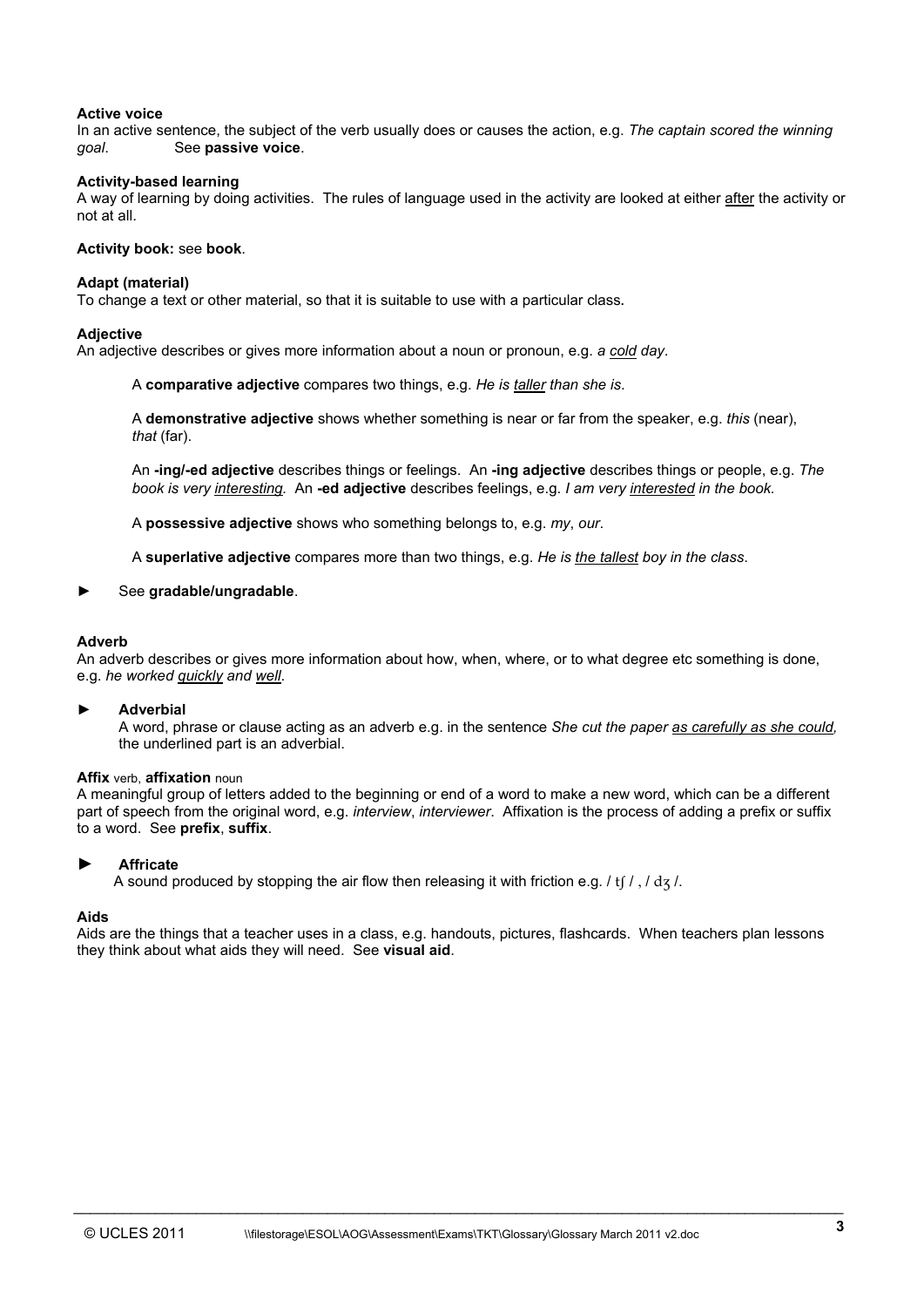**Active voice**
In an active sentence, the subject of the verb usually does or causes the action, e.g. *The captain scored the winning goal*. See **passive voice**.

**Activity-based learning**
A way of learning by doing activities. The rules of language used in the activity are looked at either <u>after</u> the activity or not at all.

**Activity book:** see **book**.

**Adapt (material)**
To change a text or other material, so that it is suitable to use with a particular class.

**Adjective**
An adjective describes or gives more information about a noun or pronoun, e.g. *a <u>cold</u> day*.

A **comparative adjective** compares two things, e.g. *He is <u>taller</u> than she is*.

A **demonstrative adjective** shows whether something is near or far from the speaker, e.g. *this* (near), *that* (far).

An **-ing/-ed adjective** describes things or feelings. An **-ing adjective** describes things or people, e.g. *The book is very <u>interesting</u>.* An **-ed adjective** describes feelings, e.g. *I am very <u>interested</u> in the book.*

A **possessive adjective** shows who something belongs to, e.g. *my*, *our*.

A **superlative adjective** compares more than two things, e.g. *He is <u>the tallest</u> boy in the class*.

► See **gradable/ungradable**.

**Adverb**
An adverb describes or gives more information about how, when, where, or to what degree etc something is done, e.g. *he worked <u>quickly</u> and <u>well</u>*.

► **Adverbial**
A word, phrase or clause acting as an adverb e.g. in the sentence *She cut the paper <u>as carefully as she could</u>,* the underlined part is an adverbial.

**Affix** verb, **affixation** noun
A meaningful group of letters added to the beginning or end of a word to make a new word, which can be a different part of speech from the original word, e.g. *interview*, *interviewer*. Affixation is the process of adding a prefix or suffix to a word. See **prefix**, **suffix**.

► **Affricate**
A sound produced by stopping the air flow then releasing it with friction e.g. / tʃ / , / dʒ /.

**Aids**
Aids are the things that a teacher uses in a class, e.g. handouts, pictures, flashcards. When teachers plan lessons they think about what aids they will need. See **visual aid**.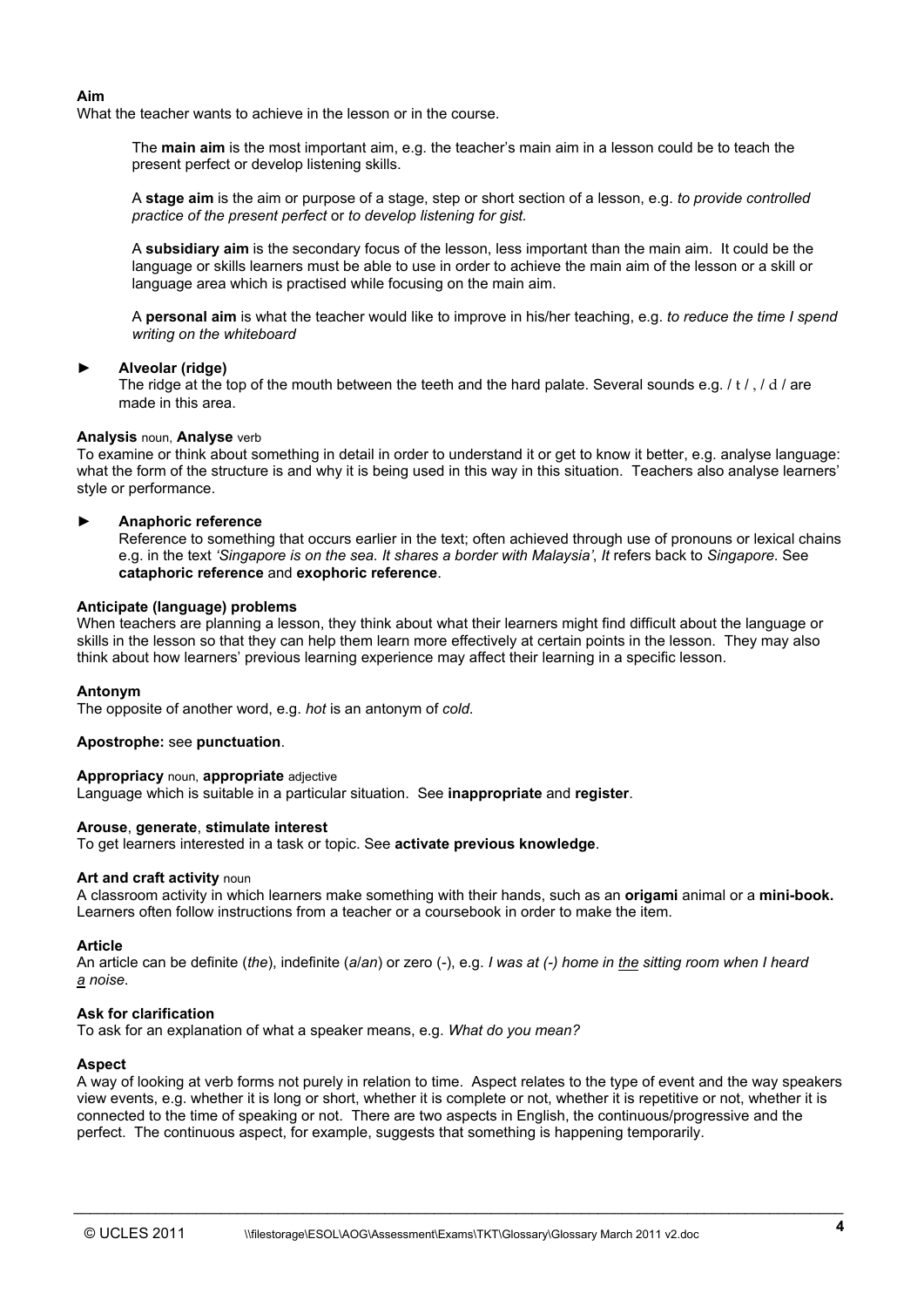**Aim**
What the teacher wants to achieve in the lesson or in the course.

> The **main aim** is the most important aim, e.g. the teacher's main aim in a lesson could be to teach the present perfect or develop listening skills.
>
> A **stage aim** is the aim or purpose of a stage, step or short section of a lesson, e.g. *to provide controlled practice of the present perfect* or *to develop listening for gist.*
>
> A **subsidiary aim** is the secondary focus of the lesson, less important than the main aim. It could be the language or skills learners must be able to use in order to achieve the main aim of the lesson or a skill or language area which is practised while focusing on the main aim.
>
> A **personal aim** is what the teacher would like to improve in his/her teaching, e.g. *to reduce the time I spend writing on the whiteboard*

► **Alveolar (ridge)**
The ridge at the top of the mouth between the teeth and the hard palate. Several sounds e.g. / t / , / d / are made in this area.

**Analysis** noun, **Analyse** verb
To examine or think about something in detail in order to understand it or get to know it better, e.g. analyse language: what the form of the structure is and why it is being used in this way in this situation. Teachers also analyse learners' style or performance.

► **Anaphoric reference**
Reference to something that occurs earlier in the text; often achieved through use of pronouns or lexical chains e.g. in the text *'Singapore is on the sea. It shares a border with Malaysia'*, *It* refers back to *Singapore*. See **cataphoric reference** and **exophoric reference**.

**Anticipate (language) problems**
When teachers are planning a lesson, they think about what their learners might find difficult about the language or skills in the lesson so that they can help them learn more effectively at certain points in the lesson. They may also think about how learners' previous learning experience may affect their learning in a specific lesson.

**Antonym**
The opposite of another word, e.g. *hot* is an antonym of *cold*.

**Apostrophe:** see **punctuation**.

**Appropriacy** noun, **appropriate** adjective
Language which is suitable in a particular situation. See **inappropriate** and **register**.

**Arouse**, **generate**, **stimulate interest**
To get learners interested in a task or topic. See **activate previous knowledge**.

**Art and craft activity** noun
A classroom activity in which learners make something with their hands, such as an **origami** animal or a **mini-book.** Learners often follow instructions from a teacher or a coursebook in order to make the item.

**Article**
An article can be definite (*the*), indefinite (*a*/*an*) or zero (-), e.g. *I was at (-) home in <u>the</u> sitting room when I heard <u>a</u> noise*.

**Ask for clarification**
To ask for an explanation of what a speaker means, e.g. *What do you mean?*

**Aspect**
A way of looking at verb forms not purely in relation to time. Aspect relates to the type of event and the way speakers view events, e.g. whether it is long or short, whether it is complete or not, whether it is repetitive or not, whether it is connected to the time of speaking or not. There are two aspects in English, the continuous/progressive and the perfect. The continuous aspect, for example, suggests that something is happening temporarily.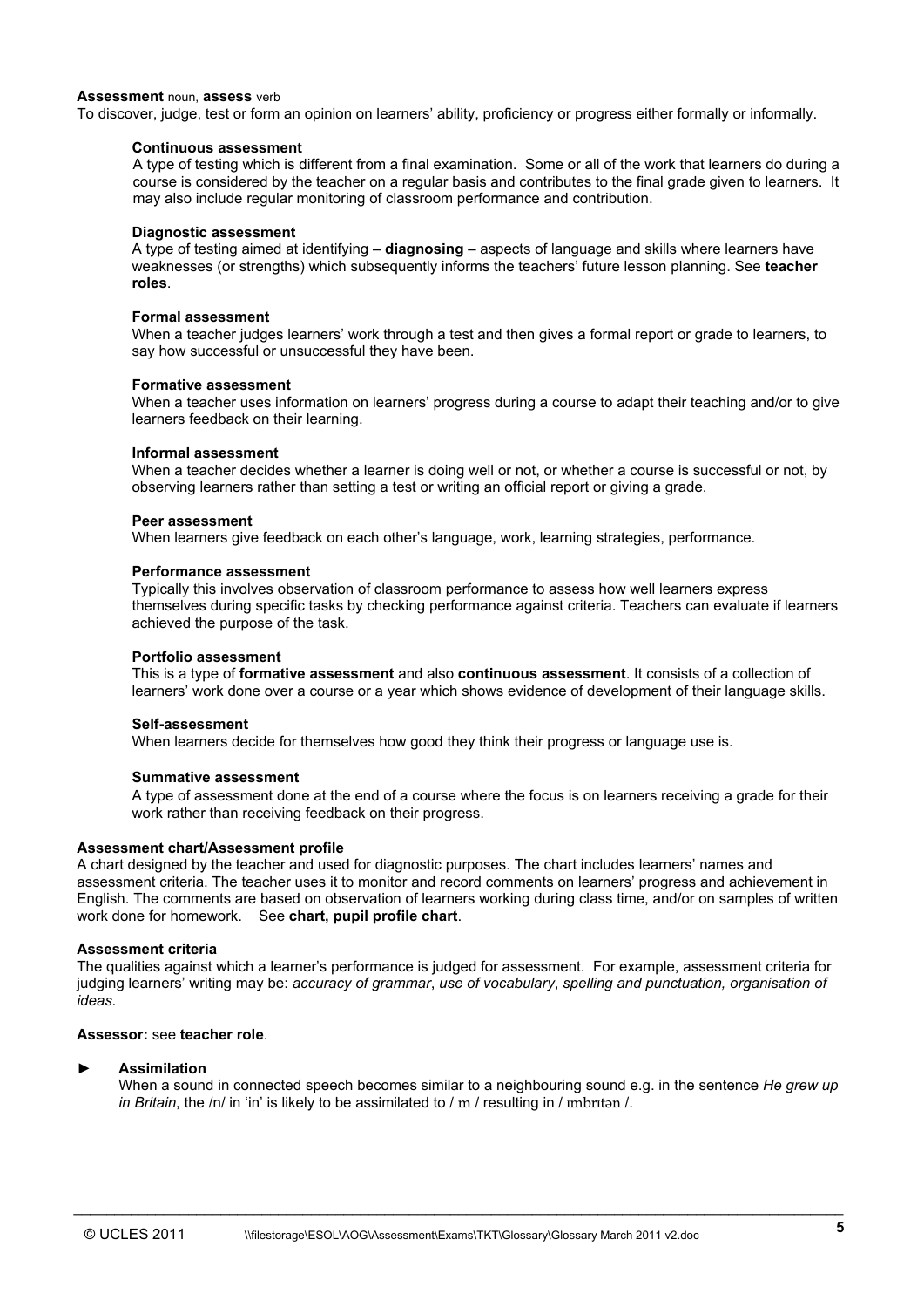**Assessment** noun, **assess** verb

To discover, judge, test or form an opinion on learners' ability, proficiency or progress either formally or informally.

**Continuous assessment**

A type of testing which is different from a final examination. Some or all of the work that learners do during a course is considered by the teacher on a regular basis and contributes to the final grade given to learners. It may also include regular monitoring of classroom performance and contribution.

**Diagnostic assessment**

A type of testing aimed at identifying – **diagnosing** – aspects of language and skills where learners have weaknesses (or strengths) which subsequently informs the teachers' future lesson planning. See **teacher roles**.

**Formal assessment**

When a teacher judges learners' work through a test and then gives a formal report or grade to learners, to say how successful or unsuccessful they have been.

**Formative assessment**

When a teacher uses information on learners' progress during a course to adapt their teaching and/or to give learners feedback on their learning.

**Informal assessment**

When a teacher decides whether a learner is doing well or not, or whether a course is successful or not, by observing learners rather than setting a test or writing an official report or giving a grade.

**Peer assessment**

When learners give feedback on each other's language, work, learning strategies, performance.

**Performance assessment**

Typically this involves observation of classroom performance to assess how well learners express themselves during specific tasks by checking performance against criteria. Teachers can evaluate if learners achieved the purpose of the task.

**Portfolio assessment**

This is a type of **formative assessment** and also **continuous assessment**. It consists of a collection of learners' work done over a course or a year which shows evidence of development of their language skills.

**Self-assessment**

When learners decide for themselves how good they think their progress or language use is.

**Summative assessment**

A type of assessment done at the end of a course where the focus is on learners receiving a grade for their work rather than receiving feedback on their progress.

**Assessment chart/Assessment profile**

A chart designed by the teacher and used for diagnostic purposes. The chart includes learners' names and assessment criteria. The teacher uses it to monitor and record comments on learners' progress and achievement in English. The comments are based on observation of learners working during class time, and/or on samples of written work done for homework. See **chart, pupil profile chart**.

**Assessment criteria**

The qualities against which a learner's performance is judged for assessment. For example, assessment criteria for judging learners' writing may be: *accuracy of grammar*, *use of vocabulary*, *spelling and punctuation, organisation of ideas.*

**Assessor:** see **teacher role**.

► **Assimilation**

When a sound in connected speech becomes similar to a neighbouring sound e.g. in the sentence *He grew up in Britain*, the /n/ in 'in' is likely to be assimilated to / m / resulting in / ɪmbrɪtən /.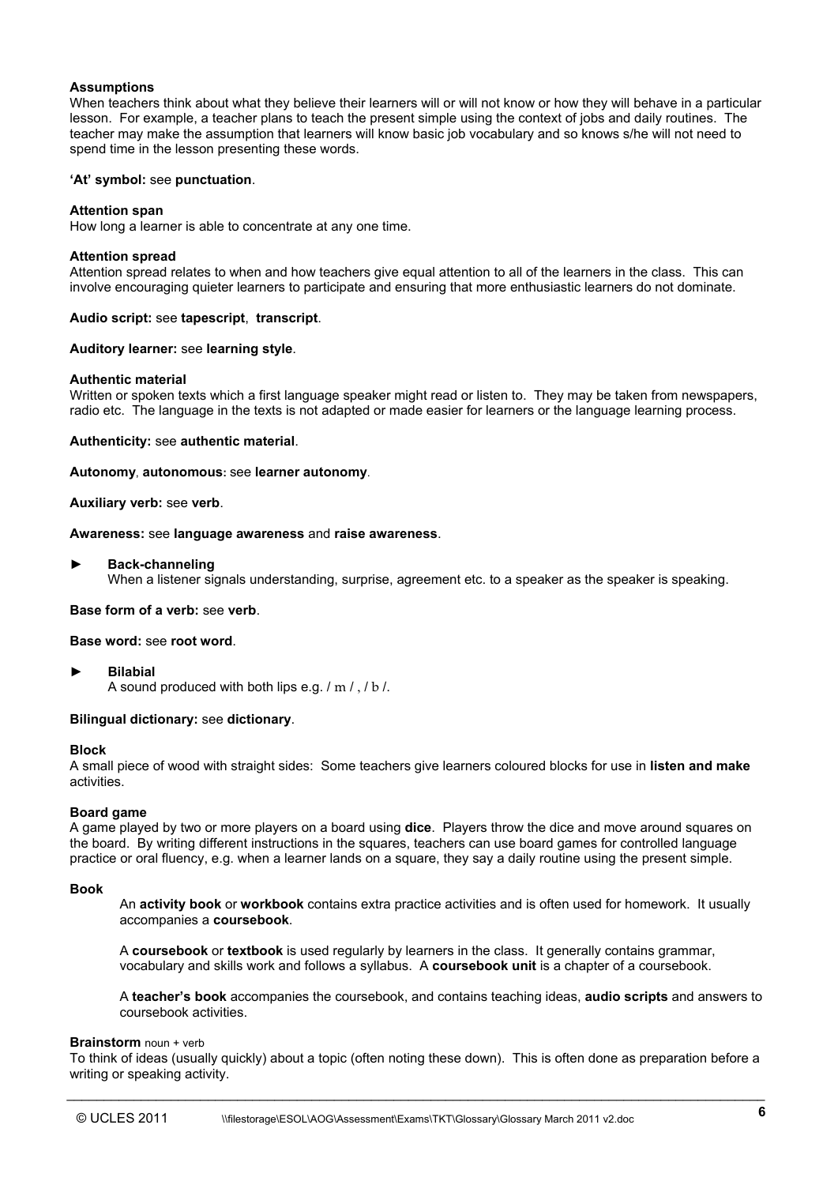**Assumptions**
When teachers think about what they believe their learners will or will not know or how they will behave in a particular lesson. For example, a teacher plans to teach the present simple using the context of jobs and daily routines. The teacher may make the assumption that learners will know basic job vocabulary and so knows s/he will not need to spend time in the lesson presenting these words.

**'At' symbol:** see **punctuation**.

**Attention span**
How long a learner is able to concentrate at any one time.

**Attention spread**
Attention spread relates to when and how teachers give equal attention to all of the learners in the class. This can involve encouraging quieter learners to participate and ensuring that more enthusiastic learners do not dominate.

**Audio script:** see **tapescript**, **transcript**.

**Auditory learner:** see **learning style**.

**Authentic material**
Written or spoken texts which a first language speaker might read or listen to. They may be taken from newspapers, radio etc. The language in the texts is not adapted or made easier for learners or the language learning process.

**Authenticity:** see **authentic material**.

**Autonomy**, **autonomous:** see **learner autonomy**.

**Auxiliary verb:** see **verb**.

**Awareness:** see **language awareness** and **raise awareness**.

► **Back-channeling**
When a listener signals understanding, surprise, agreement etc. to a speaker as the speaker is speaking.

**Base form of a verb:** see **verb**.

**Base word:** see **root word**.

► **Bilabial**
A sound produced with both lips e.g. / m / , / b /.

**Bilingual dictionary:** see **dictionary**.

**Block**
A small piece of wood with straight sides: Some teachers give learners coloured blocks for use in **listen and make** activities.

**Board game**
A game played by two or more players on a board using **dice**. Players throw the dice and move around squares on the board. By writing different instructions in the squares, teachers can use board games for controlled language practice or oral fluency, e.g. when a learner lands on a square, they say a daily routine using the present simple.

**Book**

An **activity book** or **workbook** contains extra practice activities and is often used for homework. It usually accompanies a **coursebook**.

A **coursebook** or **textbook** is used regularly by learners in the class. It generally contains grammar, vocabulary and skills work and follows a syllabus. A **coursebook unit** is a chapter of a coursebook.

A **teacher's book** accompanies the coursebook, and contains teaching ideas, **audio scripts** and answers to coursebook activities.

**Brainstorm** noun + verb
To think of ideas (usually quickly) about a topic (often noting these down). This is often done as preparation before a writing or speaking activity.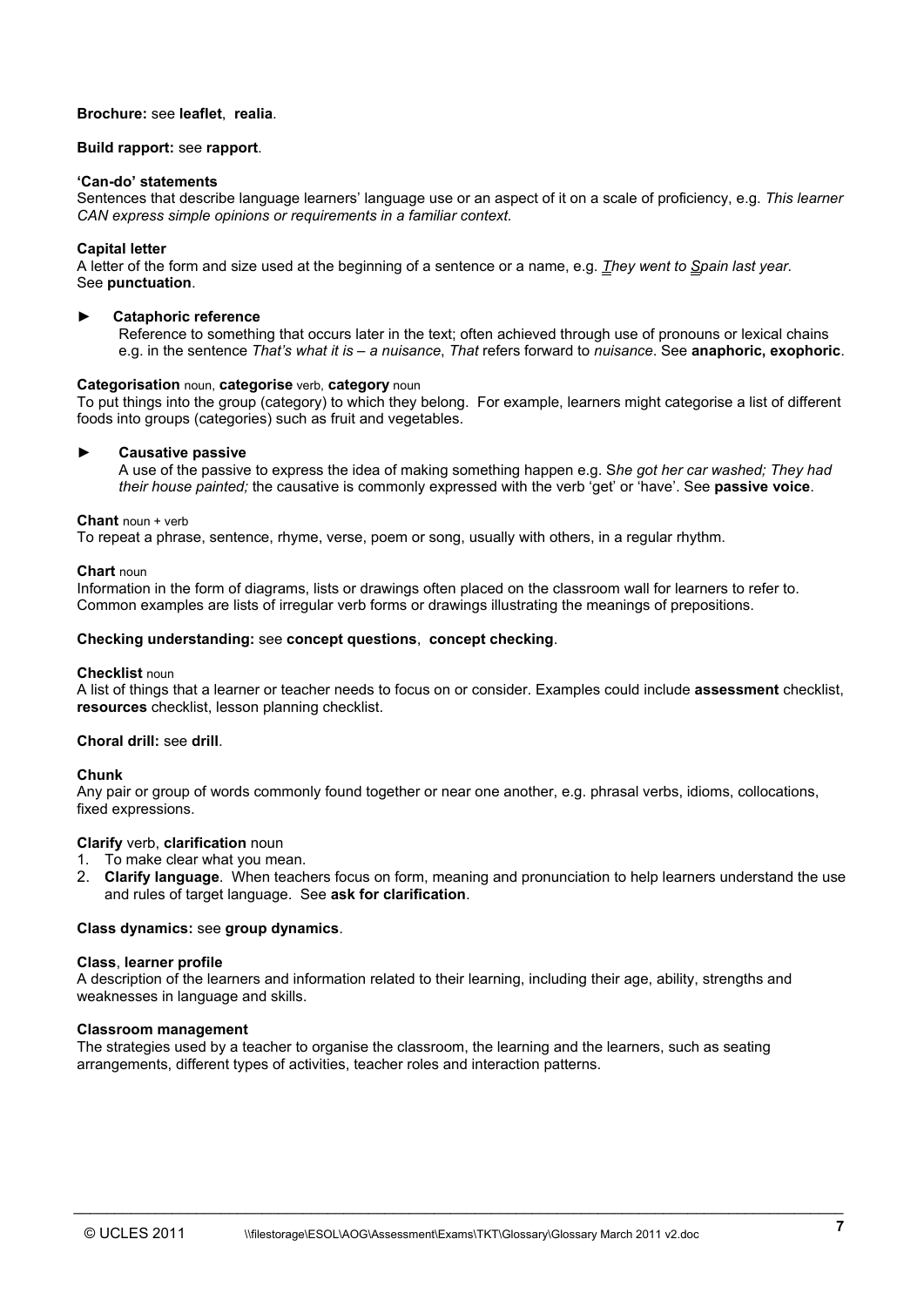**Brochure:** see **leaflet**, **realia**.

**Build rapport:** see **rapport**.

**'Can-do' statements**
Sentences that describe language learners' language use or an aspect of it on a scale of proficiency, e.g. *This learner CAN express simple opinions or requirements in a familiar context.*

**Capital letter**
A letter of the form and size used at the beginning of a sentence or a name, e.g. *They went to Spain last year.*
See **punctuation**.

► **Cataphoric reference**
Reference to something that occurs later in the text; often achieved through use of pronouns or lexical chains e.g. in the sentence *That's what it is – a nuisance*, *That* refers forward to *nuisance*. See **anaphoric, exophoric**.

**Categorisation** noun, **categorise** verb, **category** noun
To put things into the group (category) to which they belong. For example, learners might categorise a list of different foods into groups (categories) such as fruit and vegetables.

► **Causative passive**
A use of the passive to express the idea of making something happen e.g. *She got her car washed; They had their house painted;* the causative is commonly expressed with the verb 'get' or 'have'. See **passive voice**.

**Chant** noun + verb
To repeat a phrase, sentence, rhyme, verse, poem or song, usually with others, in a regular rhythm.

**Chart** noun
Information in the form of diagrams, lists or drawings often placed on the classroom wall for learners to refer to. Common examples are lists of irregular verb forms or drawings illustrating the meanings of prepositions.

**Checking understanding:** see **concept questions**, **concept checking**.

**Checklist** noun
A list of things that a learner or teacher needs to focus on or consider. Examples could include **assessment** checklist, **resources** checklist, lesson planning checklist.

**Choral drill:** see **drill**.

**Chunk**
Any pair or group of words commonly found together or near one another, e.g. phrasal verbs, idioms, collocations, fixed expressions.

**Clarify** verb, **clarification** noun
1. To make clear what you mean.
2. **Clarify language**. When teachers focus on form, meaning and pronunciation to help learners understand the use and rules of target language. See **ask for clarification**.

**Class dynamics:** see **group dynamics**.

**Class**, **learner profile**
A description of the learners and information related to their learning, including their age, ability, strengths and weaknesses in language and skills.

**Classroom management**
The strategies used by a teacher to organise the classroom, the learning and the learners, such as seating arrangements, different types of activities, teacher roles and interaction patterns.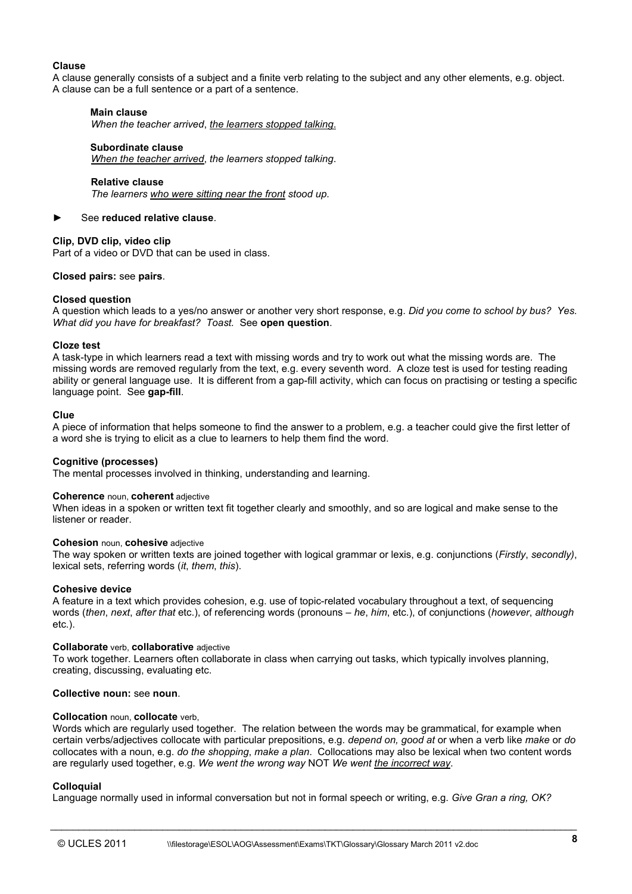**Clause**
A clause generally consists of a subject and a finite verb relating to the subject and any other elements, e.g. object. A clause can be a full sentence or a part of a sentence.

> **Main clause**
> *When the teacher arrived*, <u>*the learners stopped talking*</u>.
>
> **Subordinate clause**
> <u>*When the teacher arrived*</u>, *the learners stopped talking*.
>
> **Relative clause**
> *The learners* <u>*who were sitting near the front*</u> *stood up.*

► See **reduced relative clause**.

**Clip, DVD clip, video clip**
Part of a video or DVD that can be used in class.

**Closed pairs:** see **pairs**.

**Closed question**
A question which leads to a yes/no answer or another very short response, e.g. *Did you come to school by bus? Yes. What did you have for breakfast? Toast.* See **open question**.

**Cloze test**
A task-type in which learners read a text with missing words and try to work out what the missing words are. The missing words are removed regularly from the text, e.g. every seventh word. A cloze test is used for testing reading ability or general language use. It is different from a gap-fill activity, which can focus on practising or testing a specific language point. See **gap-fill**.

**Clue**
A piece of information that helps someone to find the answer to a problem, e.g. a teacher could give the first letter of a word she is trying to elicit as a clue to learners to help them find the word.

**Cognitive (processes)**
The mental processes involved in thinking, understanding and learning.

**Coherence** noun, **coherent** adjective
When ideas in a spoken or written text fit together clearly and smoothly, and so are logical and make sense to the listener or reader.

**Cohesion** noun, **cohesive** adjective
The way spoken or written texts are joined together with logical grammar or lexis, e.g. conjunctions (*Firstly*, *secondly)*, lexical sets, referring words (*it*, *them*, *this*).

**Cohesive device**
A feature in a text which provides cohesion, e.g. use of topic-related vocabulary throughout a text, of sequencing words (*then*, *next*, *after that* etc.), of referencing words (pronouns – *he*, *him*, etc.), of conjunctions (*however*, *although* etc.).

**Collaborate** verb, **collaborative** adjective
To work together. Learners often collaborate in class when carrying out tasks, which typically involves planning, creating, discussing, evaluating etc.

**Collective noun:** see **noun**.

**Collocation** noun, **collocate** verb,
Words which are regularly used together. The relation between the words may be grammatical, for example when certain verbs/adjectives collocate with particular prepositions, e.g. *depend on, good at* or when a verb like *make* or *do* collocates with a noun, e.g. *do the shopping*, *make a plan*. Collocations may also be lexical when two content words are regularly used together, e.g. *We went the wrong way* NOT *We went* <u>*the incorrect way*</u>.

**Colloquial**
Language normally used in informal conversation but not in formal speech or writing, e.g. *Give Gran a ring, OK?*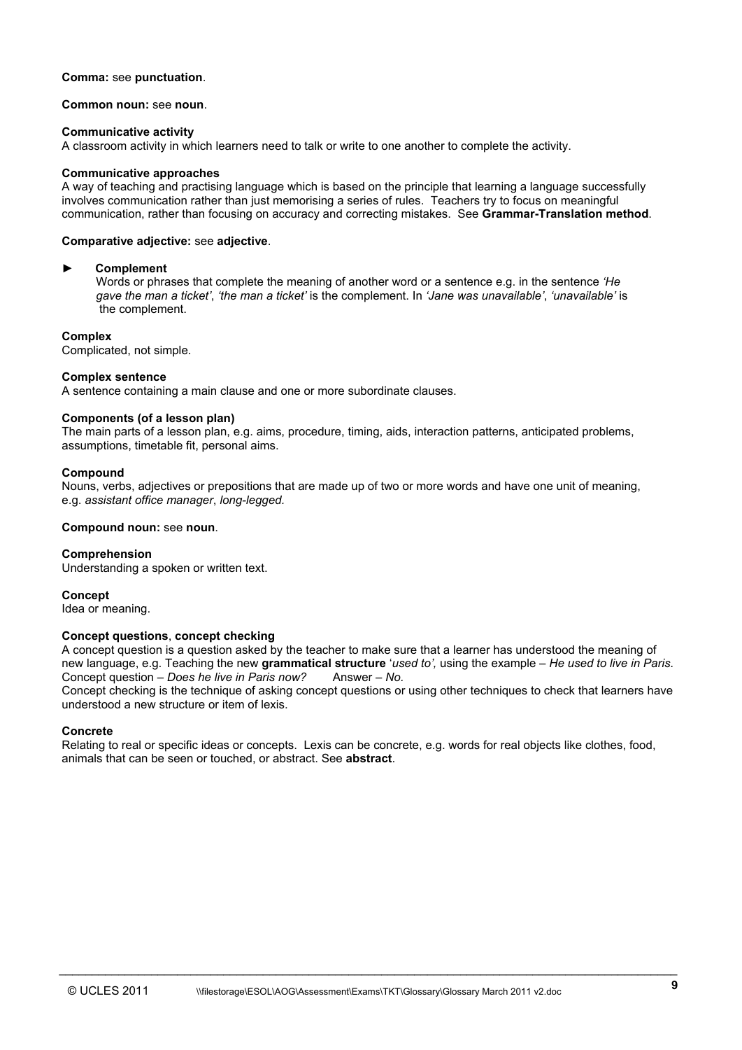**Comma:** see **punctuation**.

**Common noun:** see **noun**.

**Communicative activity**
A classroom activity in which learners need to talk or write to one another to complete the activity.

**Communicative approaches**
A way of teaching and practising language which is based on the principle that learning a language successfully involves communication rather than just memorising a series of rules. Teachers try to focus on meaningful communication, rather than focusing on accuracy and correcting mistakes. See **Grammar-Translation method**.

**Comparative adjective:** see **adjective**.

► **Complement**
Words or phrases that complete the meaning of another word or a sentence e.g. in the sentence *'He gave the man a ticket'*, *'the man a ticket'* is the complement. In *'Jane was unavailable'*, *'unavailable'* is the complement.

**Complex**
Complicated, not simple.

**Complex sentence**
A sentence containing a main clause and one or more subordinate clauses.

**Components (of a lesson plan)**
The main parts of a lesson plan, e.g. aims, procedure, timing, aids, interaction patterns, anticipated problems, assumptions, timetable fit, personal aims.

**Compound**
Nouns, verbs, adjectives or prepositions that are made up of two or more words and have one unit of meaning, e.g. *assistant office manager*, *long-legged.*

**Compound noun:** see **noun**.

**Comprehension**
Understanding a spoken or written text.

**Concept**
Idea or meaning.

**Concept questions**, **concept checking**
A concept question is a question asked by the teacher to make sure that a learner has understood the meaning of new language, e.g. Teaching the new **grammatical structure** '*used to',* using the example – *He used to live in Paris*. Concept question – *Does he live in Paris now?* Answer – *No.*
Concept checking is the technique of asking concept questions or using other techniques to check that learners have understood a new structure or item of lexis.

**Concrete**
Relating to real or specific ideas or concepts. Lexis can be concrete, e.g. words for real objects like clothes, food, animals that can be seen or touched, or abstract. See **abstract**.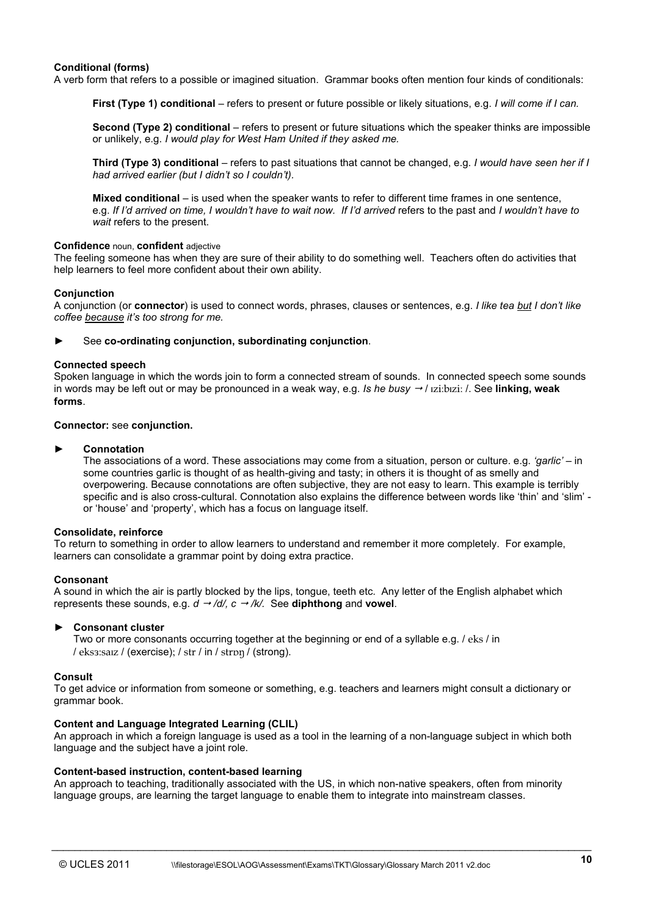**Conditional (forms)**
A verb form that refers to a possible or imagined situation. Grammar books often mention four kinds of conditionals:

> **First (Type 1) conditional** – refers to present or future possible or likely situations, e.g. *I will come if I can.*
>
> **Second (Type 2) conditional** – refers to present or future situations which the speaker thinks are impossible or unlikely, e.g. *I would play for West Ham United if they asked me.*
>
> **Third (Type 3) conditional** – refers to past situations that cannot be changed, e.g. *I would have seen her if I had arrived earlier (but I didn't so I couldn't).*
>
> **Mixed conditional** – is used when the speaker wants to refer to different time frames in one sentence, e.g. *If I'd arrived on time, I wouldn't have to wait now. If I'd arrived* refers to the past and *I wouldn't have to wait* refers to the present.

**Confidence** noun, **confident** adjective
The feeling someone has when they are sure of their ability to do something well. Teachers often do activities that help learners to feel more confident about their own ability.

**Conjunction**
A conjunction (or **connector**) is used to connect words, phrases, clauses or sentences, e.g. *I like tea <u>but</u> I don't like coffee <u>because</u> it's too strong for me.*

► See **co-ordinating conjunction, subordinating conjunction**.

**Connected speech**
Spoken language in which the words join to form a connected stream of sounds. In connected speech some sounds in words may be left out or may be pronounced in a weak way, e.g. *Is he busy* → / ɪziːbɪziː /. See **linking, weak forms**.

**Connector:** see **conjunction.**

► **Connotation**
The associations of a word. These associations may come from a situation, person or culture. e.g. *'garlic'* – in some countries garlic is thought of as health-giving and tasty; in others it is thought of as smelly and overpowering. Because connotations are often subjective, they are not easy to learn. This example is terribly specific and is also cross-cultural. Connotation also explains the difference between words like 'thin' and 'slim' - or 'house' and 'property', which has a focus on language itself.

**Consolidate, reinforce**
To return to something in order to allow learners to understand and remember it more completely. For example, learners can consolidate a grammar point by doing extra practice.

**Consonant**
A sound in which the air is partly blocked by the lips, tongue, teeth etc. Any letter of the English alphabet which represents these sounds, e.g. *d* → */d/, c* → */k/.* See **diphthong** and **vowel**.

► **Consonant cluster**
Two or more consonants occurring together at the beginning or end of a syllable e.g. / eks / in / eksɜːsaɪz / (exercise); / str / in / strɒŋ / (strong).

**Consult**
To get advice or information from someone or something, e.g. teachers and learners might consult a dictionary or grammar book.

**Content and Language Integrated Learning (CLIL)**
An approach in which a foreign language is used as a tool in the learning of a non-language subject in which both language and the subject have a joint role.

**Content-based instruction, content-based learning**
An approach to teaching, traditionally associated with the US, in which non-native speakers, often from minority language groups, are learning the target language to enable them to integrate into mainstream classes.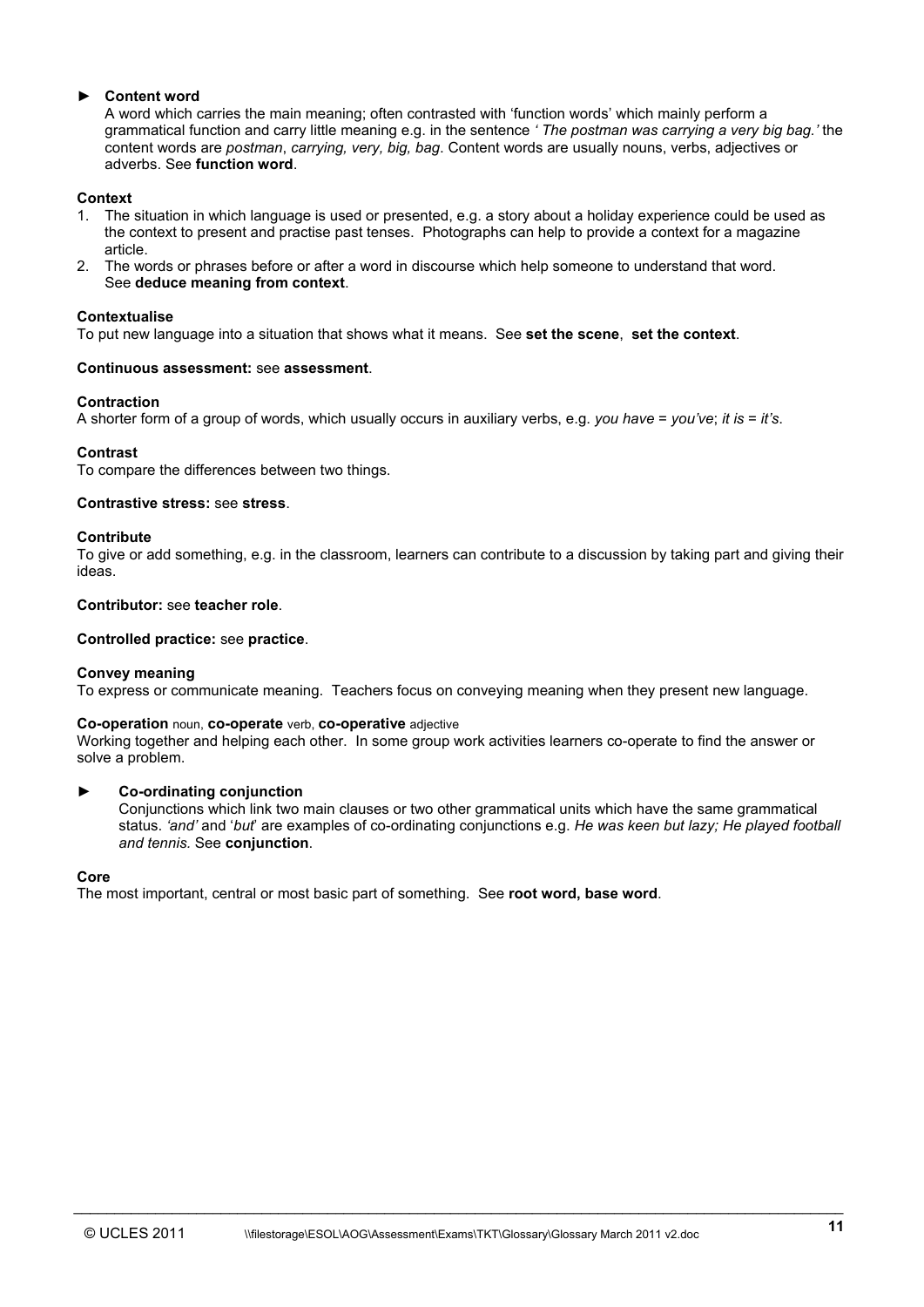► **Content word**
A word which carries the main meaning; often contrasted with 'function words' which mainly perform a grammatical function and carry little meaning e.g. in the sentence *' The postman was carrying a very big bag.'* the content words are *postman*, *carrying, very, big, bag*. Content words are usually nouns, verbs, adjectives or adverbs. See **function word**.

**Context**

1. The situation in which language is used or presented, e.g. a story about a holiday experience could be used as the context to present and practise past tenses. Photographs can help to provide a context for a magazine article.
2. The words or phrases before or after a word in discourse which help someone to understand that word. See **deduce meaning from context**.

**Contextualise**
To put new language into a situation that shows what it means. See **set the scene**, **set the context**.

**Continuous assessment:** see **assessment**.

**Contraction**
A shorter form of a group of words, which usually occurs in auxiliary verbs, e.g. *you have* = *you've*; *it is* = *it's*.

**Contrast**
To compare the differences between two things.

**Contrastive stress:** see **stress**.

**Contribute**
To give or add something, e.g. in the classroom, learners can contribute to a discussion by taking part and giving their ideas.

**Contributor:** see **teacher role**.

**Controlled practice:** see **practice**.

**Convey meaning**
To express or communicate meaning. Teachers focus on conveying meaning when they present new language.

**Co-operation** noun, **co-operate** verb, **co-operative** adjective
Working together and helping each other. In some group work activities learners co-operate to find the answer or solve a problem.

► **Co-ordinating conjunction**
Conjunctions which link two main clauses or two other grammatical units which have the same grammatical status. *'and'* and '*but*' are examples of co-ordinating conjunctions e.g. *He was keen but lazy; He played football and tennis.* See **conjunction**.

**Core**
The most important, central or most basic part of something. See **root word, base word**.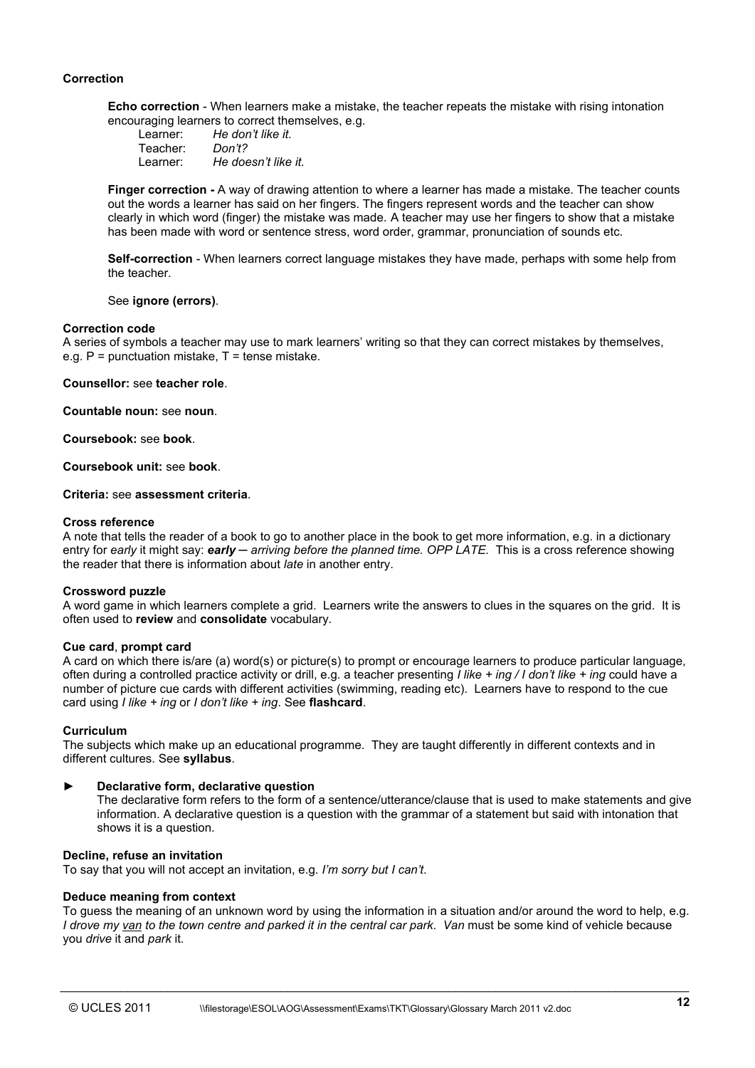**Correction**

> **Echo correction** - When learners make a mistake, the teacher repeats the mistake with rising intonation encouraging learners to correct themselves, e.g.
>
> Learner: *He don't like it.*
> Teacher: *Don't?*
> Learner: *He doesn't like it.*
>
> **Finger correction -** A way of drawing attention to where a learner has made a mistake. The teacher counts out the words a learner has said on her fingers. The fingers represent words and the teacher can show clearly in which word (finger) the mistake was made. A teacher may use her fingers to show that a mistake has been made with word or sentence stress, word order, grammar, pronunciation of sounds etc.
>
> **Self-correction** - When learners correct language mistakes they have made, perhaps with some help from the teacher.
>
> See **ignore (errors)**.

**Correction code**
A series of symbols a teacher may use to mark learners' writing so that they can correct mistakes by themselves, e.g. P = punctuation mistake, T = tense mistake.

**Counsellor:** see **teacher role**.

**Countable noun:** see **noun**.

**Coursebook:** see **book**.

**Coursebook unit:** see **book**.

**Criteria:** see **assessment criteria**.

**Cross reference**
A note that tells the reader of a book to go to another place in the book to get more information, e.g. in a dictionary entry for *early* it might say: ***early*** *– arriving before the planned time. OPP LATE.* This is a cross reference showing the reader that there is information about *late* in another entry.

**Crossword puzzle**
A word game in which learners complete a grid. Learners write the answers to clues in the squares on the grid. It is often used to **review** and **consolidate** vocabulary.

**Cue card**, **prompt card**
A card on which there is/are (a) word(s) or picture(s) to prompt or encourage learners to produce particular language, often during a controlled practice activity or drill, e.g. a teacher presenting *I like + ing / I don't like + ing* could have a number of picture cue cards with different activities (swimming, reading etc). Learners have to respond to the cue card using *I like + ing* or *I don't like + ing*. See **flashcard**.

**Curriculum**
The subjects which make up an educational programme. They are taught differently in different contexts and in different cultures. See **syllabus**.

► **Declarative form, declarative question**
The declarative form refers to the form of a sentence/utterance/clause that is used to make statements and give information. A declarative question is a question with the grammar of a statement but said with intonation that shows it is a question.

**Decline, refuse an invitation**
To say that you will not accept an invitation, e.g. *I'm sorry but I can't*.

**Deduce meaning from context**
To guess the meaning of an unknown word by using the information in a situation and/or around the word to help, e.g. *I drove my <u>van</u> to the town centre and parked it in the central car park*. *Van* must be some kind of vehicle because you *drive* it and *park* it.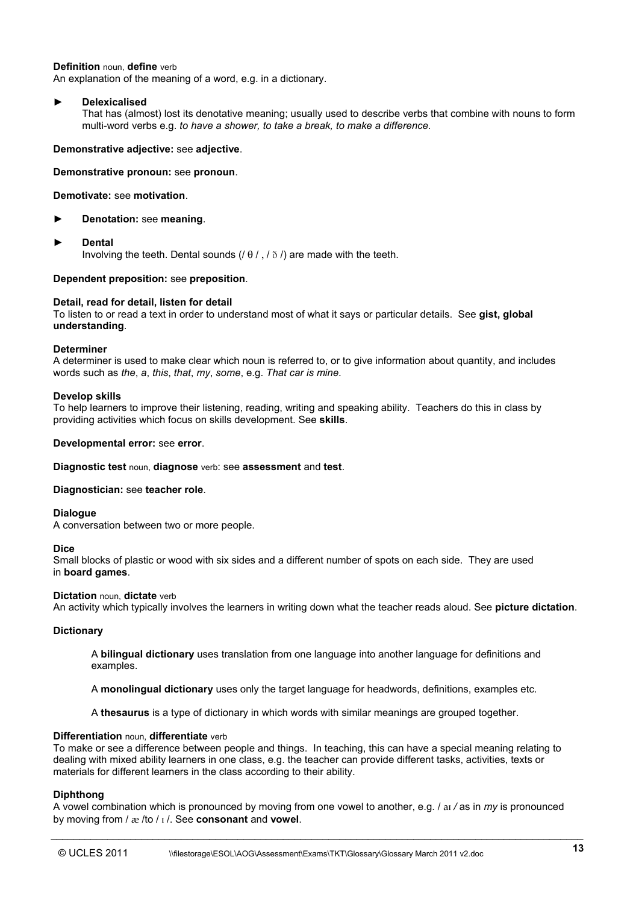**Definition** noun, **define** verb
An explanation of the meaning of a word, e.g. in a dictionary.

► **Delexicalised**
That has (almost) lost its denotative meaning; usually used to describe verbs that combine with nouns to form multi-word verbs e.g. *to have a shower, to take a break, to make a difference.*

**Demonstrative adjective:** see **adjective**.

**Demonstrative pronoun:** see **pronoun**.

**Demotivate:** see **motivation**.

► **Denotation:** see **meaning**.

► **Dental**
Involving the teeth. Dental sounds (/ θ / , / ð /) are made with the teeth.

**Dependent preposition:** see **preposition**.

**Detail, read for detail, listen for detail**
To listen to or read a text in order to understand most of what it says or particular details. See **gist, global understanding**.

**Determiner**
A determiner is used to make clear which noun is referred to, or to give information about quantity, and includes words such as *the*, *a*, *this*, *that*, *my*, *some*, e.g. *That car is mine*.

**Develop skills**
To help learners to improve their listening, reading, writing and speaking ability. Teachers do this in class by providing activities which focus on skills development. See **skills**.

**Developmental error:** see **error**.

**Diagnostic test** noun, **diagnose** verb: see **assessment** and **test**.

**Diagnostician:** see **teacher role**.

**Dialogue**
A conversation between two or more people.

**Dice**
Small blocks of plastic or wood with six sides and a different number of spots on each side. They are used in **board games**.

**Dictation** noun, **dictate** verb
An activity which typically involves the learners in writing down what the teacher reads aloud. See **picture dictation**.

**Dictionary**

A **bilingual dictionary** uses translation from one language into another language for definitions and examples.

A **monolingual dictionary** uses only the target language for headwords, definitions, examples etc.

A **thesaurus** is a type of dictionary in which words with similar meanings are grouped together.

**Differentiation** noun, **differentiate** verb
To make or see a difference between people and things. In teaching, this can have a special meaning relating to dealing with mixed ability learners in one class, e.g. the teacher can provide different tasks, activities, texts or materials for different learners in the class according to their ability.

**Diphthong**
A vowel combination which is pronounced by moving from one vowel to another, e.g. / aɪ / as in *my* is pronounced by moving from / æ /to / ɪ /. See **consonant** and **vowel**.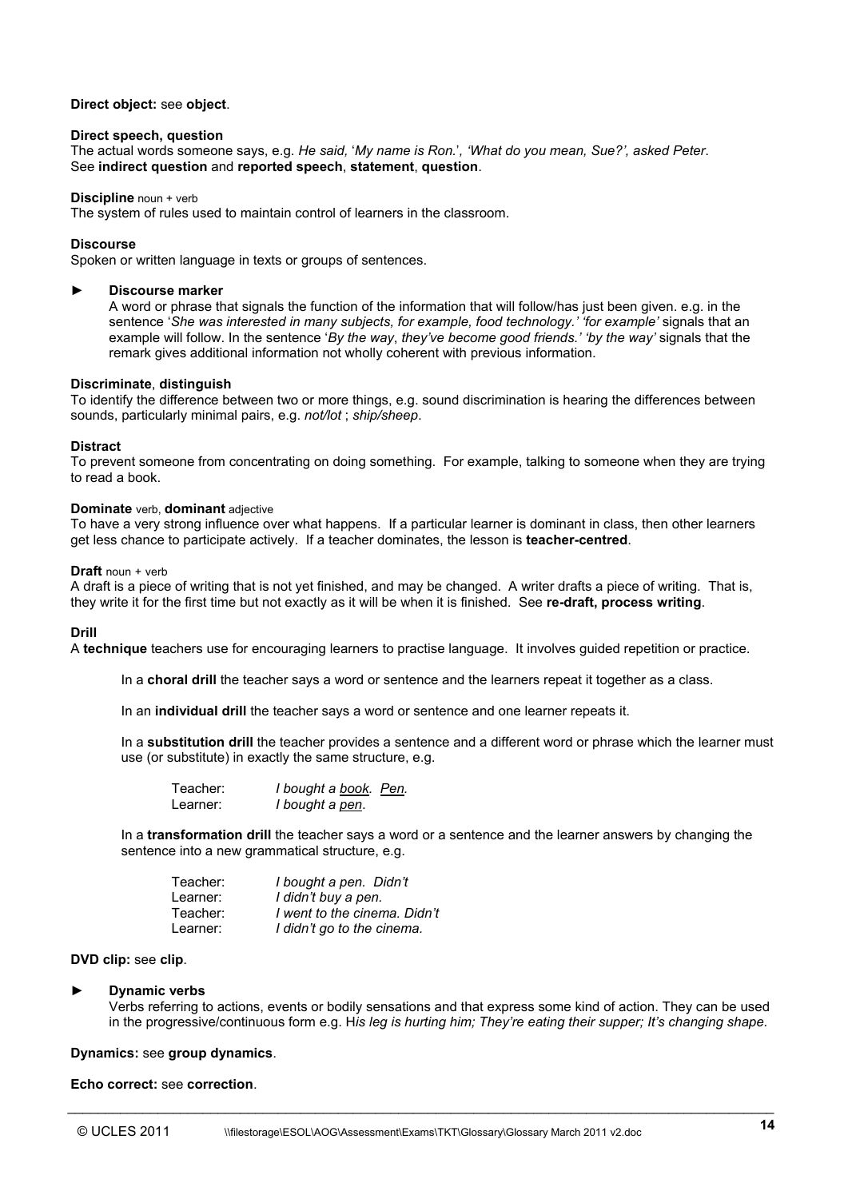**Direct object:** see **object**.

**Direct speech, question**
The actual words someone says, e.g. *He said,* '*My name is Ron.*'*, 'What do you mean, Sue?', asked Peter*.
See **indirect question** and **reported speech**, **statement**, **question**.

**Discipline** noun + verb
The system of rules used to maintain control of learners in the classroom.

**Discourse**
Spoken or written language in texts or groups of sentences.

► **Discourse marker**
A word or phrase that signals the function of the information that will follow/has just been given. e.g. in the sentence '*She was interested in many subjects, for example, food technology.' 'for example'* signals that an example will follow. In the sentence '*By the way*, *they've become good friends.' 'by the way'* signals that the remark gives additional information not wholly coherent with previous information.

**Discriminate**, **distinguish**
To identify the difference between two or more things, e.g. sound discrimination is hearing the differences between sounds, particularly minimal pairs, e.g. *not/lot* ; *ship/sheep*.

**Distract**
To prevent someone from concentrating on doing something. For example, talking to someone when they are trying to read a book.

**Dominate** verb, **dominant** adjective
To have a very strong influence over what happens. If a particular learner is dominant in class, then other learners get less chance to participate actively. If a teacher dominates, the lesson is **teacher-centred**.

**Draft** noun + verb
A draft is a piece of writing that is not yet finished, and may be changed. A writer drafts a piece of writing. That is, they write it for the first time but not exactly as it will be when it is finished. See **re-draft, process writing**.

**Drill**
A **technique** teachers use for encouraging learners to practise language. It involves guided repetition or practice.

In a **choral drill** the teacher says a word or sentence and the learners repeat it together as a class.

In an **individual drill** the teacher says a word or sentence and one learner repeats it.

In a **substitution drill** the teacher provides a sentence and a different word or phrase which the learner must use (or substitute) in exactly the same structure, e.g.

Teacher: *I bought a <u>book</u>. <u>Pen</u>.*
Learner: *I bought a <u>pen</u>.*

In a **transformation drill** the teacher says a word or a sentence and the learner answers by changing the sentence into a new grammatical structure, e.g.

Teacher: *I bought a pen. Didn't*
Learner: *I didn't buy a pen.*
Teacher: *I went to the cinema. Didn't*
Learner: *I didn't go to the cinema.*

**DVD clip:** see **clip**.

► **Dynamic verbs**
Verbs referring to actions, events or bodily sensations and that express some kind of action. They can be used in the progressive/continuous form e.g. H*is leg is hurting him; They're eating their supper; It's changing shape.*

**Dynamics:** see **group dynamics**.

**Echo correct:** see **correction**.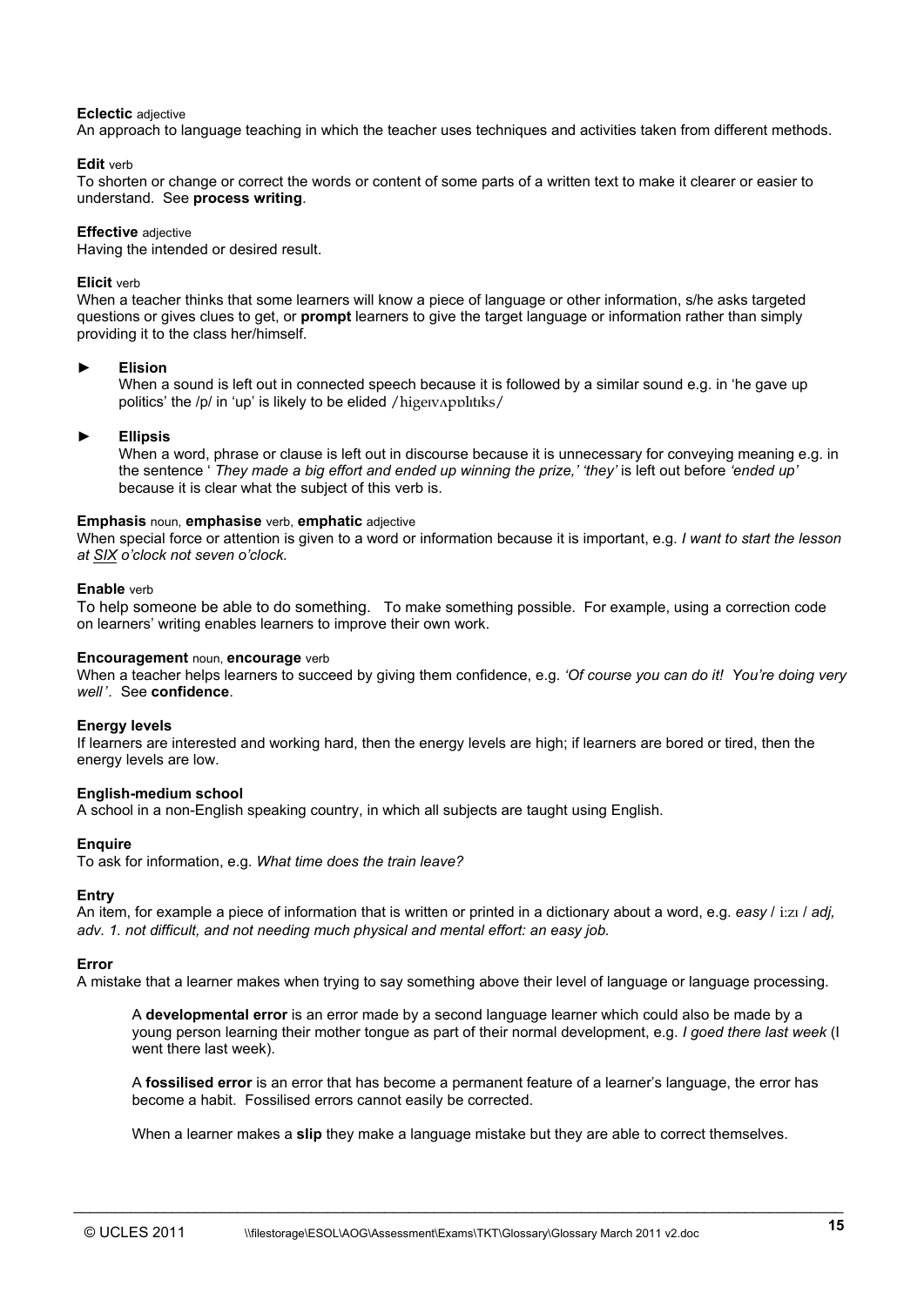**Eclectic** adjective
An approach to language teaching in which the teacher uses techniques and activities taken from different methods.

**Edit** verb
To shorten or change or correct the words or content of some parts of a written text to make it clearer or easier to understand. See **process writing**.

**Effective** adjective
Having the intended or desired result.

**Elicit** verb
When a teacher thinks that some learners will know a piece of language or other information, s/he asks targeted questions or gives clues to get, or **prompt** learners to give the target language or information rather than simply providing it to the class her/himself.

► **Elision**
When a sound is left out in connected speech because it is followed by a similar sound e.g. in 'he gave up politics' the /p/ in 'up' is likely to be elided /higeɪvʌpɒlɪtɪks/

► **Ellipsis**
When a word, phrase or clause is left out in discourse because it is unnecessary for conveying meaning e.g. in the sentence ' *They made a big effort and ended up winning the prize,' 'they'* is left out before *'ended up'* because it is clear what the subject of this verb is.

**Emphasis** noun, **emphasise** verb, **emphatic** adjective
When special force or attention is given to a word or information because it is important, e.g. *I want to start the lesson at SIX o'clock not seven o'clock.*

**Enable** verb
To help someone be able to do something. To make something possible. For example, using a correction code on learners' writing enables learners to improve their own work.

**Encouragement** noun, **encourage** verb
When a teacher helps learners to succeed by giving them confidence, e.g. *'Of course you can do it! You're doing very well'*. See **confidence**.

**Energy levels**
If learners are interested and working hard, then the energy levels are high; if learners are bored or tired, then the energy levels are low.

**English-medium school**
A school in a non-English speaking country, in which all subjects are taught using English.

**Enquire**
To ask for information, e.g. *What time does the train leave?*

**Entry**
An item, for example a piece of information that is written or printed in a dictionary about a word, e.g. *easy* / i:zɪ / *adj, adv. 1. not difficult, and not needing much physical and mental effort: an easy job.*

**Error**
A mistake that a learner makes when trying to say something above their level of language or language processing.

A **developmental error** is an error made by a second language learner which could also be made by a young person learning their mother tongue as part of their normal development, e.g. *I goed there last week* (I went there last week).

A **fossilised error** is an error that has become a permanent feature of a learner's language, the error has become a habit. Fossilised errors cannot easily be corrected.

When a learner makes a **slip** they make a language mistake but they are able to correct themselves.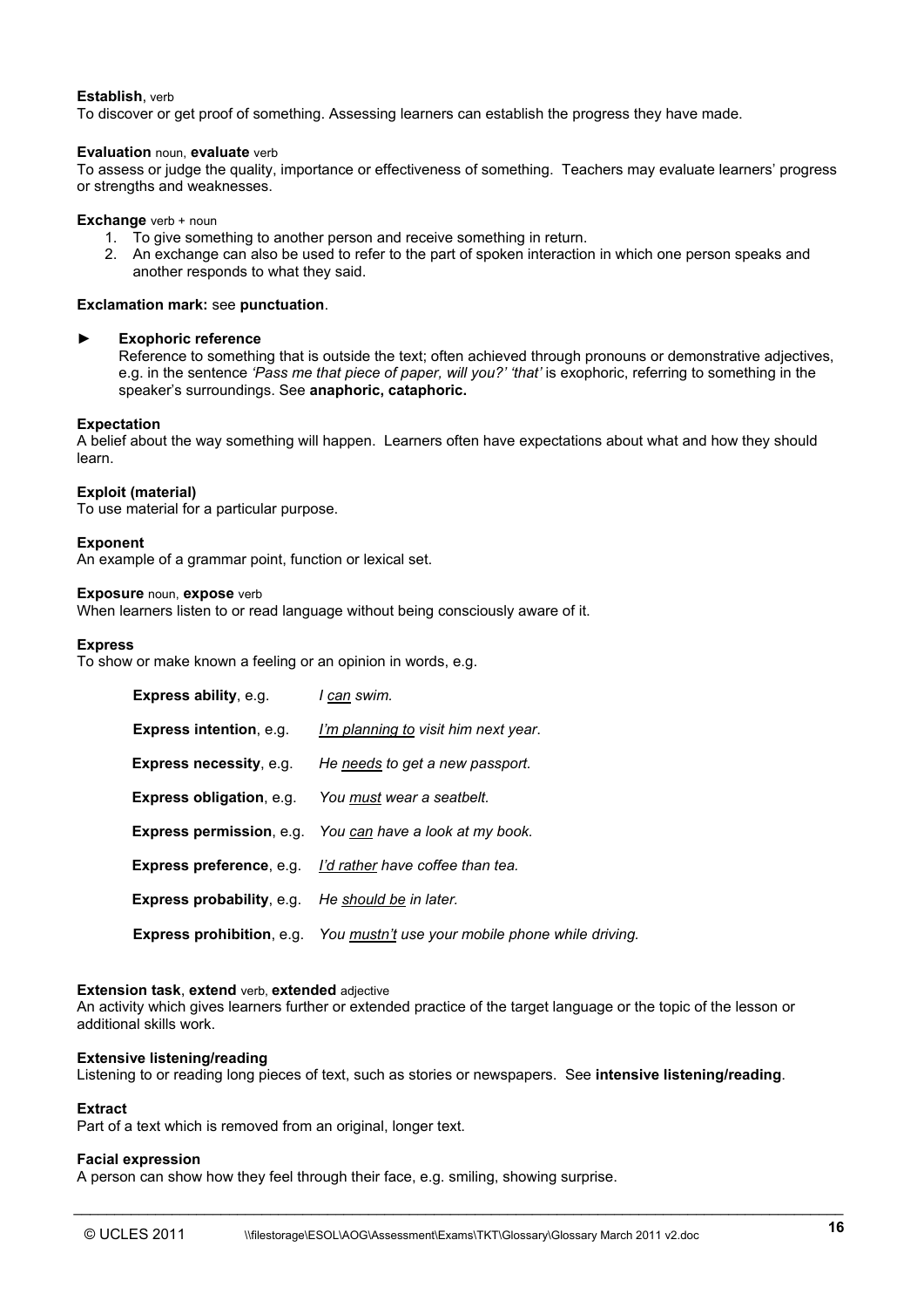**Establish**, verb
To discover or get proof of something. Assessing learners can establish the progress they have made.

**Evaluation** noun, **evaluate** verb
To assess or judge the quality, importance or effectiveness of something. Teachers may evaluate learners' progress or strengths and weaknesses.

**Exchange** verb + noun

1. To give something to another person and receive something in return.
2. An exchange can also be used to refer to the part of spoken interaction in which one person speaks and another responds to what they said.

**Exclamation mark:** see **punctuation**.

► **Exophoric reference**
Reference to something that is outside the text; often achieved through pronouns or demonstrative adjectives, e.g. in the sentence *'Pass me that piece of paper, will you?' 'that'* is exophoric, referring to something in the speaker's surroundings. See **anaphoric, cataphoric.**

**Expectation**
A belief about the way something will happen. Learners often have expectations about what and how they should learn.

**Exploit (material)**
To use material for a particular purpose.

**Exponent**
An example of a grammar point, function or lexical set.

**Exposure** noun, **expose** verb
When learners listen to or read language without being consciously aware of it.

**Express**
To show or make known a feeling or an opinion in words, e.g.

| | |
|---|---|
| **Express ability**, e.g. | *I <u>can</u> swim.* |
| **Express intention**, e.g. | *<u>I'm planning to</u> visit him next year*. |
| **Express necessity**, e.g. | *He <u>needs</u> to get a new passport.* |
| **Express obligation**, e.g. | *You <u>must</u> wear a seatbelt.* |
| **Express permission**, e.g. | *You <u>can</u> have a look at my book.* |
| **Express preference**, e.g. | *<u>I'd rather</u> have coffee than tea.* |
| **Express probability**, e.g. | *He <u>should be</u> in later.* |
| **Express prohibition**, e.g. | *You <u>mustn't</u> use your mobile phone while driving.* |

**Extension task**, **extend** verb, **extended** adjective
An activity which gives learners further or extended practice of the target language or the topic of the lesson or additional skills work.

**Extensive listening/reading**
Listening to or reading long pieces of text, such as stories or newspapers. See **intensive listening/reading**.

**Extract**
Part of a text which is removed from an original, longer text.

**Facial expression**
A person can show how they feel through their face, e.g. smiling, showing surprise.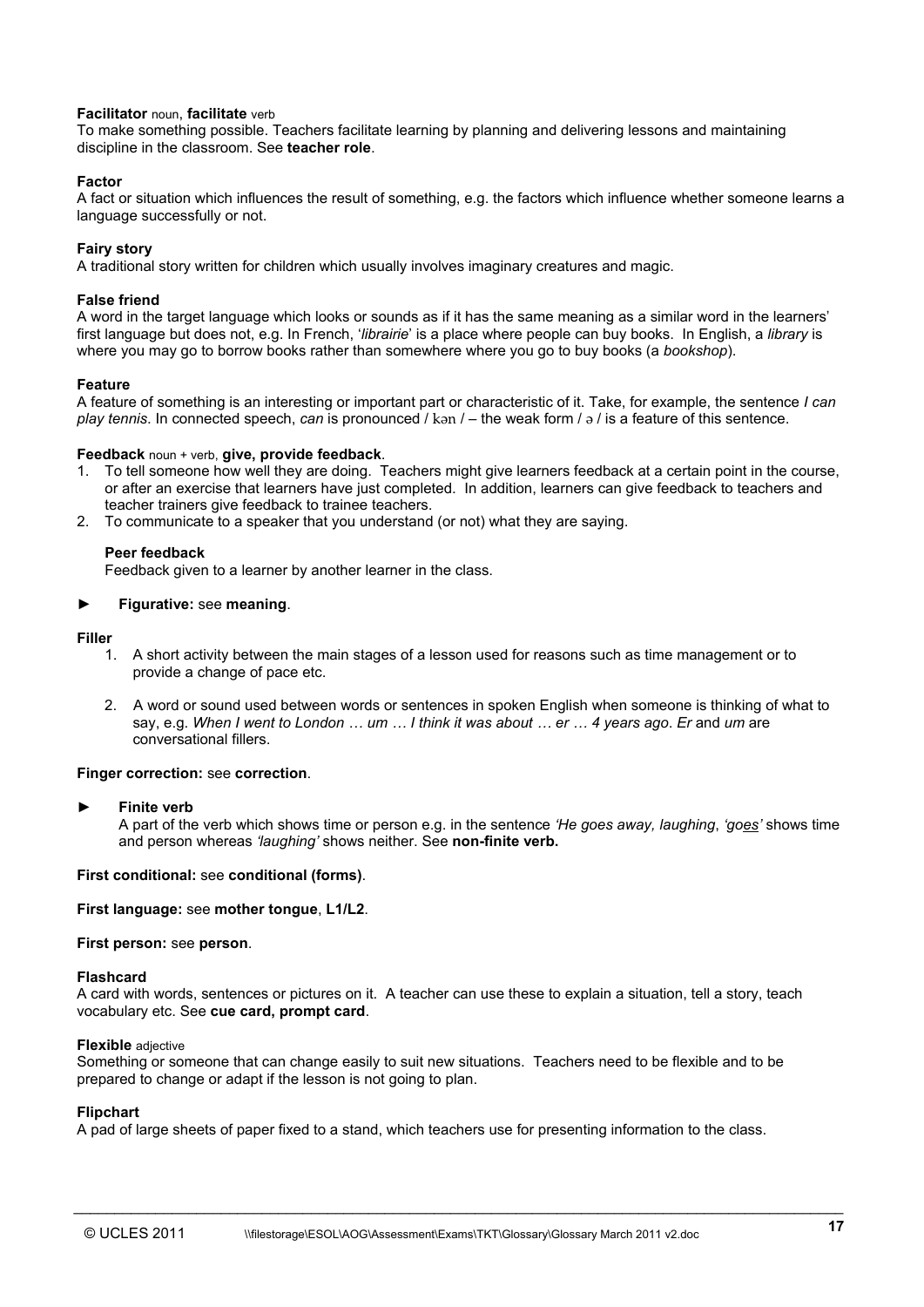**Facilitator** noun, **facilitate** verb
To make something possible. Teachers facilitate learning by planning and delivering lessons and maintaining discipline in the classroom. See **teacher role**.

**Factor**
A fact or situation which influences the result of something, e.g. the factors which influence whether someone learns a language successfully or not.

**Fairy story**
A traditional story written for children which usually involves imaginary creatures and magic.

**False friend**
A word in the target language which looks or sounds as if it has the same meaning as a similar word in the learners' first language but does not, e.g. In French, '*librairie*' is a place where people can buy books. In English, a *library* is where you may go to borrow books rather than somewhere where you go to buy books (a *bookshop*).

**Feature**
A feature of something is an interesting or important part or characteristic of it. Take, for example, the sentence *I can play tennis*. In connected speech, *can* is pronounced / kən / – the weak form / ə / is a feature of this sentence.

**Feedback** noun + verb, **give, provide feedback**.

1. To tell someone how well they are doing. Teachers might give learners feedback at a certain point in the course, or after an exercise that learners have just completed. In addition, learners can give feedback to teachers and teacher trainers give feedback to trainee teachers.
2. To communicate to a speaker that you understand (or not) what they are saying.

**Peer feedback**
Feedback given to a learner by another learner in the class.

► **Figurative:** see **meaning**.

**Filler**

1. A short activity between the main stages of a lesson used for reasons such as time management or to provide a change of pace etc.
2. A word or sound used between words or sentences in spoken English when someone is thinking of what to say, e.g. *When I went to London … um … I think it was about … er … 4 years ago*. *Er* and *um* are conversational fillers.

**Finger correction:** see **correction**.

► **Finite verb**
A part of the verb which shows time or person e.g. in the sentence *'He goes away, laughing*, *'go<u>es</u>'* shows time and person whereas *'laughing'* shows neither. See **non-finite verb.**

**First conditional:** see **conditional (forms)**.

**First language:** see **mother tongue**, **L1/L2**.

**First person:** see **person**.

**Flashcard**
A card with words, sentences or pictures on it. A teacher can use these to explain a situation, tell a story, teach vocabulary etc. See **cue card, prompt card**.

**Flexible** adjective
Something or someone that can change easily to suit new situations. Teachers need to be flexible and to be prepared to change or adapt if the lesson is not going to plan.

**Flipchart**
A pad of large sheets of paper fixed to a stand, which teachers use for presenting information to the class.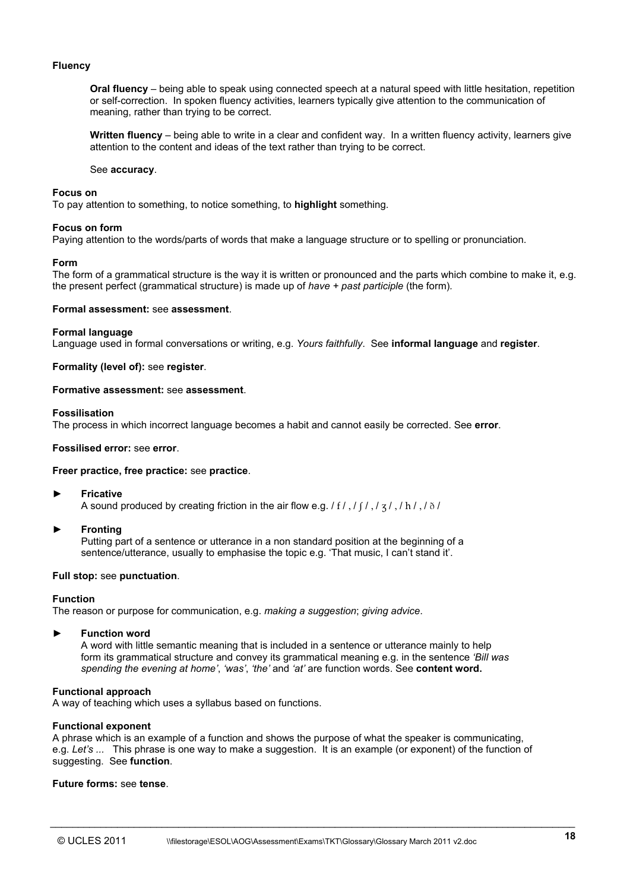**Fluency**

> **Oral fluency** – being able to speak using connected speech at a natural speed with little hesitation, repetition or self-correction. In spoken fluency activities, learners typically give attention to the communication of meaning, rather than trying to be correct.
>
> **Written fluency** – being able to write in a clear and confident way. In a written fluency activity, learners give attention to the content and ideas of the text rather than trying to be correct.
>
> See **accuracy**.

**Focus on**
To pay attention to something, to notice something, to **highlight** something.

**Focus on form**
Paying attention to the words/parts of words that make a language structure or to spelling or pronunciation.

**Form**
The form of a grammatical structure is the way it is written or pronounced and the parts which combine to make it, e.g. the present perfect (grammatical structure) is made up of *have + past participle* (the form).

**Formal assessment:** see **assessment**.

**Formal language**
Language used in formal conversations or writing, e.g. *Yours faithfully*. See **informal language** and **register**.

**Formality (level of):** see **register**.

**Formative assessment:** see **assessment**.

**Fossilisation**
The process in which incorrect language becomes a habit and cannot easily be corrected. See **error**.

**Fossilised error:** see **error**.

**Freer practice, free practice:** see **practice**.

► **Fricative**
A sound produced by creating friction in the air flow e.g. / f / , / ʃ / , / ʒ / , / h / , / ð /

► **Fronting**
Putting part of a sentence or utterance in a non standard position at the beginning of a sentence/utterance, usually to emphasise the topic e.g. 'That music, I can't stand it'.

**Full stop:** see **punctuation**.

**Function**
The reason or purpose for communication, e.g. *making a suggestion*; *giving advice*.

► **Function word**
A word with little semantic meaning that is included in a sentence or utterance mainly to help form its grammatical structure and convey its grammatical meaning e.g. in the sentence *'Bill was spending the evening at home'*, *'was'*, *'the'* and *'at'* are function words. See **content word.**

**Functional approach**
A way of teaching which uses a syllabus based on functions.

**Functional exponent**
A phrase which is an example of a function and shows the purpose of what the speaker is communicating, e.g. *Let's ...* This phrase is one way to make a suggestion. It is an example (or exponent) of the function of suggesting. See **function**.

**Future forms:** see **tense**.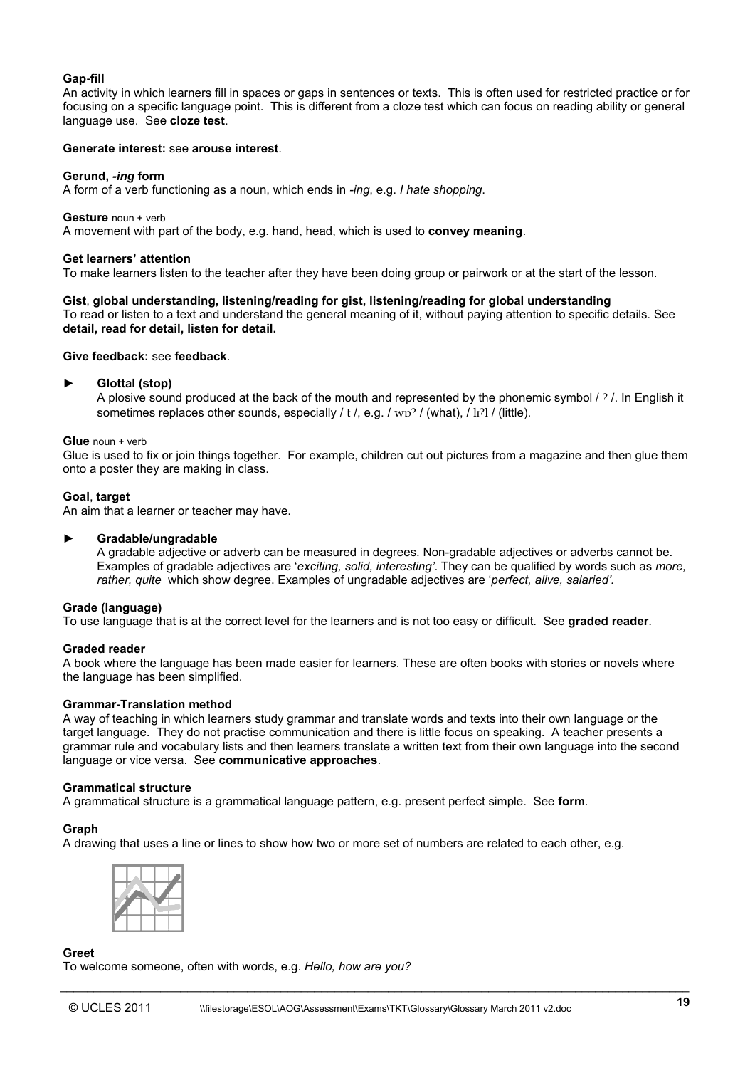**Gap-fill**
An activity in which learners fill in spaces or gaps in sentences or texts. This is often used for restricted practice or for focusing on a specific language point. This is different from a cloze test which can focus on reading ability or general language use. See **cloze test**.

**Generate interest:** see **arouse interest**.

**Gerund, *-ing* form**
A form of a verb functioning as a noun, which ends in *-ing*, e.g. *I hate shopping*.

**Gesture** noun + verb
A movement with part of the body, e.g. hand, head, which is used to **convey meaning**.

**Get learners' attention**
To make learners listen to the teacher after they have been doing group or pairwork or at the start of the lesson.

**Gist**, **global understanding, listening/reading for gist, listening/reading for global understanding**
To read or listen to a text and understand the general meaning of it, without paying attention to specific details. See **detail, read for detail, listen for detail.**

**Give feedback:** see **feedback**.

► **Glottal (stop)**
A plosive sound produced at the back of the mouth and represented by the phonemic symbol / ʔ /. In English it sometimes replaces other sounds, especially / t /, e.g. / wɒʔ / (what), / lɪʔl / (little).

**Glue** noun + verb
Glue is used to fix or join things together. For example, children cut out pictures from a magazine and then glue them onto a poster they are making in class.

**Goal**, **target**
An aim that a learner or teacher may have.

► **Gradable/ungradable**
A gradable adjective or adverb can be measured in degrees. Non-gradable adjectives or adverbs cannot be. Examples of gradable adjectives are '*exciting, solid, interesting'*. They can be qualified by words such as *more, rather, quite* which show degree. Examples of ungradable adjectives are '*perfect, alive, salaried'.*

**Grade (language)**
To use language that is at the correct level for the learners and is not too easy or difficult. See **graded reader**.

**Graded reader**
A book where the language has been made easier for learners. These are often books with stories or novels where the language has been simplified.

**Grammar-Translation method**
A way of teaching in which learners study grammar and translate words and texts into their own language or the target language. They do not practise communication and there is little focus on speaking. A teacher presents a grammar rule and vocabulary lists and then learners translate a written text from their own language into the second language or vice versa. See **communicative approaches**.

**Grammatical structure**
A grammatical structure is a grammatical language pattern, e.g. present perfect simple. See **form**.

**Graph**
A drawing that uses a line or lines to show how two or more set of numbers are related to each other, e.g.

**Greet**
To welcome someone, often with words, e.g. *Hello, how are you?*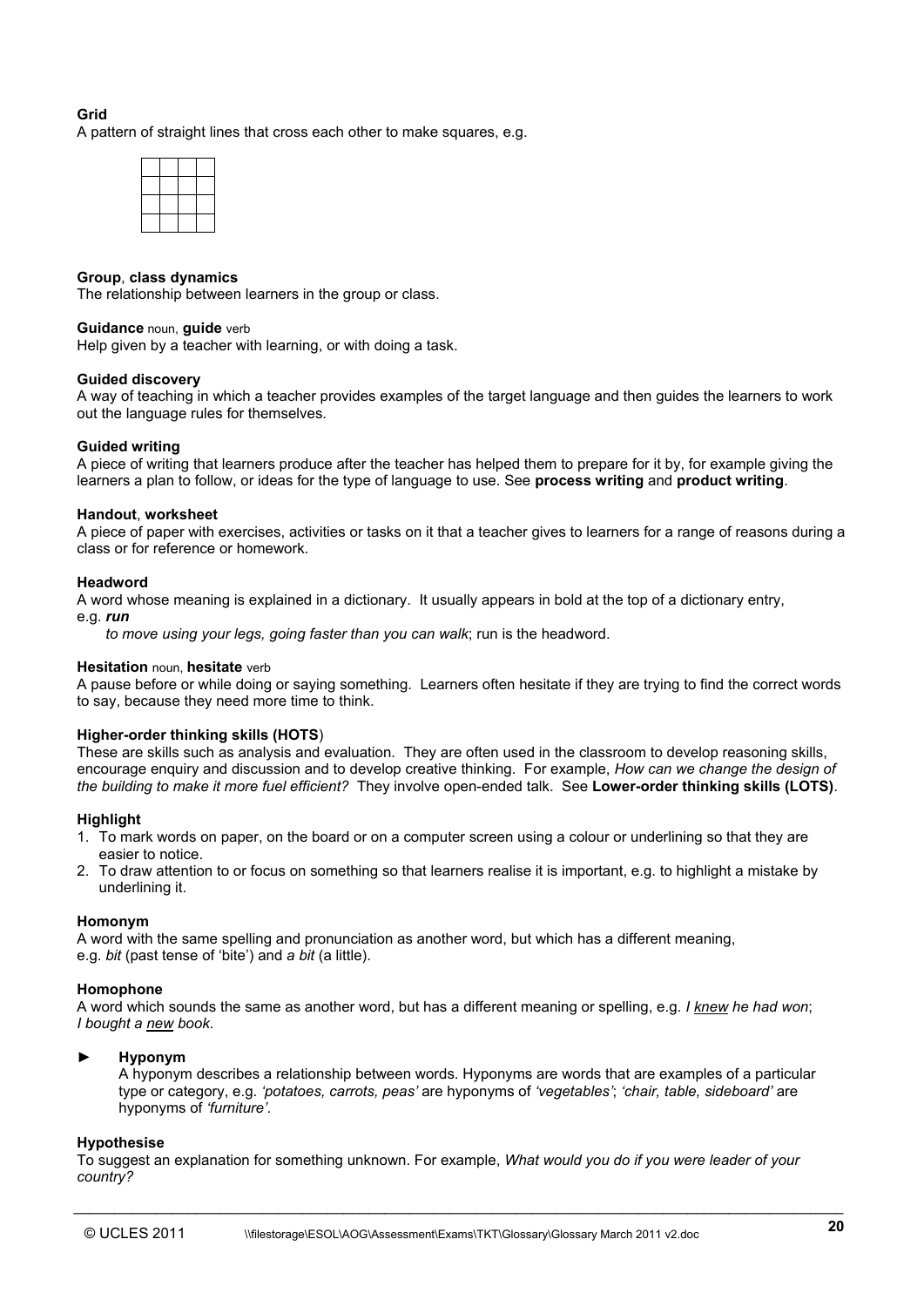**Grid**
A pattern of straight lines that cross each other to make squares, e.g.

| | | |
|---|---|---|
| | | |
| | | |
| | | |

**Group**, **class dynamics**
The relationship between learners in the group or class.

**Guidance** noun, **guide** verb
Help given by a teacher with learning, or with doing a task.

**Guided discovery**
A way of teaching in which a teacher provides examples of the target language and then guides the learners to work out the language rules for themselves.

**Guided writing**
A piece of writing that learners produce after the teacher has helped them to prepare for it by, for example giving the learners a plan to follow, or ideas for the type of language to use. See **process writing** and **product writing**.

**Handout**, **worksheet**
A piece of paper with exercises, activities or tasks on it that a teacher gives to learners for a range of reasons during a class or for reference or homework.

**Headword**
A word whose meaning is explained in a dictionary. It usually appears in bold at the top of a dictionary entry, e.g. ***run***
*to move using your legs, going faster than you can walk*; run is the headword.

**Hesitation** noun, **hesitate** verb
A pause before or while doing or saying something. Learners often hesitate if they are trying to find the correct words to say, because they need more time to think.

**Higher-order thinking skills (HOTS**)
These are skills such as analysis and evaluation. They are often used in the classroom to develop reasoning skills, encourage enquiry and discussion and to develop creative thinking. For example, *How can we change the design of the building to make it more fuel efficient?* They involve open-ended talk. See **Lower-order thinking skills (LOTS)**.

**Highlight**
1. To mark words on paper, on the board or on a computer screen using a colour or underlining so that they are easier to notice.
2. To draw attention to or focus on something so that learners realise it is important, e.g. to highlight a mistake by underlining it.

**Homonym**
A word with the same spelling and pronunciation as another word, but which has a different meaning, e.g. *bit* (past tense of 'bite') and *a bit* (a little).

**Homophone**
A word which sounds the same as another word, but has a different meaning or spelling, e.g. *I knew he had won*; *I bought a new book*.

► **Hyponym**
A hyponym describes a relationship between words. Hyponyms are words that are examples of a particular type or category, e.g. *'potatoes, carrots, peas'* are hyponyms of *'vegetables'*; *'chair, table, sideboard'* are hyponyms of *'furniture'*.

**Hypothesise**
To suggest an explanation for something unknown. For example, *What would you do if you were leader of your country?*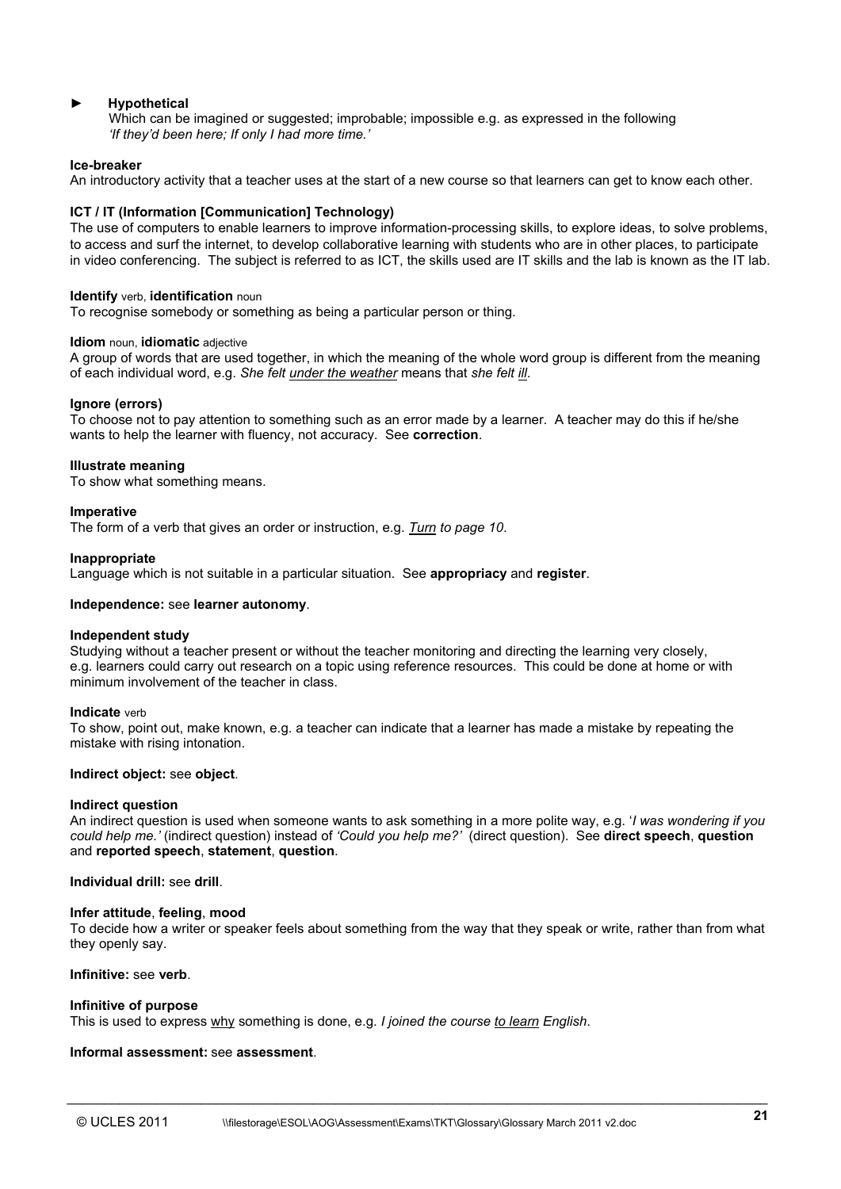► **Hypothetical**
Which can be imagined or suggested; improbable; impossible e.g. as expressed in the following *'If they'd been here; If only I had more time.'*

**Ice-breaker**
An introductory activity that a teacher uses at the start of a new course so that learners can get to know each other.

**ICT / IT (Information [Communication] Technology)**
The use of computers to enable learners to improve information-processing skills, to explore ideas, to solve problems, to access and surf the internet, to develop collaborative learning with students who are in other places, to participate in video conferencing. The subject is referred to as ICT, the skills used are IT skills and the lab is known as the IT lab.

**Identify** verb, **identification** noun
To recognise somebody or something as being a particular person or thing.

**Idiom** noun, **idiomatic** adjective
A group of words that are used together, in which the meaning of the whole word group is different from the meaning of each individual word, e.g. *She felt <u>under the weather</u>* means that *she felt <u>ill</u>*.

**Ignore (errors)**
To choose not to pay attention to something such as an error made by a learner. A teacher may do this if he/she wants to help the learner with fluency, not accuracy. See **correction**.

**Illustrate meaning**
To show what something means.

**Imperative**
The form of a verb that gives an order or instruction, e.g. *<u>Turn</u> to page 10*.

**Inappropriate**
Language which is not suitable in a particular situation. See **appropriacy** and **register**.

**Independence:** see **learner autonomy**.

**Independent study**
Studying without a teacher present or without the teacher monitoring and directing the learning very closely, e.g. learners could carry out research on a topic using reference resources. This could be done at home or with minimum involvement of the teacher in class.

**Indicate** verb
To show, point out, make known, e.g. a teacher can indicate that a learner has made a mistake by repeating the mistake with rising intonation.

**Indirect object:** see **object**.

**Indirect question**
An indirect question is used when someone wants to ask something in a more polite way, e.g. '*I was wondering if you could help me.'* (indirect question) instead of *'Could you help me?'* (direct question). See **direct speech**, **question** and **reported speech**, **statement**, **question**.

**Individual drill:** see **drill**.

**Infer attitude**, **feeling**, **mood**
To decide how a writer or speaker feels about something from the way that they speak or write, rather than from what they openly say.

**Infinitive:** see **verb**.

**Infinitive of purpose**
This is used to express <u>why</u> something is done, e.g. *I joined the course <u>to learn</u> English*.

**Informal assessment:** see **assessment**.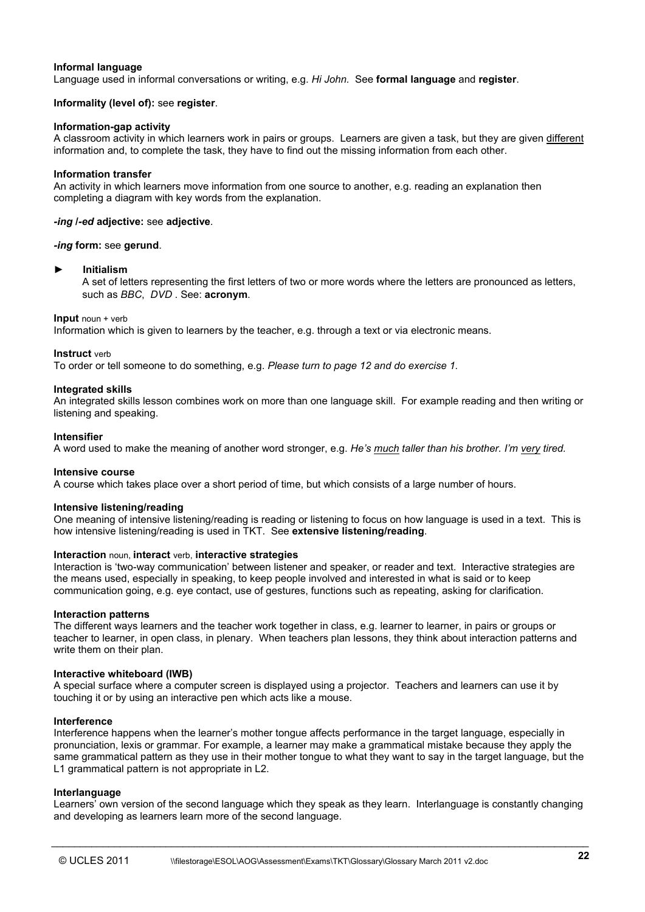**Informal language**
Language used in informal conversations or writing, e.g. *Hi John.* See **formal language** and **register**.

**Informality (level of):** see **register**.

**Information-gap activity**
A classroom activity in which learners work in pairs or groups. Learners are given a task, but they are given <u>different</u> information and, to complete the task, they have to find out the missing information from each other.

**Information transfer**
An activity in which learners move information from one source to another, e.g. reading an explanation then completing a diagram with key words from the explanation.

***-ing* /*-ed* adjective:** see **adjective**.

***-ing* form:** see **gerund**.

► **Initialism**
A set of letters representing the first letters of two or more words where the letters are pronounced as letters, such as *BBC*, *DVD* . See: **acronym**.

**Input** noun + verb
Information which is given to learners by the teacher, e.g. through a text or via electronic means.

**Instruct** verb
To order or tell someone to do something, e.g. *Please turn to page 12 and do exercise 1.*

**Integrated skills**
An integrated skills lesson combines work on more than one language skill. For example reading and then writing or listening and speaking.

**Intensifier**
A word used to make the meaning of another word stronger, e.g. *He's <u>much</u> taller than his brother. I'm <u>very</u> tired.*

**Intensive course**
A course which takes place over a short period of time, but which consists of a large number of hours.

**Intensive listening/reading**
One meaning of intensive listening/reading is reading or listening to focus on how language is used in a text. This is how intensive listening/reading is used in TKT. See **extensive listening/reading**.

**Interaction** noun, **interact** verb, **interactive strategies**
Interaction is 'two-way communication' between listener and speaker, or reader and text. Interactive strategies are the means used, especially in speaking, to keep people involved and interested in what is said or to keep communication going, e.g. eye contact, use of gestures, functions such as repeating, asking for clarification.

**Interaction patterns**
The different ways learners and the teacher work together in class, e.g. learner to learner, in pairs or groups or teacher to learner, in open class, in plenary. When teachers plan lessons, they think about interaction patterns and write them on their plan.

**Interactive whiteboard (IWB)**
A special surface where a computer screen is displayed using a projector. Teachers and learners can use it by touching it or by using an interactive pen which acts like a mouse.

**Interference**
Interference happens when the learner's mother tongue affects performance in the target language, especially in pronunciation, lexis or grammar. For example, a learner may make a grammatical mistake because they apply the same grammatical pattern as they use in their mother tongue to what they want to say in the target language, but the L1 grammatical pattern is not appropriate in L2.

**Interlanguage**
Learners' own version of the second language which they speak as they learn. Interlanguage is constantly changing and developing as learners learn more of the second language.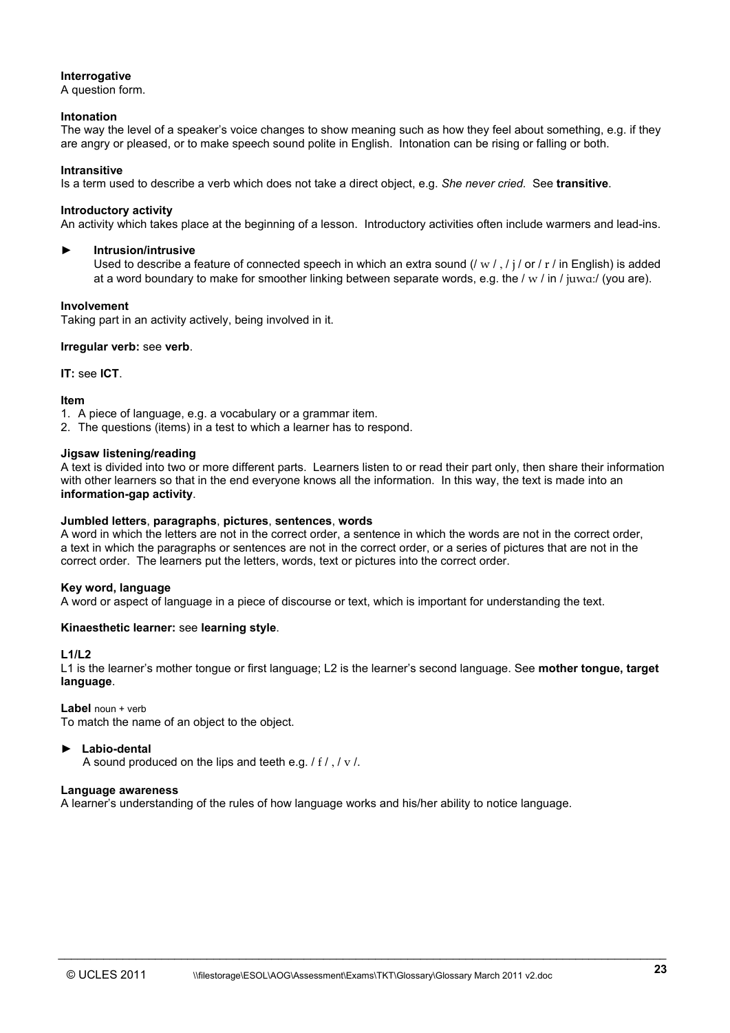**Interrogative**
A question form.

**Intonation**
The way the level of a speaker's voice changes to show meaning such as how they feel about something, e.g. if they are angry or pleased, or to make speech sound polite in English. Intonation can be rising or falling or both.

**Intransitive**
Is a term used to describe a verb which does not take a direct object, e.g. *She never cried.* See **transitive**.

**Introductory activity**
An activity which takes place at the beginning of a lesson. Introductory activities often include warmers and lead-ins.

► **Intrusion/intrusive**
Used to describe a feature of connected speech in which an extra sound (/ w / , / j / or / r / in English) is added at a word boundary to make for smoother linking between separate words, e.g. the / w / in / juwɑː/ (you are).

**Involvement**
Taking part in an activity actively, being involved in it.

**Irregular verb:** see **verb**.

**IT:** see **ICT**.

**Item**

1. A piece of language, e.g. a vocabulary or a grammar item.
2. The questions (items) in a test to which a learner has to respond.

**Jigsaw listening/reading**
A text is divided into two or more different parts. Learners listen to or read their part only, then share their information with other learners so that in the end everyone knows all the information. In this way, the text is made into an **information-gap activity**.

**Jumbled letters**, **paragraphs**, **pictures**, **sentences**, **words**
A word in which the letters are not in the correct order, a sentence in which the words are not in the correct order, a text in which the paragraphs or sentences are not in the correct order, or a series of pictures that are not in the correct order. The learners put the letters, words, text or pictures into the correct order.

**Key word, language**
A word or aspect of language in a piece of discourse or text, which is important for understanding the text.

**Kinaesthetic learner:** see **learning style**.

**L1/L2**
L1 is the learner's mother tongue or first language; L2 is the learner's second language. See **mother tongue, target language**.

**Label** noun + verb
To match the name of an object to the object.

► **Labio-dental**
A sound produced on the lips and teeth e.g. / f / , / v /.

**Language awareness**
A learner's understanding of the rules of how language works and his/her ability to notice language.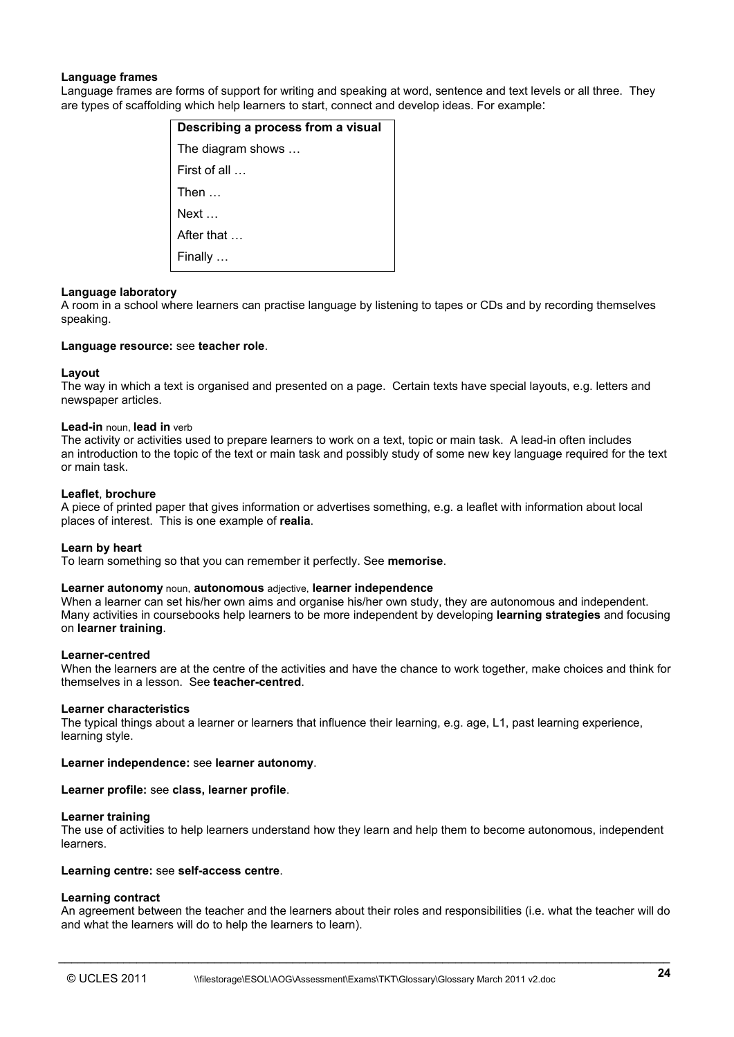**Language frames**
Language frames are forms of support for writing and speaking at word, sentence and text levels or all three. They are types of scaffolding which help learners to start, connect and develop ideas. For example:

| **Describing a process from a visual** |
| --- |
| The diagram shows … |
| First of all … |
| Then … |
| Next … |
| After that … |
| Finally … |

**Language laboratory**
A room in a school where learners can practise language by listening to tapes or CDs and by recording themselves speaking.

**Language resource:** see **teacher role**.

**Layout**
The way in which a text is organised and presented on a page. Certain texts have special layouts, e.g. letters and newspaper articles.

**Lead-in** noun, **lead in** verb
The activity or activities used to prepare learners to work on a text, topic or main task. A lead-in often includes an introduction to the topic of the text or main task and possibly study of some new key language required for the text or main task.

**Leaflet**, **brochure**
A piece of printed paper that gives information or advertises something, e.g. a leaflet with information about local places of interest. This is one example of **realia**.

**Learn by heart**
To learn something so that you can remember it perfectly. See **memorise**.

**Learner autonomy** noun, **autonomous** adjective, **learner independence**
When a learner can set his/her own aims and organise his/her own study, they are autonomous and independent. Many activities in coursebooks help learners to be more independent by developing **learning strategies** and focusing on **learner training**.

**Learner-centred**
When the learners are at the centre of the activities and have the chance to work together, make choices and think for themselves in a lesson. See **teacher-centred**.

**Learner characteristics**
The typical things about a learner or learners that influence their learning, e.g. age, L1, past learning experience, learning style.

**Learner independence:** see **learner autonomy**.

**Learner profile:** see **class, learner profile**.

**Learner training**
The use of activities to help learners understand how they learn and help them to become autonomous, independent learners.

**Learning centre:** see **self-access centre**.

**Learning contract**
An agreement between the teacher and the learners about their roles and responsibilities (i.e. what the teacher will do and what the learners will do to help the learners to learn).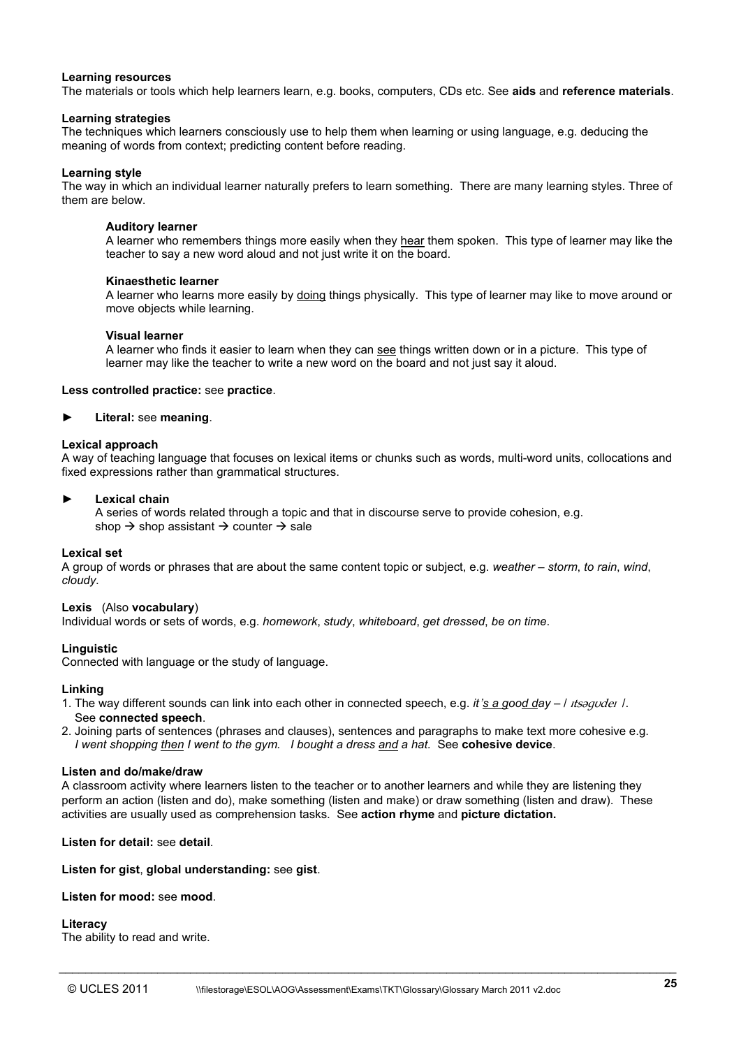**Learning resources**
The materials or tools which help learners learn, e.g. books, computers, CDs etc. See **aids** and **reference materials**.

**Learning strategies**
The techniques which learners consciously use to help them when learning or using language, e.g. deducing the meaning of words from context; predicting content before reading.

**Learning style**
The way in which an individual learner naturally prefers to learn something. There are many learning styles. Three of them are below.

> **Auditory learner**
> A learner who remembers things more easily when they hear them spoken. This type of learner may like the teacher to say a new word aloud and not just write it on the board.
>
> **Kinaesthetic learner**
> A learner who learns more easily by doing things physically. This type of learner may like to move around or move objects while learning.
>
> **Visual learner**
> A learner who finds it easier to learn when they can see things written down or in a picture. This type of learner may like the teacher to write a new word on the board and not just say it aloud.

**Less controlled practice:** see **practice**.

► **Literal:** see **meaning**.

**Lexical approach**
A way of teaching language that focuses on lexical items or chunks such as words, multi-word units, collocations and fixed expressions rather than grammatical structures.

► **Lexical chain**
A series of words related through a topic and that in discourse serve to provide cohesion, e.g.
shop → shop assistant → counter → sale

**Lexical set**
A group of words or phrases that are about the same content topic or subject, e.g. *weather – storm*, *to rain*, *wind*, *cloudy*.

**Lexis** (Also **vocabulary**)
Individual words or sets of words, e.g. *homework*, *study*, *whiteboard*, *get dressed*, *be on time*.

**Linguistic**
Connected with language or the study of language.

**Linking**
1. The way different sounds can link into each other in connected speech, e.g. *it's a good day* – / ɪtsəgʊdeɪ /. See **connected speech**.
2. Joining parts of sentences (phrases and clauses), sentences and paragraphs to make text more cohesive e.g. *I went shopping then I went to the gym. I bought a dress and a hat.* See **cohesive device**.

**Listen and do/make/draw**
A classroom activity where learners listen to the teacher or to another learners and while they are listening they perform an action (listen and do), make something (listen and make) or draw something (listen and draw). These activities are usually used as comprehension tasks. See **action rhyme** and **picture dictation.**

**Listen for detail:** see **detail**.

**Listen for gist**, **global understanding:** see **gist**.

**Listen for mood:** see **mood**.

**Literacy**
The ability to read and write.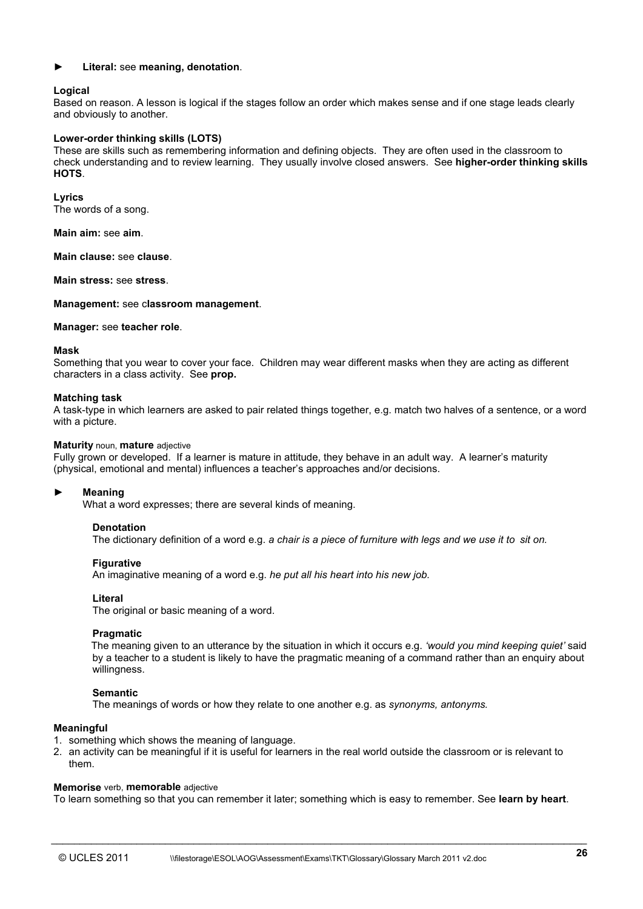► **Literal:** see **meaning, denotation**.

**Logical**
Based on reason. A lesson is logical if the stages follow an order which makes sense and if one stage leads clearly and obviously to another.

**Lower-order thinking skills (LOTS)**
These are skills such as remembering information and defining objects. They are often used in the classroom to check understanding and to review learning. They usually involve closed answers. See **higher-order thinking skills HOTS**.

**Lyrics**
The words of a song.

**Main aim:** see **aim**.

**Main clause:** see **clause**.

**Main stress:** see **stress**.

**Management:** see c**lassroom management**.

**Manager:** see **teacher role**.

**Mask**
Something that you wear to cover your face. Children may wear different masks when they are acting as different characters in a class activity. See **prop.**

**Matching task**
A task-type in which learners are asked to pair related things together, e.g. match two halves of a sentence, or a word with a picture.

**Maturity** noun, **mature** adjective
Fully grown or developed. If a learner is mature in attitude, they behave in an adult way. A learner's maturity (physical, emotional and mental) influences a teacher's approaches and/or decisions.

► **Meaning**
What a word expresses; there are several kinds of meaning.

**Denotation**
The dictionary definition of a word e.g. *a chair is a piece of furniture with legs and we use it to sit on.*

**Figurative**
An imaginative meaning of a word e.g. *he put all his heart into his new job.*

**Literal**
The original or basic meaning of a word.

**Pragmatic**
The meaning given to an utterance by the situation in which it occurs e.g. *'would you mind keeping quiet'* said by a teacher to a student is likely to have the pragmatic meaning of a command rather than an enquiry about willingness.

**Semantic**
The meanings of words or how they relate to one another e.g. as *synonyms, antonyms.*

**Meaningful**
1. something which shows the meaning of language.
2. an activity can be meaningful if it is useful for learners in the real world outside the classroom or is relevant to them.

**Memorise** verb, **memorable** adjective
To learn something so that you can remember it later; something which is easy to remember. See **learn by heart**.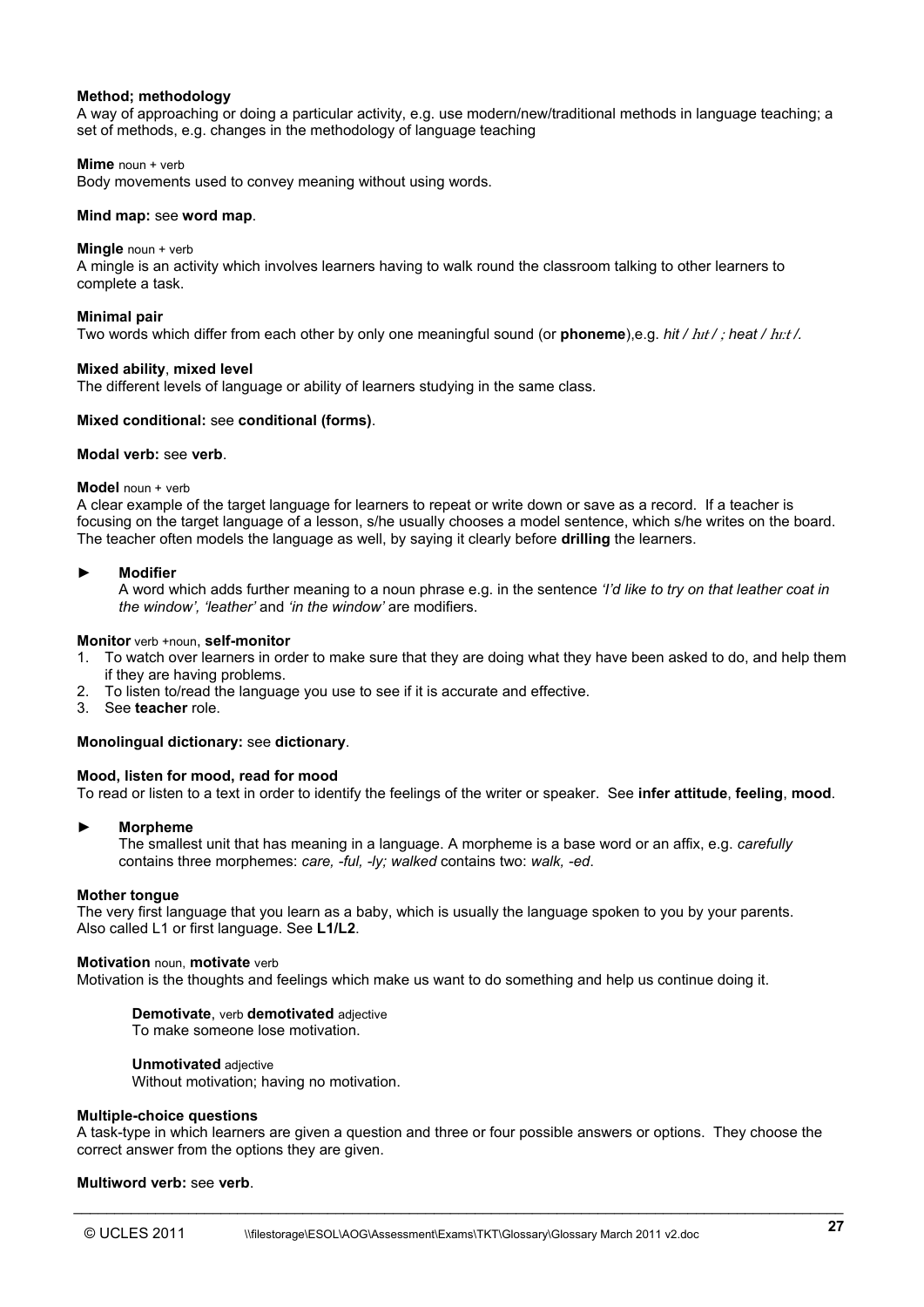**Method; methodology**
A way of approaching or doing a particular activity, e.g. use modern/new/traditional methods in language teaching; a set of methods, e.g. changes in the methodology of language teaching

**Mime** noun + verb
Body movements used to convey meaning without using words.

**Mind map:** see **word map**.

**Mingle** noun + verb
A mingle is an activity which involves learners having to walk round the classroom talking to other learners to complete a task.

**Minimal pair**
Two words which differ from each other by only one meaningful sound (or **phoneme**),e.g. *hit /* hɪt */ ; heat /* hiːt */.*

**Mixed ability**, **mixed level**
The different levels of language or ability of learners studying in the same class.

**Mixed conditional:** see **conditional (forms)**.

**Modal verb:** see **verb**.

**Model** noun + verb
A clear example of the target language for learners to repeat or write down or save as a record. If a teacher is focusing on the target language of a lesson, s/he usually chooses a model sentence, which s/he writes on the board. The teacher often models the language as well, by saying it clearly before **drilling** the learners.

► **Modifier**
A word which adds further meaning to a noun phrase e.g. in the sentence *'I'd like to try on that leather coat in the window', 'leather'* and *'in the window'* are modifiers.

**Monitor** verb +noun, **self-monitor**

1. To watch over learners in order to make sure that they are doing what they have been asked to do, and help them if they are having problems.
2. To listen to/read the language you use to see if it is accurate and effective.
3. See **teacher** role.

**Monolingual dictionary:** see **dictionary**.

**Mood, listen for mood, read for mood**
To read or listen to a text in order to identify the feelings of the writer or speaker. See **infer attitude**, **feeling**, **mood**.

► **Morpheme**
The smallest unit that has meaning in a language. A morpheme is a base word or an affix, e.g. *carefully* contains three morphemes: *care, -ful, -ly; walked* contains two: *walk, -ed*.

**Mother tongue**
The very first language that you learn as a baby, which is usually the language spoken to you by your parents. Also called L1 or first language. See **L1/L2**.

**Motivation** noun, **motivate** verb
Motivation is the thoughts and feelings which make us want to do something and help us continue doing it.

**Demotivate**, verb **demotivated** adjective
To make someone lose motivation.

**Unmotivated** adjective
Without motivation; having no motivation.

**Multiple-choice questions**
A task-type in which learners are given a question and three or four possible answers or options. They choose the correct answer from the options they are given.

**Multiword verb:** see **verb**.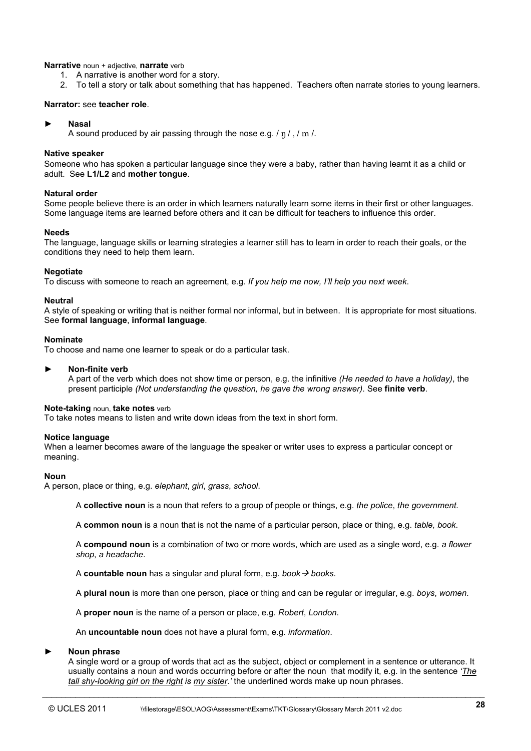**Narrative** noun + adjective, **narrate** verb

1. A narrative is another word for a story.
2. To tell a story or talk about something that has happened. Teachers often narrate stories to young learners.

**Narrator:** see **teacher role**.

► **Nasal**
A sound produced by air passing through the nose e.g. / ŋ / , / m /.

**Native speaker**
Someone who has spoken a particular language since they were a baby, rather than having learnt it as a child or adult. See **L1/L2** and **mother tongue**.

**Natural order**
Some people believe there is an order in which learners naturally learn some items in their first or other languages. Some language items are learned before others and it can be difficult for teachers to influence this order.

**Needs**
The language, language skills or learning strategies a learner still has to learn in order to reach their goals, or the conditions they need to help them learn.

**Negotiate**
To discuss with someone to reach an agreement, e.g. *If you help me now, I'll help you next week*.

**Neutral**
A style of speaking or writing that is neither formal nor informal, but in between. It is appropriate for most situations. See **formal language**, **informal language**.

**Nominate**
To choose and name one learner to speak or do a particular task.

► **Non-finite verb**
A part of the verb which does not show time or person, e.g. the infinitive *(He needed to have a holiday)*, the present participle *(Not understanding the question, he gave the wrong answer)*. See **finite verb**.

**Note-taking** noun, **take notes** verb
To take notes means to listen and write down ideas from the text in short form.

**Notice language**
When a learner becomes aware of the language the speaker or writer uses to express a particular concept or meaning.

**Noun**
A person, place or thing, e.g. *elephant*, *girl*, *grass*, *school*.

A **collective noun** is a noun that refers to a group of people or things, e.g. *the police*, *the government.*

A **common noun** is a noun that is not the name of a particular person, place or thing, e.g. *table, book*.

A **compound noun** is a combination of two or more words, which are used as a single word, e.g. *a flower shop*, *a headache*.

A **countable noun** has a singular and plural form, e.g. *book* → *books*.

A **plural noun** is more than one person, place or thing and can be regular or irregular, e.g. *boys*, *women*.

A **proper noun** is the name of a person or place, e.g. *Robert*, *London*.

An **uncountable noun** does not have a plural form, e.g. *information*.

► **Noun phrase**
A single word or a group of words that act as the subject, object or complement in a sentence or utterance. It usually contains a noun and words occurring before or after the noun that modify it, e.g. in the sentence *'<u>The tall shy-looking girl on the right</u> is <u>my sister</u>.'* the underlined words make up noun phrases.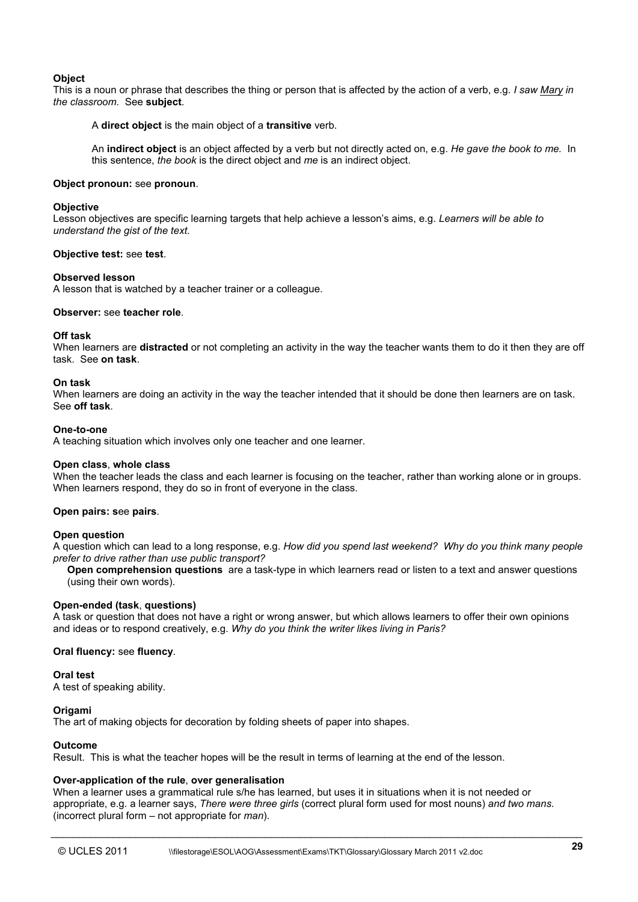**Object**
This is a noun or phrase that describes the thing or person that is affected by the action of a verb, e.g. *I saw Mary in the classroom.* See **subject**.

A **direct object** is the main object of a **transitive** verb.

An **indirect object** is an object affected by a verb but not directly acted on, e.g. *He gave the book to me.* In this sentence, *the book* is the direct object and *me* is an indirect object.

**Object pronoun:** see **pronoun**.

**Objective**
Lesson objectives are specific learning targets that help achieve a lesson's aims, e.g. *Learners will be able to understand the gist of the text.*

**Objective test:** see **test**.

**Observed lesson**
A lesson that is watched by a teacher trainer or a colleague.

**Observer:** see **teacher role**.

**Off task**
When learners are **distracted** or not completing an activity in the way the teacher wants them to do it then they are off task. See **on task**.

**On task**
When learners are doing an activity in the way the teacher intended that it should be done then learners are on task. See **off task**.

**One-to-one**
A teaching situation which involves only one teacher and one learner.

**Open class**, **whole class**
When the teacher leads the class and each learner is focusing on the teacher, rather than working alone or in groups. When learners respond, they do so in front of everyone in the class.

**Open pairs: s**ee **pairs**.

**Open question**
A question which can lead to a long response, e.g. *How did you spend last weekend? Why do you think many people prefer to drive rather than use public transport?*

**Open comprehension questions** are a task-type in which learners read or listen to a text and answer questions (using their own words).

**Open-ended (task**, **questions)**
A task or question that does not have a right or wrong answer, but which allows learners to offer their own opinions and ideas or to respond creatively, e.g. *Why do you think the writer likes living in Paris?*

**Oral fluency:** see **fluency**.

**Oral test**
A test of speaking ability.

**Origami**
The art of making objects for decoration by folding sheets of paper into shapes.

**Outcome**
Result. This is what the teacher hopes will be the result in terms of learning at the end of the lesson.

**Over-application of the rule**, **over generalisation**
When a learner uses a grammatical rule s/he has learned, but uses it in situations when it is not needed or appropriate, e.g. a learner says, *There were three girls* (correct plural form used for most nouns) *and two mans.* (incorrect plural form – not appropriate for *man*).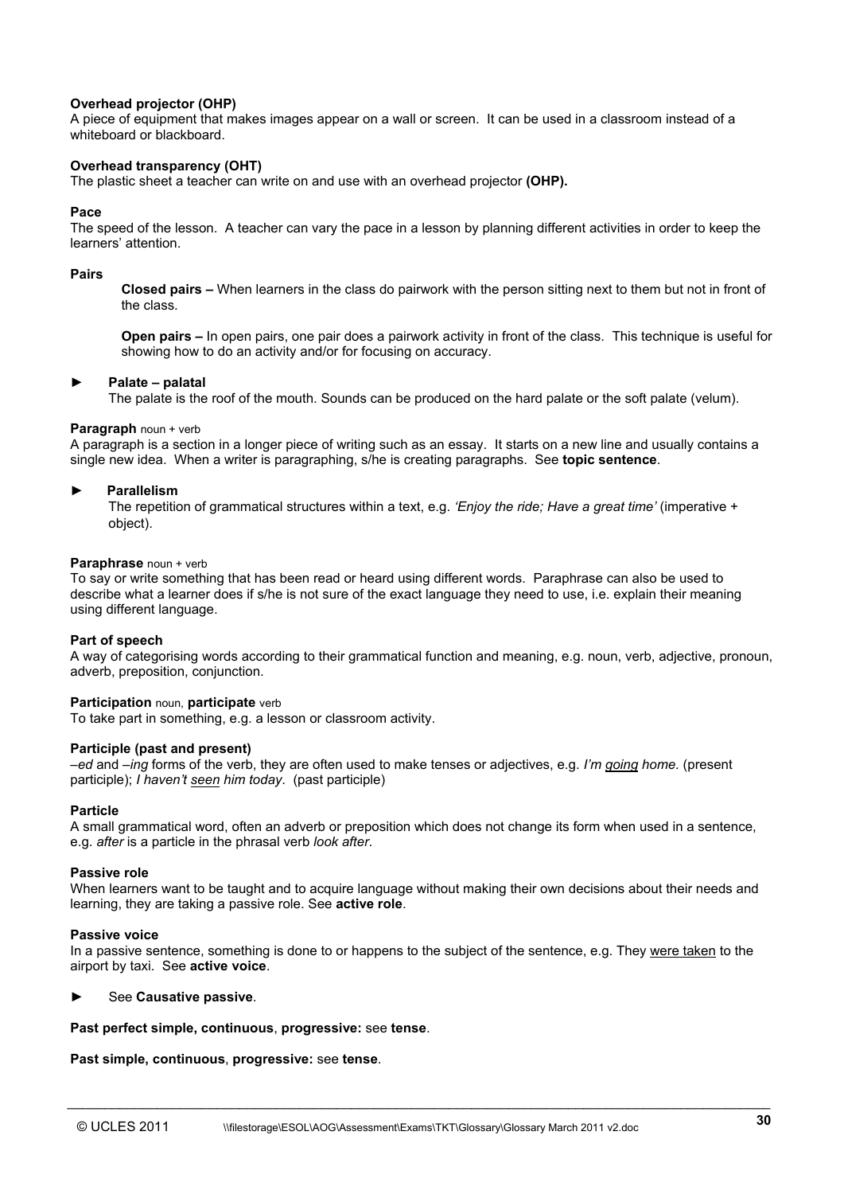**Overhead projector (OHP)**
A piece of equipment that makes images appear on a wall or screen. It can be used in a classroom instead of a whiteboard or blackboard.

**Overhead transparency (OHT)**
The plastic sheet a teacher can write on and use with an overhead projector **(OHP).**

**Pace**
The speed of the lesson. A teacher can vary the pace in a lesson by planning different activities in order to keep the learners' attention.

**Pairs**

> **Closed pairs –** When learners in the class do pairwork with the person sitting next to them but not in front of the class.
>
> **Open pairs –** In open pairs, one pair does a pairwork activity in front of the class. This technique is useful for showing how to do an activity and/or for focusing on accuracy.

► **Palate – palatal**
The palate is the roof of the mouth. Sounds can be produced on the hard palate or the soft palate (velum).

**Paragraph** noun + verb
A paragraph is a section in a longer piece of writing such as an essay. It starts on a new line and usually contains a single new idea. When a writer is paragraphing, s/he is creating paragraphs. See **topic sentence**.

► **Parallelism**
The repetition of grammatical structures within a text, e.g. *'Enjoy the ride; Have a great time'* (imperative + object).

**Paraphrase** noun + verb
To say or write something that has been read or heard using different words. Paraphrase can also be used to describe what a learner does if s/he is not sure of the exact language they need to use, i.e. explain their meaning using different language.

**Part of speech**
A way of categorising words according to their grammatical function and meaning, e.g. noun, verb, adjective, pronoun, adverb, preposition, conjunction.

**Participation** noun, **participate** verb
To take part in something, e.g. a lesson or classroom activity.

**Participle (past and present)**
*–ed* and *–ing* forms of the verb, they are often used to make tenses or adjectives, e.g. *I'm going home.* (present participle); *I haven't seen him today*. (past participle)

**Particle**
A small grammatical word, often an adverb or preposition which does not change its form when used in a sentence, e.g. *after* is a particle in the phrasal verb *look after*.

**Passive role**
When learners want to be taught and to acquire language without making their own decisions about their needs and learning, they are taking a passive role. See **active role**.

**Passive voice**
In a passive sentence, something is done to or happens to the subject of the sentence, e.g. They were taken to the airport by taxi. See **active voice**.

► See **Causative passive**.

**Past perfect simple, continuous**, **progressive:** see **tense**.

**Past simple, continuous**, **progressive:** see **tense**.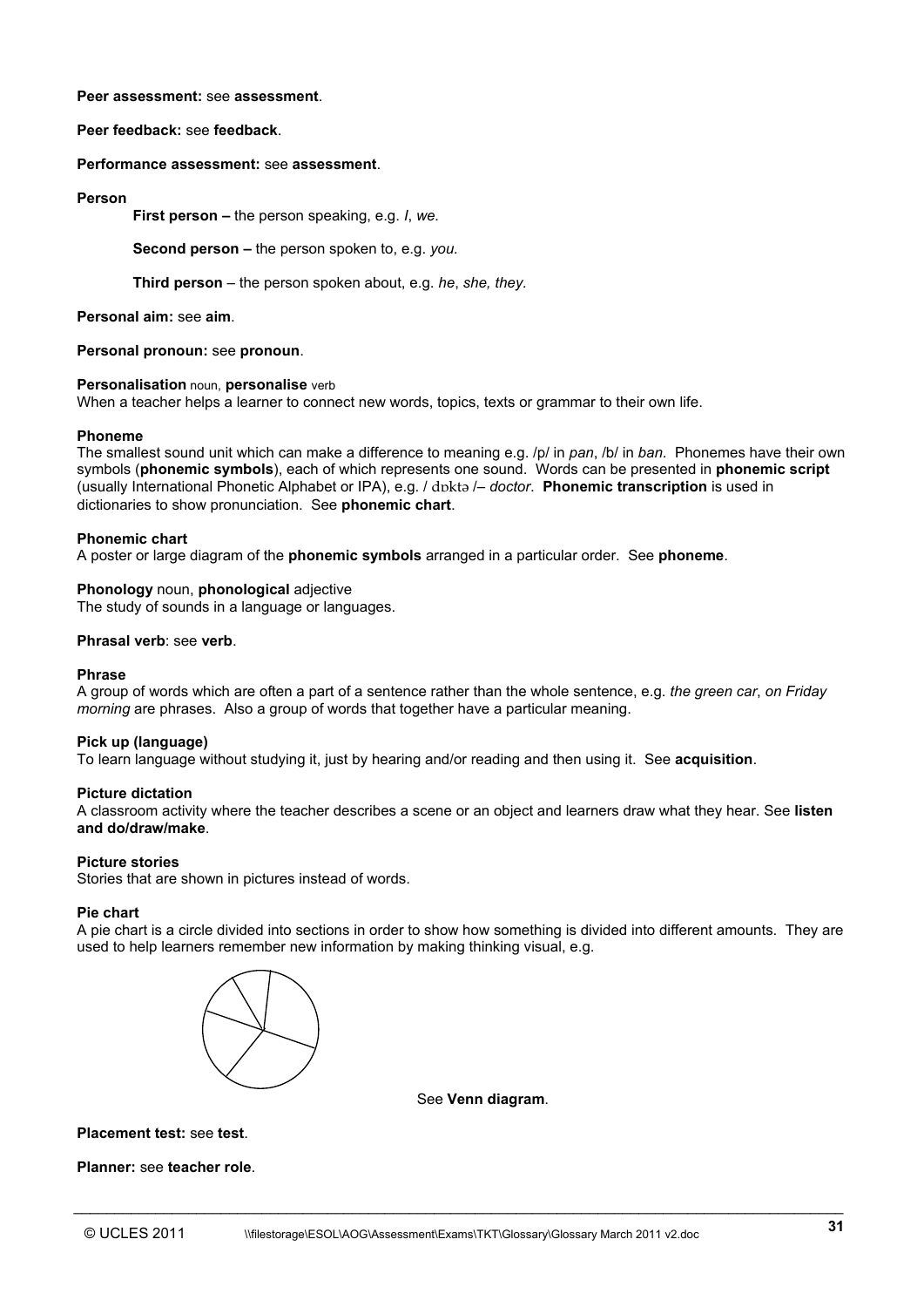**Peer assessment:** see **assessment**.

**Peer feedback:** see **feedback**.

**Performance assessment:** see **assessment**.

**Person**

> **First person –** the person speaking, e.g. *I*, *we.*
>
> **Second person –** the person spoken to, e.g. *you.*
>
> **Third person** – the person spoken about, e.g. *he*, *she, they.*

**Personal aim:** see **aim**.

**Personal pronoun:** see **pronoun**.

**Personalisation** noun, **personalise** verb
When a teacher helps a learner to connect new words, topics, texts or grammar to their own life.

**Phoneme**
The smallest sound unit which can make a difference to meaning e.g. /p/ in *pan*, /b/ in *ban*. Phonemes have their own symbols (**phonemic symbols**), each of which represents one sound. Words can be presented in **phonemic script** (usually International Phonetic Alphabet or IPA), e.g. / dɒktə /– *doctor*. **Phonemic transcription** is used in dictionaries to show pronunciation. See **phonemic chart**.

**Phonemic chart**
A poster or large diagram of the **phonemic symbols** arranged in a particular order. See **phoneme**.

**Phonology** noun, **phonological** adjective
The study of sounds in a language or languages.

**Phrasal verb**: see **verb**.

**Phrase**
A group of words which are often a part of a sentence rather than the whole sentence, e.g. *the green car*, *on Friday morning* are phrases. Also a group of words that together have a particular meaning.

**Pick up (language)**
To learn language without studying it, just by hearing and/or reading and then using it. See **acquisition**.

**Picture dictation**
A classroom activity where the teacher describes a scene or an object and learners draw what they hear. See **listen and do/draw/make**.

**Picture stories**
Stories that are shown in pictures instead of words.

**Pie chart**
A pie chart is a circle divided into sections in order to show how something is divided into different amounts. They are used to help learners remember new information by making thinking visual, e.g.

See **Venn diagram**.

**Placement test:** see **test**.

**Planner:** see **teacher role**.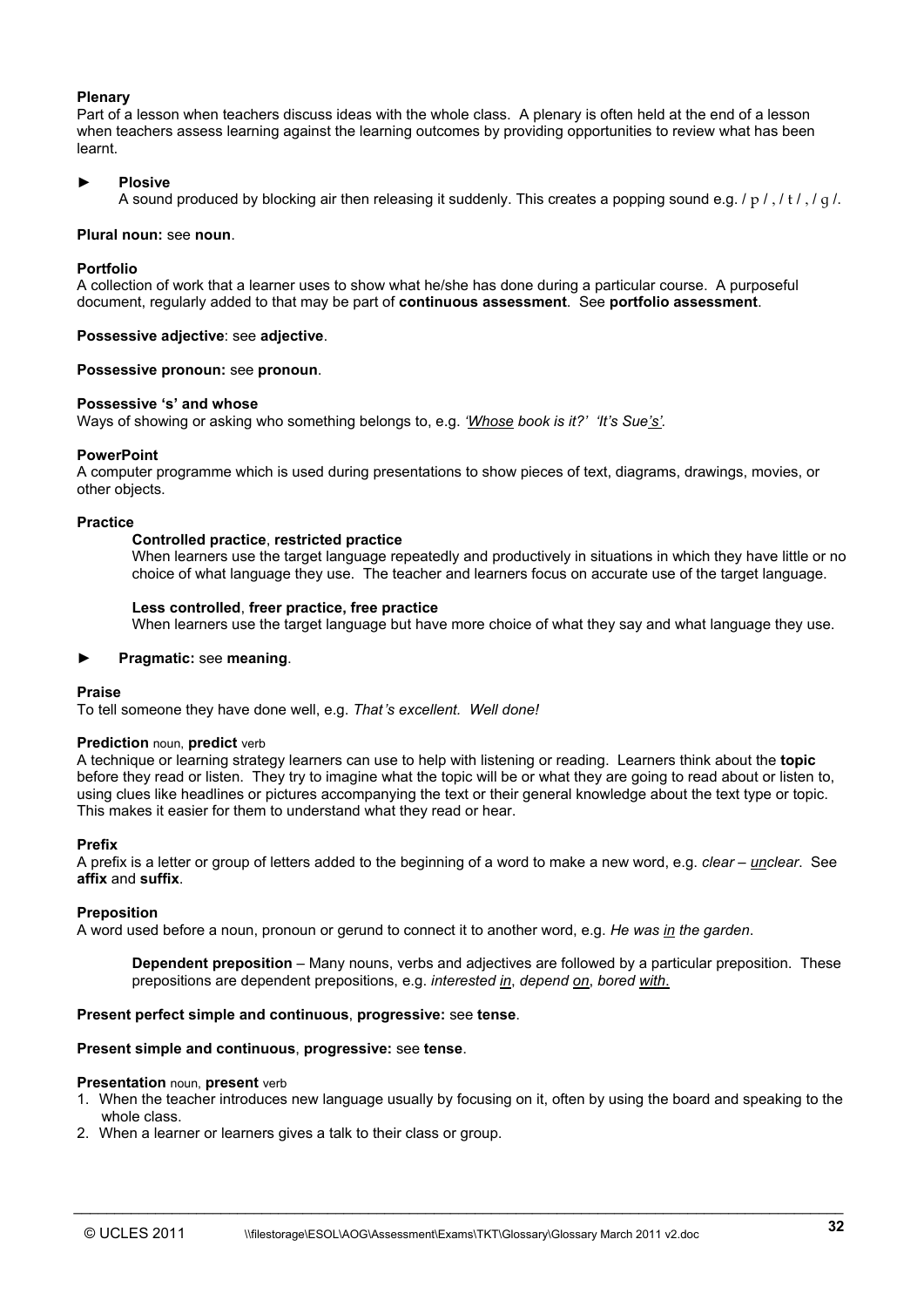**Plenary**
Part of a lesson when teachers discuss ideas with the whole class. A plenary is often held at the end of a lesson when teachers assess learning against the learning outcomes by providing opportunities to review what has been learnt.

► **Plosive**
A sound produced by blocking air then releasing it suddenly. This creates a popping sound e.g. / p / , / t / , / g /.

**Plural noun:** see **noun**.

**Portfolio**
A collection of work that a learner uses to show what he/she has done during a particular course. A purposeful document, regularly added to that may be part of **continuous assessment**. See **portfolio assessment**.

**Possessive adjective**: see **adjective**.

**Possessive pronoun:** see **pronoun**.

**Possessive 's' and whose**
Ways of showing or asking who something belongs to, e.g. *'<u>Whose</u> book is it?' 'It's Sue<u>'s</u>'.*

**PowerPoint**
A computer programme which is used during presentations to show pieces of text, diagrams, drawings, movies, or other objects.

**Practice**

**Controlled practice**, **restricted practice**
When learners use the target language repeatedly and productively in situations in which they have little or no choice of what language they use. The teacher and learners focus on accurate use of the target language.

**Less controlled**, **freer practice, free practice**
When learners use the target language but have more choice of what they say and what language they use.

► **Pragmatic:** see **meaning**.

**Praise**
To tell someone they have done well, e.g. *That's excellent. Well done!*

**Prediction** noun, **predict** verb
A technique or learning strategy learners can use to help with listening or reading. Learners think about the **topic** before they read or listen. They try to imagine what the topic will be or what they are going to read about or listen to, using clues like headlines or pictures accompanying the text or their general knowledge about the text type or topic. This makes it easier for them to understand what they read or hear.

**Prefix**
A prefix is a letter or group of letters added to the beginning of a word to make a new word, e.g. *clear – <u>un</u>clear*. See **affix** and **suffix**.

**Preposition**
A word used before a noun, pronoun or gerund to connect it to another word, e.g. *He was <u>in</u> the garden*.

**Dependent preposition** – Many nouns, verbs and adjectives are followed by a particular preposition. These prepositions are dependent prepositions, e.g. *interested <u>in</u>, depend <u>on</u>, bored <u>with</u>.*

**Present perfect simple and continuous**, **progressive:** see **tense**.

**Present simple and continuous**, **progressive:** see **tense**.

**Presentation** noun, **present** verb
1. When the teacher introduces new language usually by focusing on it, often by using the board and speaking to the whole class.
2. When a learner or learners gives a talk to their class or group.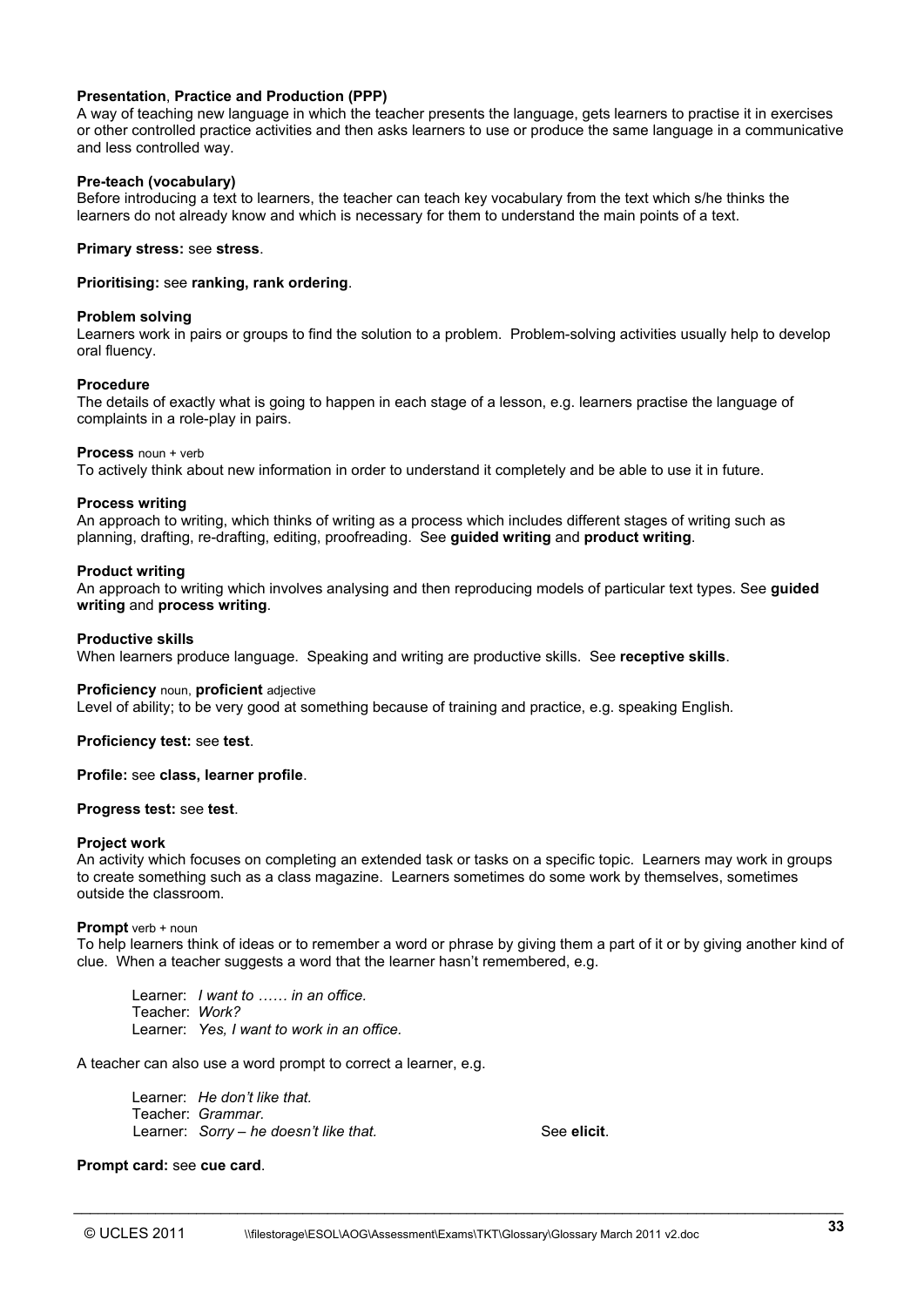**Presentation**, **Practice and Production (PPP)**
A way of teaching new language in which the teacher presents the language, gets learners to practise it in exercises or other controlled practice activities and then asks learners to use or produce the same language in a communicative and less controlled way.

**Pre-teach (vocabulary)**
Before introducing a text to learners, the teacher can teach key vocabulary from the text which s/he thinks the learners do not already know and which is necessary for them to understand the main points of a text.

**Primary stress:** see **stress**.

**Prioritising:** see **ranking, rank ordering**.

**Problem solving**
Learners work in pairs or groups to find the solution to a problem. Problem-solving activities usually help to develop oral fluency.

**Procedure**
The details of exactly what is going to happen in each stage of a lesson, e.g. learners practise the language of complaints in a role-play in pairs.

**Process** noun + verb
To actively think about new information in order to understand it completely and be able to use it in future.

**Process writing**
An approach to writing, which thinks of writing as a process which includes different stages of writing such as planning, drafting, re-drafting, editing, proofreading. See **guided writing** and **product writing**.

**Product writing**
An approach to writing which involves analysing and then reproducing models of particular text types. See **guided writing** and **process writing**.

**Productive skills**
When learners produce language. Speaking and writing are productive skills. See **receptive skills**.

**Proficiency** noun, **proficient** adjective
Level of ability; to be very good at something because of training and practice, e.g. speaking English.

**Proficiency test:** see **test**.

**Profile:** see **class, learner profile**.

**Progress test:** see **test**.

**Project work**
An activity which focuses on completing an extended task or tasks on a specific topic. Learners may work in groups to create something such as a class magazine. Learners sometimes do some work by themselves, sometimes outside the classroom.

**Prompt** verb + noun
To help learners think of ideas or to remember a word or phrase by giving them a part of it or by giving another kind of clue. When a teacher suggests a word that the learner hasn't remembered, e.g.

Learner: *I want to …… in an office.*
Teacher: *Work?*
Learner: *Yes, I want to work in an office.*

A teacher can also use a word prompt to correct a learner, e.g.

Learner: *He don't like that.*
Teacher: *Grammar.*
Learner: *Sorry – he doesn't like that.*

See **elicit**.

**Prompt card:** see **cue card**.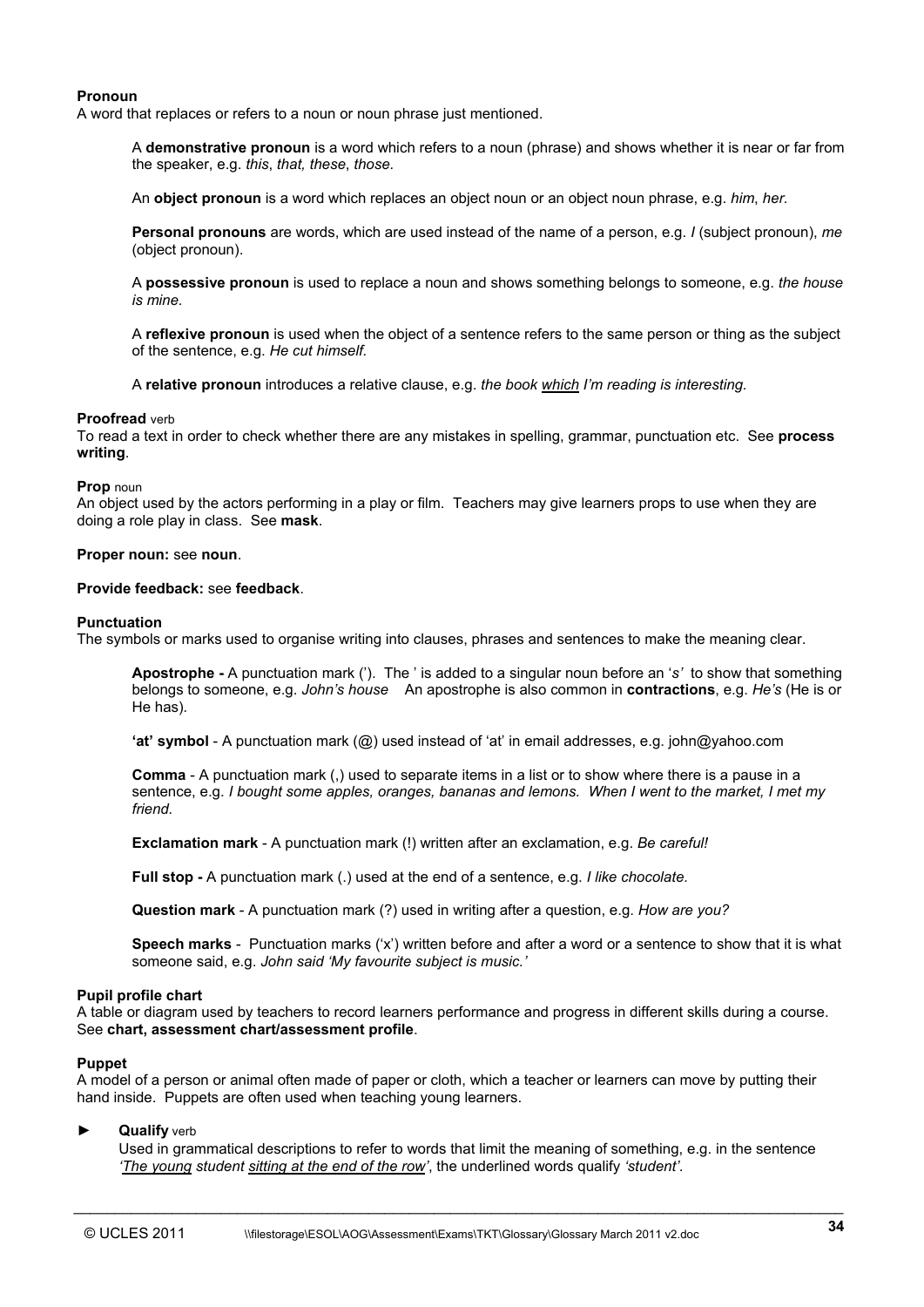**Pronoun**
A word that replaces or refers to a noun or noun phrase just mentioned.

> A **demonstrative pronoun** is a word which refers to a noun (phrase) and shows whether it is near or far from the speaker, e.g. *this*, *that, these*, *those.*
>
> An **object pronoun** is a word which replaces an object noun or an object noun phrase, e.g. *him*, *her.*
>
> **Personal pronouns** are words, which are used instead of the name of a person, e.g. *I* (subject pronoun), *me* (object pronoun).
>
> A **possessive pronoun** is used to replace a noun and shows something belongs to someone, e.g. *the house is mine.*
>
> A **reflexive pronoun** is used when the object of a sentence refers to the same person or thing as the subject of the sentence, e.g. *He cut himself.*
>
> A **relative pronoun** introduces a relative clause, e.g. *the book <u>which</u> I'm reading is interesting.*

**Proofread** verb
To read a text in order to check whether there are any mistakes in spelling, grammar, punctuation etc. See **process writing**.

**Prop** noun
An object used by the actors performing in a play or film. Teachers may give learners props to use when they are doing a role play in class. See **mask**.

**Proper noun:** see **noun**.

**Provide feedback:** see **feedback**.

**Punctuation**
The symbols or marks used to organise writing into clauses, phrases and sentences to make the meaning clear.

> **Apostrophe -** A punctuation mark ('). The ' is added to a singular noun before an '*s'* to show that something belongs to someone, e.g. *John's house* An apostrophe is also common in **contractions**, e.g. *He's* (He is or He has).
>
> **'at' symbol** - A punctuation mark (@) used instead of 'at' in email addresses, e.g. john@yahoo.com
>
> **Comma** - A punctuation mark (,) used to separate items in a list or to show where there is a pause in a sentence, e.g. *I bought some apples, oranges, bananas and lemons. When I went to the market, I met my friend.*
>
> **Exclamation mark** - A punctuation mark (!) written after an exclamation, e.g. *Be careful!*
>
> **Full stop -** A punctuation mark (.) used at the end of a sentence, e.g. *I like chocolate.*
>
> **Question mark** - A punctuation mark (?) used in writing after a question, e.g. *How are you?*
>
> **Speech marks** - Punctuation marks ('x') written before and after a word or a sentence to show that it is what someone said, e.g. *John said 'My favourite subject is music.'*

**Pupil profile chart**
A table or diagram used by teachers to record learners performance and progress in different skills during a course. See **chart, assessment chart/assessment profile**.

**Puppet**
A model of a person or animal often made of paper or cloth, which a teacher or learners can move by putting their hand inside. Puppets are often used when teaching young learners.

► **Qualify** verb
Used in grammatical descriptions to refer to words that limit the meaning of something, e.g. in the sentence *'<u>The young</u> student <u>sitting at the end of the row</u>'*, the underlined words qualify *'student'*.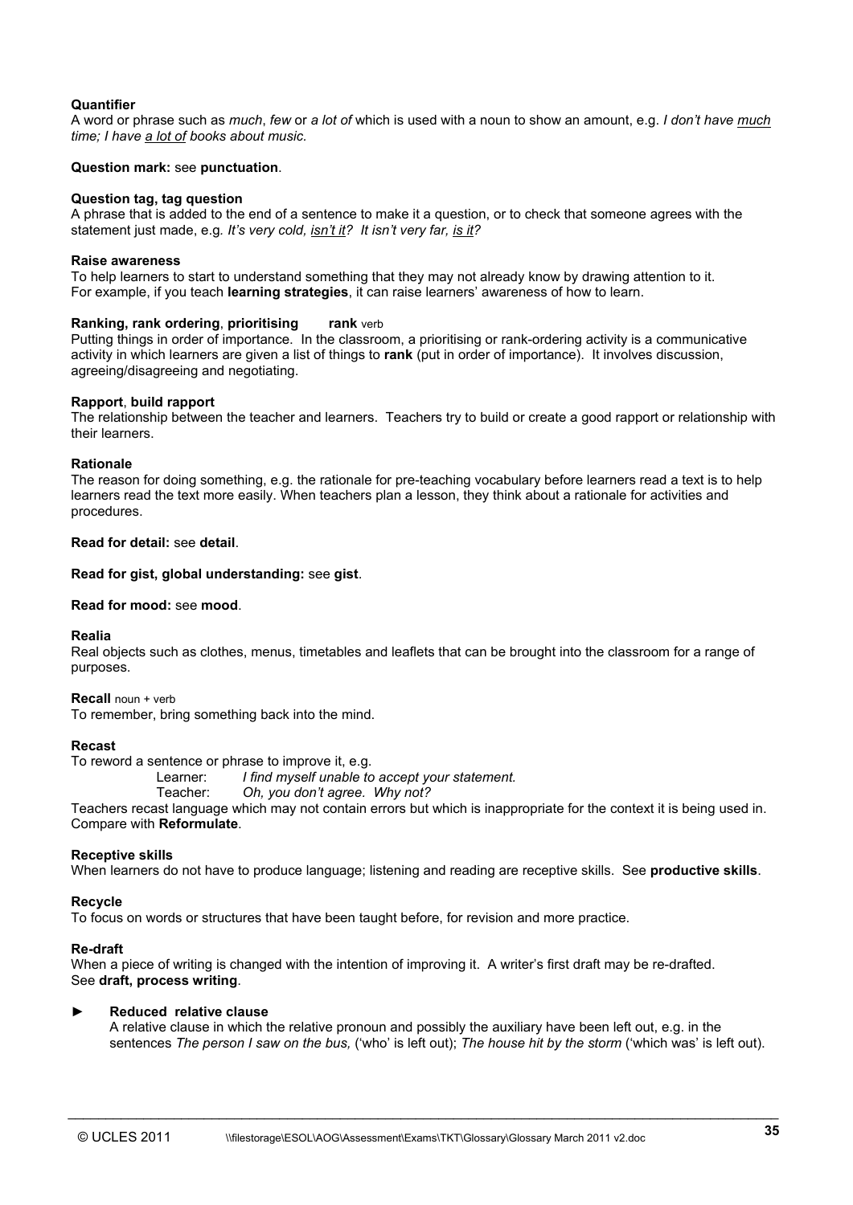**Quantifier**
A word or phrase such as *much*, *few* or *a lot of* which is used with a noun to show an amount, e.g. *I don't have <u>much</u> time; I have <u>a lot of</u> books about music.*

**Question mark:** see **punctuation**.

**Question tag, tag question**
A phrase that is added to the end of a sentence to make it a question, or to check that someone agrees with the statement just made, e.g. *It's very cold, <u>isn't it</u>? It isn't very far, <u>is it</u>?*

**Raise awareness**
To help learners to start to understand something that they may not already know by drawing attention to it. For example, if you teach **learning strategies**, it can raise learners' awareness of how to learn.

**Ranking, rank ordering**, **prioritising** **rank** verb
Putting things in order of importance. In the classroom, a prioritising or rank-ordering activity is a communicative activity in which learners are given a list of things to **rank** (put in order of importance). It involves discussion, agreeing/disagreeing and negotiating.

**Rapport**, **build rapport**
The relationship between the teacher and learners. Teachers try to build or create a good rapport or relationship with their learners.

**Rationale**
The reason for doing something, e.g. the rationale for pre-teaching vocabulary before learners read a text is to help learners read the text more easily. When teachers plan a lesson, they think about a rationale for activities and procedures.

**Read for detail:** see **detail**.

**Read for gist, global understanding:** see **gist**.

**Read for mood:** see **mood**.

**Realia**
Real objects such as clothes, menus, timetables and leaflets that can be brought into the classroom for a range of purposes.

**Recall** noun + verb
To remember, bring something back into the mind.

**Recast**
To reword a sentence or phrase to improve it, e.g.

Learner: *I find myself unable to accept your statement.*
Teacher: *Oh, you don't agree. Why not?*

Teachers recast language which may not contain errors but which is inappropriate for the context it is being used in. Compare with **Reformulate**.

**Receptive skills**
When learners do not have to produce language; listening and reading are receptive skills. See **productive skills**.

**Recycle**
To focus on words or structures that have been taught before, for revision and more practice.

**Re-draft**
When a piece of writing is changed with the intention of improving it. A writer's first draft may be re-drafted. See **draft, process writing**.

► **Reduced relative clause**
A relative clause in which the relative pronoun and possibly the auxiliary have been left out, e.g. in the sentences *The person I saw on the bus,* ('who' is left out); *The house hit by the storm* ('which was' is left out).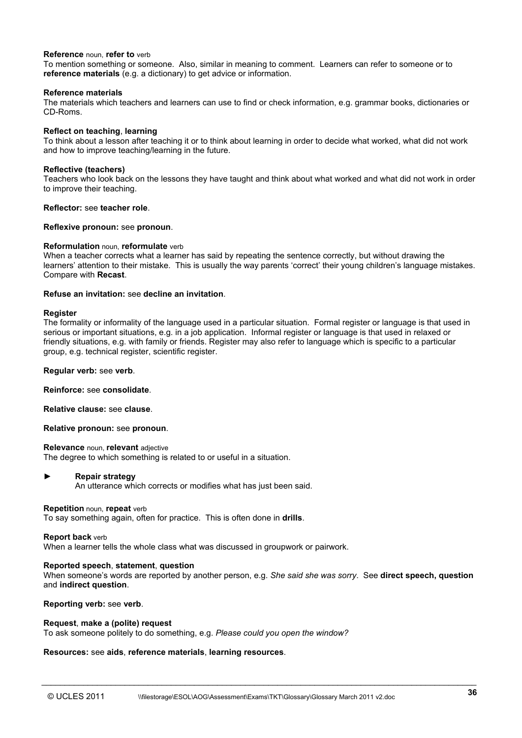**Reference** noun, **refer to** verb
To mention something or someone. Also, similar in meaning to comment. Learners can refer to someone or to **reference materials** (e.g. a dictionary) to get advice or information.

**Reference materials**
The materials which teachers and learners can use to find or check information, e.g. grammar books, dictionaries or CD-Roms.

**Reflect on teaching**, **learning**
To think about a lesson after teaching it or to think about learning in order to decide what worked, what did not work and how to improve teaching/learning in the future.

**Reflective (teachers)**
Teachers who look back on the lessons they have taught and think about what worked and what did not work in order to improve their teaching.

**Reflector:** see **teacher role**.

**Reflexive pronoun:** see **pronoun**.

**Reformulation** noun, **reformulate** verb
When a teacher corrects what a learner has said by repeating the sentence correctly, but without drawing the learners' attention to their mistake. This is usually the way parents 'correct' their young children's language mistakes. Compare with **Recast**.

**Refuse an invitation:** see **decline an invitation**.

**Register**
The formality or informality of the language used in a particular situation. Formal register or language is that used in serious or important situations, e.g. in a job application. Informal register or language is that used in relaxed or friendly situations, e.g. with family or friends. Register may also refer to language which is specific to a particular group, e.g. technical register, scientific register.

**Regular verb:** see **verb**.

**Reinforce:** see **consolidate**.

**Relative clause:** see **clause**.

**Relative pronoun:** see **pronoun**.

**Relevance** noun, **relevant** adjective
The degree to which something is related to or useful in a situation.

► **Repair strategy**
An utterance which corrects or modifies what has just been said.

**Repetition** noun, **repeat** verb
To say something again, often for practice. This is often done in **drills**.

**Report back** verb
When a learner tells the whole class what was discussed in groupwork or pairwork.

**Reported speech**, **statement**, **question**
When someone's words are reported by another person, e.g. *She said she was sorry*. See **direct speech, question** and **indirect question**.

**Reporting verb:** see **verb**.

**Request**, **make a (polite) request**
To ask someone politely to do something, e.g. *Please could you open the window?*

**Resources:** see **aids**, **reference materials**, **learning resources**.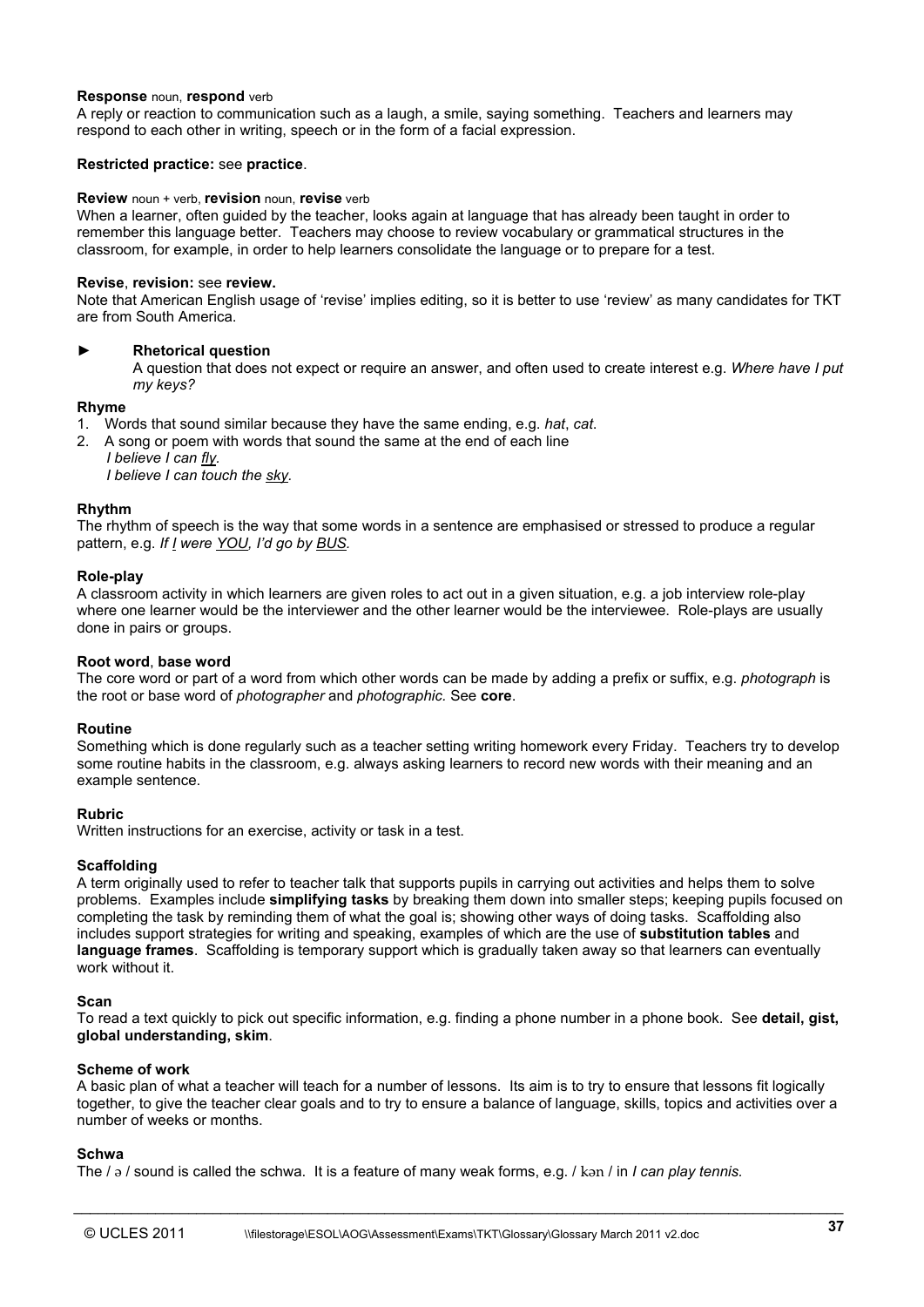**Response** noun, **respond** verb
A reply or reaction to communication such as a laugh, a smile, saying something. Teachers and learners may respond to each other in writing, speech or in the form of a facial expression.

**Restricted practice:** see **practice**.

**Review** noun + verb, **revision** noun, **revise** verb
When a learner, often guided by the teacher, looks again at language that has already been taught in order to remember this language better. Teachers may choose to review vocabulary or grammatical structures in the classroom, for example, in order to help learners consolidate the language or to prepare for a test.

**Revise**, **revision:** see **review.**
Note that American English usage of 'revise' implies editing, so it is better to use 'review' as many candidates for TKT are from South America.

► **Rhetorical question**
A question that does not expect or require an answer, and often used to create interest e.g. *Where have I put my keys?*

**Rhyme**

1. Words that sound similar because they have the same ending, e.g. *hat*, *cat.*
2. A song or poem with words that sound the same at the end of each line
   *I believe I can fly.*
   *I believe I can touch the sky.*

**Rhythm**
The rhythm of speech is the way that some words in a sentence are emphasised or stressed to produce a regular pattern, e.g. *If I were YOU, I'd go by BUS.*

**Role-play**
A classroom activity in which learners are given roles to act out in a given situation, e.g. a job interview role-play where one learner would be the interviewer and the other learner would be the interviewee. Role-plays are usually done in pairs or groups.

**Root word**, **base word**
The core word or part of a word from which other words can be made by adding a prefix or suffix, e.g. *photograph* is the root or base word of *photographer* and *photographic.* See **core**.

**Routine**
Something which is done regularly such as a teacher setting writing homework every Friday. Teachers try to develop some routine habits in the classroom, e.g. always asking learners to record new words with their meaning and an example sentence.

**Rubric**
Written instructions for an exercise, activity or task in a test.

**Scaffolding**
A term originally used to refer to teacher talk that supports pupils in carrying out activities and helps them to solve problems. Examples include **simplifying tasks** by breaking them down into smaller steps; keeping pupils focused on completing the task by reminding them of what the goal is; showing other ways of doing tasks. Scaffolding also includes support strategies for writing and speaking, examples of which are the use of **substitution tables** and **language frames**. Scaffolding is temporary support which is gradually taken away so that learners can eventually work without it.

**Scan**
To read a text quickly to pick out specific information, e.g. finding a phone number in a phone book. See **detail, gist, global understanding, skim**.

**Scheme of work**
A basic plan of what a teacher will teach for a number of lessons. Its aim is to try to ensure that lessons fit logically together, to give the teacher clear goals and to try to ensure a balance of language, skills, topics and activities over a number of weeks or months.

**Schwa**
The / ə / sound is called the schwa. It is a feature of many weak forms, e.g. / kən / in *I can play tennis.*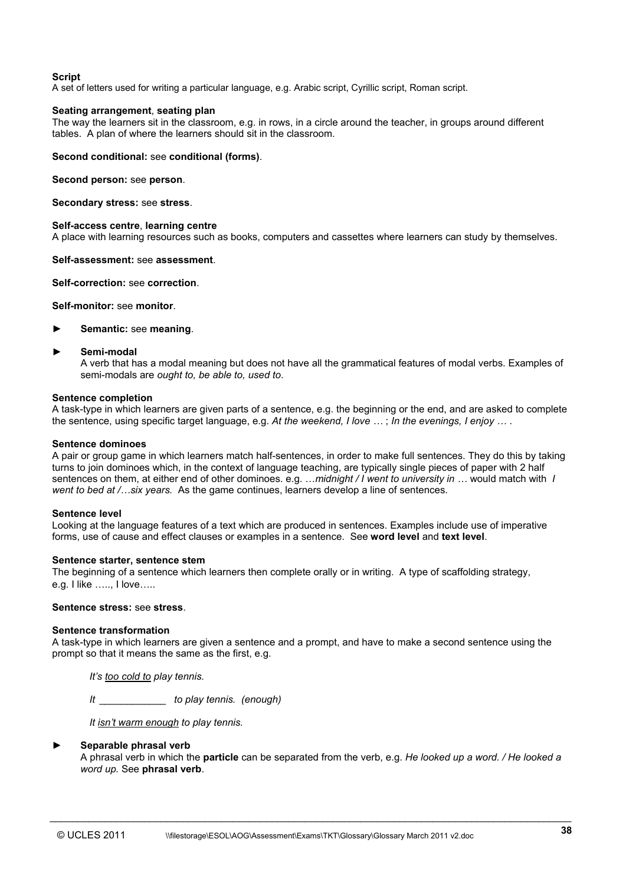**Script**
A set of letters used for writing a particular language, e.g. Arabic script, Cyrillic script, Roman script.

**Seating arrangement**, **seating plan**
The way the learners sit in the classroom, e.g. in rows, in a circle around the teacher, in groups around different tables. A plan of where the learners should sit in the classroom.

**Second conditional:** see **conditional (forms)**.

**Second person:** see **person**.

**Secondary stress:** see **stress**.

**Self-access centre**, **learning centre**
A place with learning resources such as books, computers and cassettes where learners can study by themselves.

**Self-assessment:** see **assessment**.

**Self-correction:** see **correction**.

**Self-monitor:** see **monitor**.

► **Semantic:** see **meaning**.

► **Semi-modal**
A verb that has a modal meaning but does not have all the grammatical features of modal verbs. Examples of semi-modals are *ought to, be able to, used to*.

**Sentence completion**
A task-type in which learners are given parts of a sentence, e.g. the beginning or the end, and are asked to complete the sentence, using specific target language, e.g. *At the weekend, I love …* ; *In the evenings, I enjoy …* .

**Sentence dominoes**
A pair or group game in which learners match half-sentences, in order to make full sentences. They do this by taking turns to join dominoes which, in the context of language teaching, are typically single pieces of paper with 2 half sentences on them, at either end of other dominoes. e.g. *…midnight / I went to university in …* would match with *I went to bed at /…six years.* As the game continues, learners develop a line of sentences.

**Sentence level**
Looking at the language features of a text which are produced in sentences. Examples include use of imperative forms, use of cause and effect clauses or examples in a sentence. See **word level** and **text level**.

**Sentence starter, sentence stem**
The beginning of a sentence which learners then complete orally or in writing. A type of scaffolding strategy, e.g. I like ….., I love…..

**Sentence stress:** see **stress**.

**Sentence transformation**
A task-type in which learners are given a sentence and a prompt, and have to make a second sentence using the prompt so that it means the same as the first, e.g.

*It's too cold to play tennis.*

*It ____________ to play tennis. (enough)*

*It isn't warm enough to play tennis.*

► **Separable phrasal verb**
A phrasal verb in which the **particle** can be separated from the verb, e.g. *He looked up a word. / He looked a word up.* See **phrasal verb**.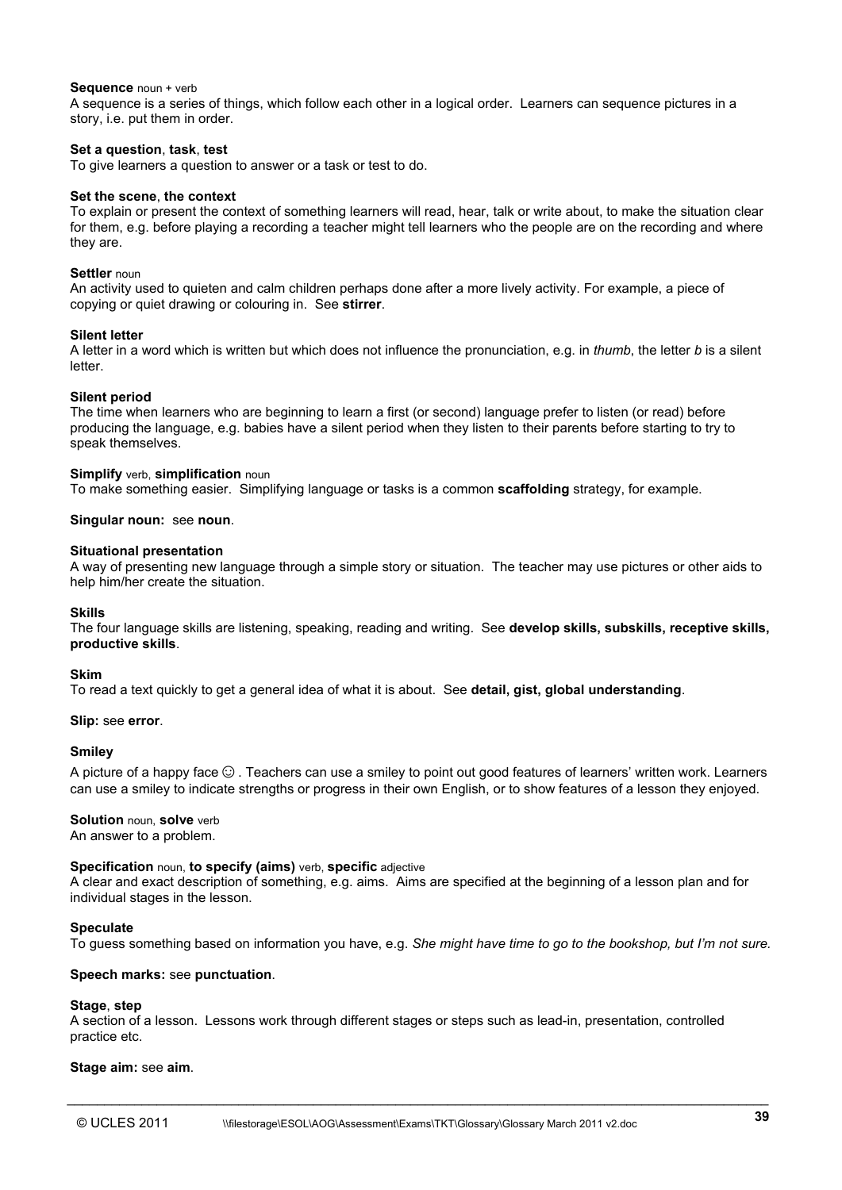**Sequence** noun + verb
A sequence is a series of things, which follow each other in a logical order. Learners can sequence pictures in a story, i.e. put them in order.

**Set a question**, **task**, **test**
To give learners a question to answer or a task or test to do.

**Set the scene**, **the context**
To explain or present the context of something learners will read, hear, talk or write about, to make the situation clear for them, e.g. before playing a recording a teacher might tell learners who the people are on the recording and where they are.

**Settler** noun
An activity used to quieten and calm children perhaps done after a more lively activity. For example, a piece of copying or quiet drawing or colouring in. See **stirrer**.

**Silent letter**
A letter in a word which is written but which does not influence the pronunciation, e.g. in *thumb*, the letter *b* is a silent letter.

**Silent period**
The time when learners who are beginning to learn a first (or second) language prefer to listen (or read) before producing the language, e.g. babies have a silent period when they listen to their parents before starting to try to speak themselves.

**Simplify** verb, **simplification** noun
To make something easier. Simplifying language or tasks is a common **scaffolding** strategy, for example.

**Singular noun:** see **noun**.

**Situational presentation**
A way of presenting new language through a simple story or situation. The teacher may use pictures or other aids to help him/her create the situation.

**Skills**
The four language skills are listening, speaking, reading and writing. See **develop skills, subskills, receptive skills, productive skills**.

**Skim**
To read a text quickly to get a general idea of what it is about. See **detail, gist, global understanding**.

**Slip:** see **error**.

**Smiley**
A picture of a happy face ☺ . Teachers can use a smiley to point out good features of learners' written work. Learners can use a smiley to indicate strengths or progress in their own English, or to show features of a lesson they enjoyed.

**Solution** noun, **solve** verb
An answer to a problem.

**Specification** noun, **to specify (aims)** verb, **specific** adjective
A clear and exact description of something, e.g. aims. Aims are specified at the beginning of a lesson plan and for individual stages in the lesson.

**Speculate**
To guess something based on information you have, e.g. *She might have time to go to the bookshop, but I'm not sure.*

**Speech marks:** see **punctuation**.

**Stage**, **step**
A section of a lesson. Lessons work through different stages or steps such as lead-in, presentation, controlled practice etc.

**Stage aim:** see **aim**.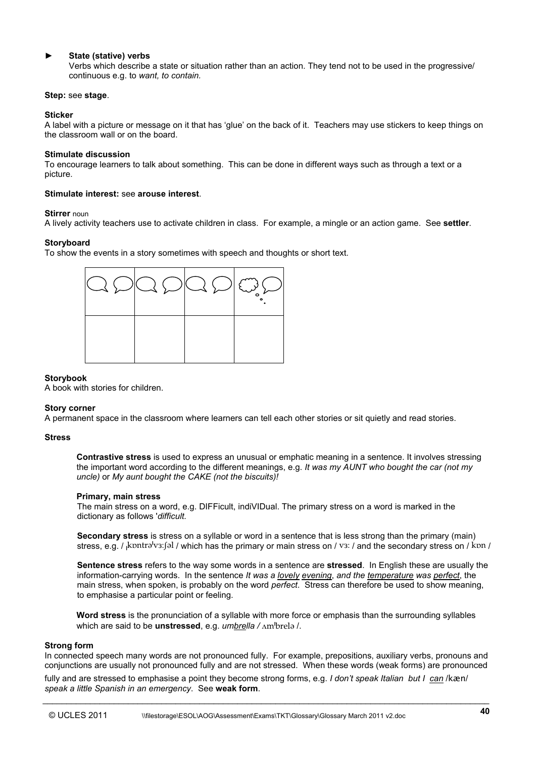► **State (stative) verbs**
Verbs which describe a state or situation rather than an action. They tend not to be used in the progressive/ continuous e.g. to *want, to contain.*

**Step:** see **stage**.

**Sticker**
A label with a picture or message on it that has 'glue' on the back of it. Teachers may use stickers to keep things on the classroom wall or on the board.

**Stimulate discussion**
To encourage learners to talk about something. This can be done in different ways such as through a text or a picture.

**Stimulate interest:** see **arouse interest**.

**Stirrer** noun
A lively activity teachers use to activate children in class. For example, a mingle or an action game. See **settler**.

**Storyboard**
To show the events in a story sometimes with speech and thoughts or short text.

**Storybook**
A book with stories for children.

**Story corner**
A permanent space in the classroom where learners can tell each other stories or sit quietly and read stories.

**Stress**

**Contrastive stress** is used to express an unusual or emphatic meaning in a sentence. It involves stressing the important word according to the different meanings, e.g. *It was my AUNT who bought the car (not my uncle)* or *My aunt bought the CAKE (not the biscuits)!*

**Primary, main stress**
The main stress on a word, e.g. DIFFicult, indiVIDual. The primary stress on a word is marked in the dictionary as follows '*difficult.*

**Secondary stress** is stress on a syllable or word in a sentence that is less strong than the primary (main) stress, e.g. / ˌkɒntrəˈvɜːʃəl / which has the primary or main stress on / vɜː / and the secondary stress on / kɒn /

**Sentence stress** refers to the way some words in a sentence are **stressed**. In English these are usually the information-carrying words. In the sentence *It was a lovely evening, and the temperature was perfect*, the main stress, when spoken, is probably on the word *perfect*. Stress can therefore be used to show meaning, to emphasise a particular point or feeling.

**Word stress** is the pronunciation of a syllable with more force or emphasis than the surrounding syllables which are said to be **unstressed**, e.g. *umbrella /* ʌmˈbrelə /.

**Strong form**
In connected speech many words are not pronounced fully. For example, prepositions, auxiliary verbs, pronouns and conjunctions are usually not pronounced fully and are not stressed. When these words (weak forms) are pronounced fully and are stressed to emphasise a point they become strong forms, e.g. *I don't speak Italian but I can* /kæn/ *speak a little Spanish in an emergency*. See **weak form**.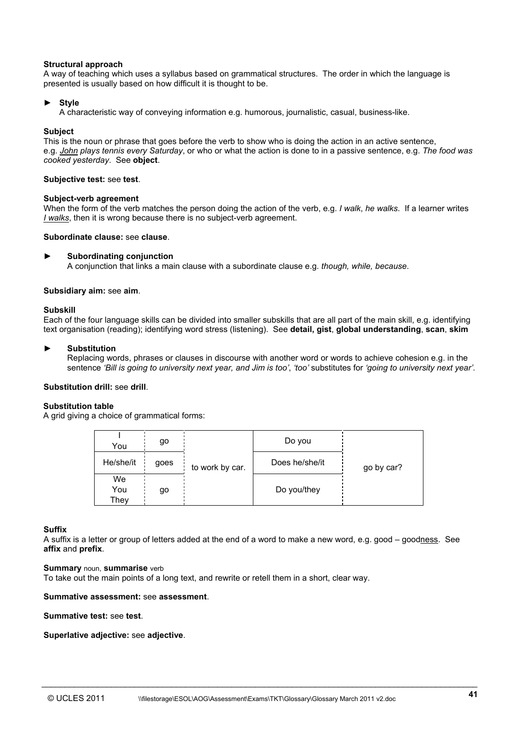**Structural approach**
A way of teaching which uses a syllabus based on grammatical structures. The order in which the language is presented is usually based on how difficult it is thought to be.

► **Style**
A characteristic way of conveying information e.g. humorous, journalistic, casual, business-like.

**Subject**
This is the noun or phrase that goes before the verb to show who is doing the action in an active sentence, e.g. *<u>John</u> plays tennis every Saturday*, or who or what the action is done to in a passive sentence, e.g. *The food was cooked yesterday*. See **object**.

**Subjective test:** see **test**.

**Subject-verb agreement**
When the form of the verb matches the person doing the action of the verb, e.g. *I walk*, *he walks*. If a learner writes *<u>I walks</u>*, then it is wrong because there is no subject-verb agreement.

**Subordinate clause:** see **clause**.

► **Subordinating conjunction**
A conjunction that links a main clause with a subordinate clause e.g. *though, while, because*.

**Subsidiary aim:** see **aim**.

**Subskill**
Each of the four language skills can be divided into smaller subskills that are all part of the main skill, e.g. identifying text organisation (reading); identifying word stress (listening). See **detail, gist**, **global understanding**, **scan**, **skim**

► **Substitution**
Replacing words, phrases or clauses in discourse with another word or words to achieve cohesion e.g. in the sentence *'Bill is going to university next year, and Jim is too'*, *'too'* substitutes for *'going to university next year'*.

**Substitution drill:** see **drill**.

**Substitution table**
A grid giving a choice of grammatical forms:

| | | | | |
|---|---|---|---|---|
| I<br>You | go | to work by car. | Do you | go by car? |
| He/she/it | goes | | Does he/she/it | |
| We<br>You<br>They | go | | Do you/they | |

**Suffix**
A suffix is a letter or group of letters added at the end of a word to make a new word, e.g. good – good<u>ness</u>. See **affix** and **prefix**.

**Summary** noun, **summarise** verb
To take out the main points of a long text, and rewrite or retell them in a short, clear way.

**Summative assessment:** see **assessment**.

**Summative test:** see **test**.

**Superlative adjective:** see **adjective**.

© UCLES 2011 \\filestorage\ESOL\AOG\Assessment\Exams\TKT\Glossary\Glossary March 2011 v2.doc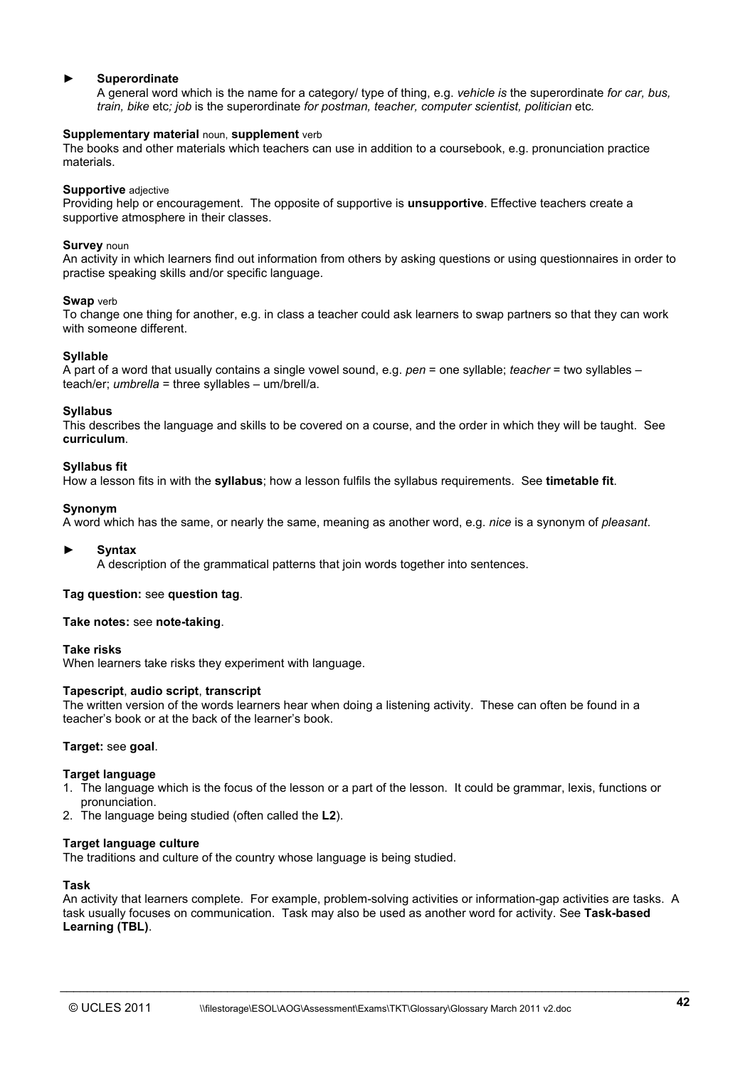► **Superordinate**

A general word which is the name for a category/ type of thing, e.g. *vehicle is* the superordinate *for car, bus, train, bike* etc*; job* is the superordinate *for postman, teacher, computer scientist, politician* etc*.*

**Supplementary material** noun, **supplement** verb

The books and other materials which teachers can use in addition to a coursebook, e.g. pronunciation practice materials.

**Supportive** adjective

Providing help or encouragement. The opposite of supportive is **unsupportive**. Effective teachers create a supportive atmosphere in their classes.

**Survey** noun

An activity in which learners find out information from others by asking questions or using questionnaires in order to practise speaking skills and/or specific language.

**Swap** verb

To change one thing for another, e.g. in class a teacher could ask learners to swap partners so that they can work with someone different.

**Syllable**

A part of a word that usually contains a single vowel sound, e.g. *pen* = one syllable; *teacher* = two syllables – teach/er; *umbrella* = three syllables – um/brell/a.

**Syllabus**

This describes the language and skills to be covered on a course, and the order in which they will be taught. See **curriculum**.

**Syllabus fit**

How a lesson fits in with the **syllabus**; how a lesson fulfils the syllabus requirements. See **timetable fit**.

**Synonym**

A word which has the same, or nearly the same, meaning as another word, e.g. *nice* is a synonym of *pleasant*.

► **Syntax**

A description of the grammatical patterns that join words together into sentences.

**Tag question:** see **question tag**.

**Take notes:** see **note-taking**.

**Take risks**

When learners take risks they experiment with language.

**Tapescript**, **audio script**, **transcript**

The written version of the words learners hear when doing a listening activity. These can often be found in a teacher's book or at the back of the learner's book.

**Target:** see **goal**.

**Target language**

1. The language which is the focus of the lesson or a part of the lesson. It could be grammar, lexis, functions or pronunciation.
2. The language being studied (often called the **L2**).

**Target language culture**

The traditions and culture of the country whose language is being studied.

**Task**

An activity that learners complete. For example, problem-solving activities or information-gap activities are tasks. A task usually focuses on communication. Task may also be used as another word for activity. See **Task-based Learning (TBL)**.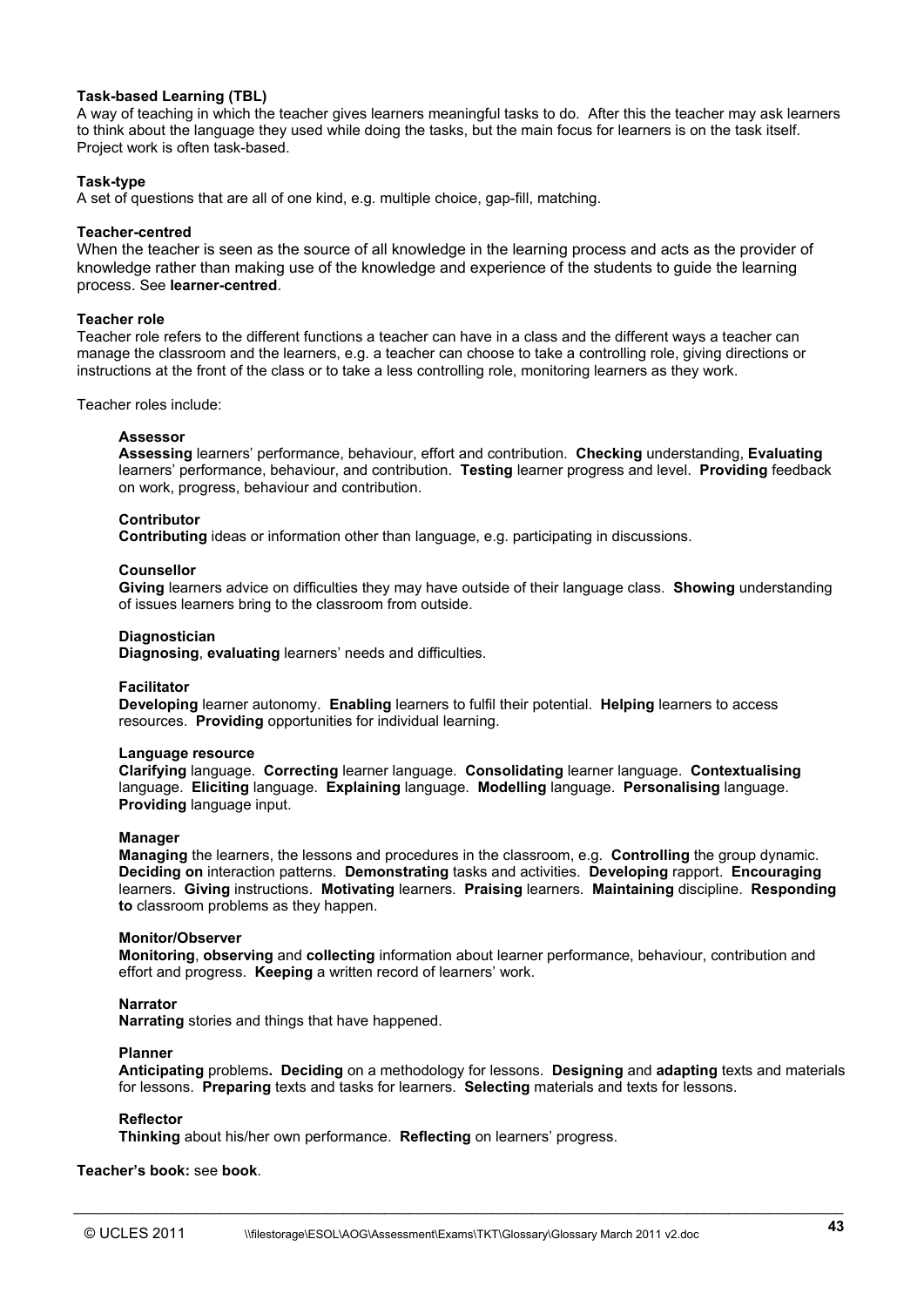**Task-based Learning (TBL)**
A way of teaching in which the teacher gives learners meaningful tasks to do. After this the teacher may ask learners to think about the language they used while doing the tasks, but the main focus for learners is on the task itself. Project work is often task-based.

**Task-type**
A set of questions that are all of one kind, e.g. multiple choice, gap-fill, matching.

**Teacher-centred**
When the teacher is seen as the source of all knowledge in the learning process and acts as the provider of knowledge rather than making use of the knowledge and experience of the students to guide the learning process. See **learner-centred**.

**Teacher role**
Teacher role refers to the different functions a teacher can have in a class and the different ways a teacher can manage the classroom and the learners, e.g. a teacher can choose to take a controlling role, giving directions or instructions at the front of the class or to take a less controlling role, monitoring learners as they work.

Teacher roles include:

**Assessor**
**Assessing** learners' performance, behaviour, effort and contribution. **Checking** understanding, **Evaluating** learners' performance, behaviour, and contribution. **Testing** learner progress and level. **Providing** feedback on work, progress, behaviour and contribution.

**Contributor**
**Contributing** ideas or information other than language, e.g. participating in discussions.

**Counsellor**
**Giving** learners advice on difficulties they may have outside of their language class. **Showing** understanding of issues learners bring to the classroom from outside.

**Diagnostician**
**Diagnosing**, **evaluating** learners' needs and difficulties.

**Facilitator**
**Developing** learner autonomy. **Enabling** learners to fulfil their potential. **Helping** learners to access resources. **Providing** opportunities for individual learning.

**Language resource**
**Clarifying** language. **Correcting** learner language. **Consolidating** learner language. **Contextualising** language. **Eliciting** language. **Explaining** language. **Modelling** language. **Personalising** language. **Providing** language input.

**Manager**
**Managing** the learners, the lessons and procedures in the classroom, e.g. **Controlling** the group dynamic. **Deciding on** interaction patterns. **Demonstrating** tasks and activities. **Developing** rapport. **Encouraging** learners. **Giving** instructions. **Motivating** learners. **Praising** learners. **Maintaining** discipline. **Responding to** classroom problems as they happen.

**Monitor/Observer**
**Monitoring**, **observing** and **collecting** information about learner performance, behaviour, contribution and effort and progress. **Keeping** a written record of learners' work.

**Narrator**
**Narrating** stories and things that have happened.

**Planner**
**Anticipating** problems**.** **Deciding** on a methodology for lessons. **Designing** and **adapting** texts and materials for lessons. **Preparing** texts and tasks for learners. **Selecting** materials and texts for lessons.

**Reflector**
**Thinking** about his/her own performance. **Reflecting** on learners' progress.

**Teacher's book:** see **book**.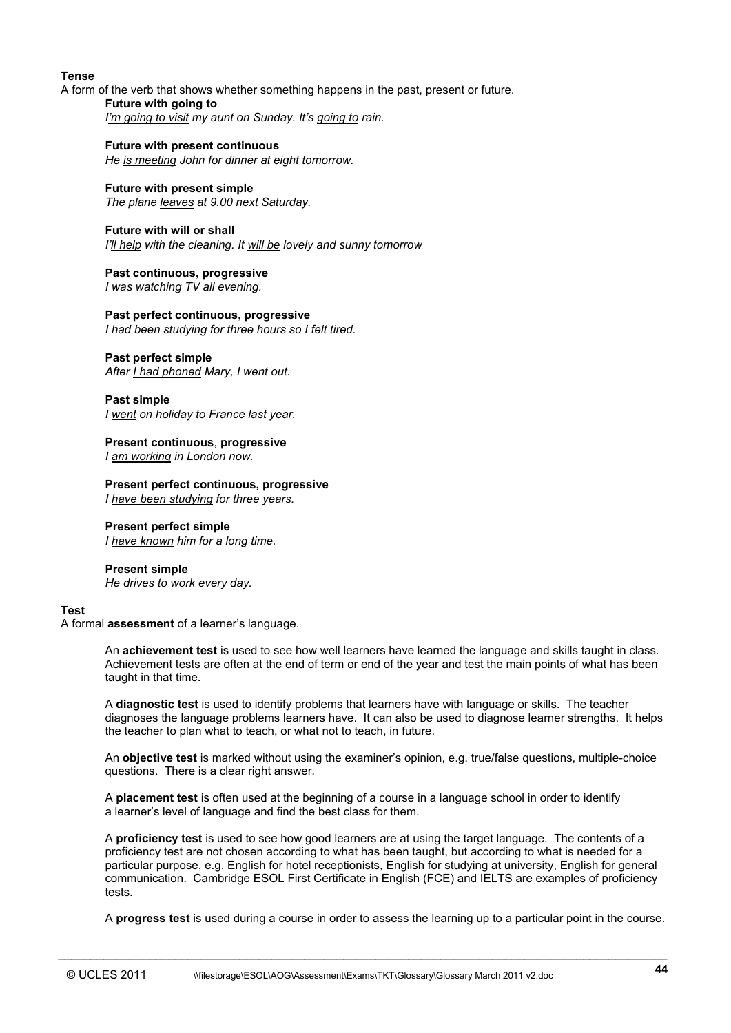**Tense**

A form of the verb that shows whether something happens in the past, present or future.

**Future with going to**
*I'm going to visit my aunt on Sunday. It's going to rain.*

**Future with present continuous**
*He is meeting John for dinner at eight tomorrow.*

**Future with present simple**
*The plane leaves at 9.00 next Saturday.*

**Future with will or shall**
*I'll help with the cleaning. It will be lovely and sunny tomorrow*

**Past continuous, progressive**
*I was watching TV all evening.*

**Past perfect continuous, progressive**
*I had been studying for three hours so I felt tired.*

**Past perfect simple**
*After I had phoned Mary, I went out.*

**Past simple**
*I went on holiday to France last year.*

**Present continuous**, **progressive**
*I am working in London now.*

**Present perfect continuous, progressive**
*I have been studying for three years.*

**Present perfect simple**
*I have known him for a long time.*

**Present simple**
*He drives to work every day.*

**Test**

A formal **assessment** of a learner's language.

An **achievement test** is used to see how well learners have learned the language and skills taught in class. Achievement tests are often at the end of term or end of the year and test the main points of what has been taught in that time.

A **diagnostic test** is used to identify problems that learners have with language or skills. The teacher diagnoses the language problems learners have. It can also be used to diagnose learner strengths. It helps the teacher to plan what to teach, or what not to teach, in future.

An **objective test** is marked without using the examiner's opinion, e.g. true/false questions, multiple-choice questions. There is a clear right answer.

A **placement test** is often used at the beginning of a course in a language school in order to identify a learner's level of language and find the best class for them.

A **proficiency test** is used to see how good learners are at using the target language. The contents of a proficiency test are not chosen according to what has been taught, but according to what is needed for a particular purpose, e.g. English for hotel receptionists, English for studying at university, English for general communication. Cambridge ESOL First Certificate in English (FCE) and IELTS are examples of proficiency tests.

A **progress test** is used during a course in order to assess the learning up to a particular point in the course.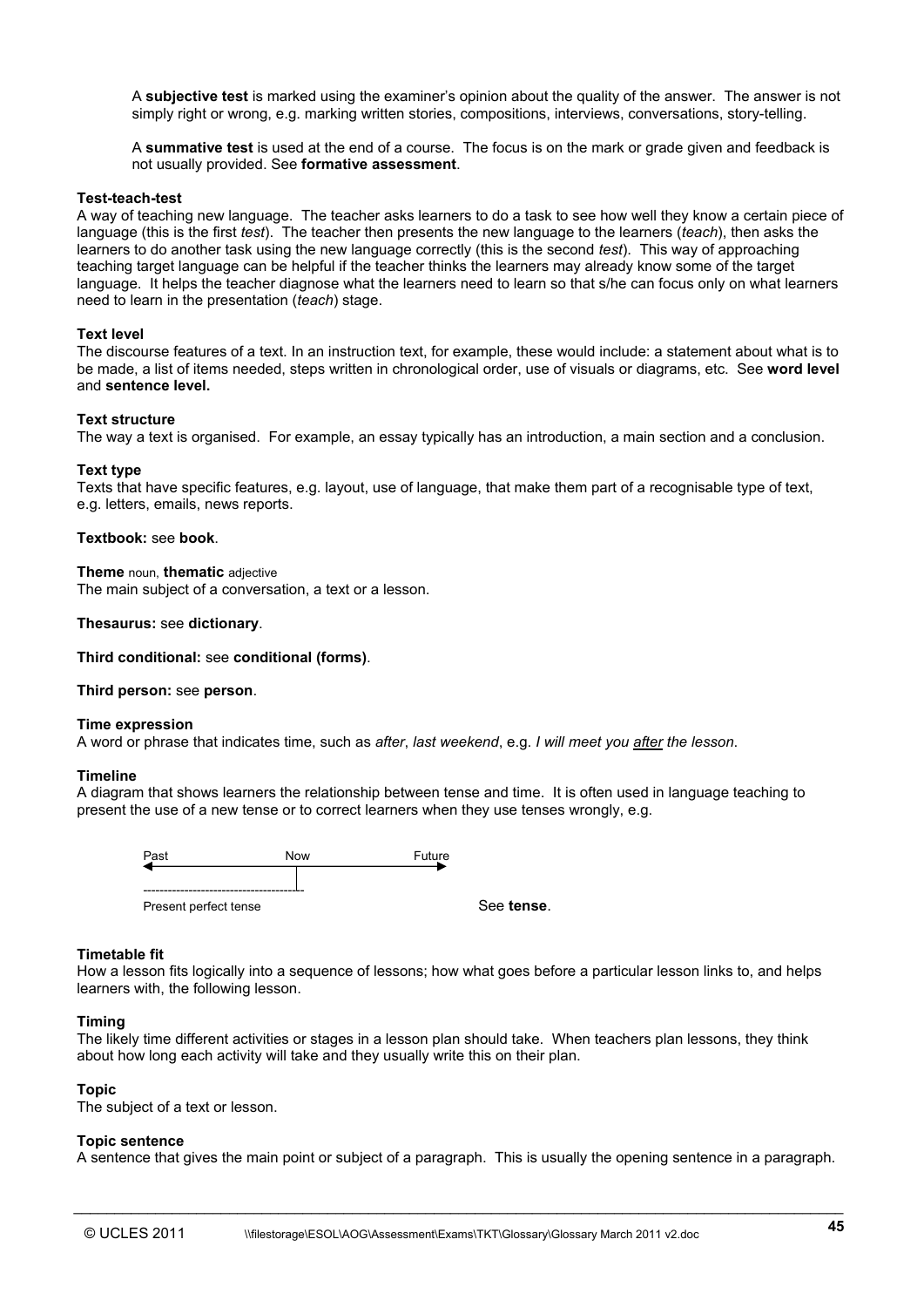A **subjective test** is marked using the examiner's opinion about the quality of the answer. The answer is not simply right or wrong, e.g. marking written stories, compositions, interviews, conversations, story-telling.

A **summative test** is used at the end of a course. The focus is on the mark or grade given and feedback is not usually provided. See **formative assessment**.

**Test-teach-test**
A way of teaching new language. The teacher asks learners to do a task to see how well they know a certain piece of language (this is the first *test*). The teacher then presents the new language to the learners (*teach*), then asks the learners to do another task using the new language correctly (this is the second *test*). This way of approaching teaching target language can be helpful if the teacher thinks the learners may already know some of the target language. It helps the teacher diagnose what the learners need to learn so that s/he can focus only on what learners need to learn in the presentation (*teach*) stage.

**Text level**
The discourse features of a text. In an instruction text, for example, these would include: a statement about what is to be made, a list of items needed, steps written in chronological order, use of visuals or diagrams, etc. See **word level** and **sentence level.**

**Text structure**
The way a text is organised. For example, an essay typically has an introduction, a main section and a conclusion.

**Text type**
Texts that have specific features, e.g. layout, use of language, that make them part of a recognisable type of text, e.g. letters, emails, news reports.

**Textbook:** see **book**.

**Theme** noun, **thematic** adjective
The main subject of a conversation, a text or a lesson.

**Thesaurus:** see **dictionary**.

**Third conditional:** see **conditional (forms)**.

**Third person:** see **person**.

**Time expression**
A word or phrase that indicates time, such as *after*, *last weekend*, e.g. *I will meet you after the lesson*.

**Timeline**
A diagram that shows learners the relationship between tense and time. It is often used in language teaching to present the use of a new tense or to correct learners when they use tenses wrongly, e.g.

```
Past               Now                Future
<--------------------|------------------->
---------------------
Present perfect tense
```

See **tense**.

**Timetable fit**
How a lesson fits logically into a sequence of lessons; how what goes before a particular lesson links to, and helps learners with, the following lesson.

**Timing**
The likely time different activities or stages in a lesson plan should take. When teachers plan lessons, they think about how long each activity will take and they usually write this on their plan.

**Topic**
The subject of a text or lesson.

**Topic sentence**
A sentence that gives the main point or subject of a paragraph. This is usually the opening sentence in a paragraph.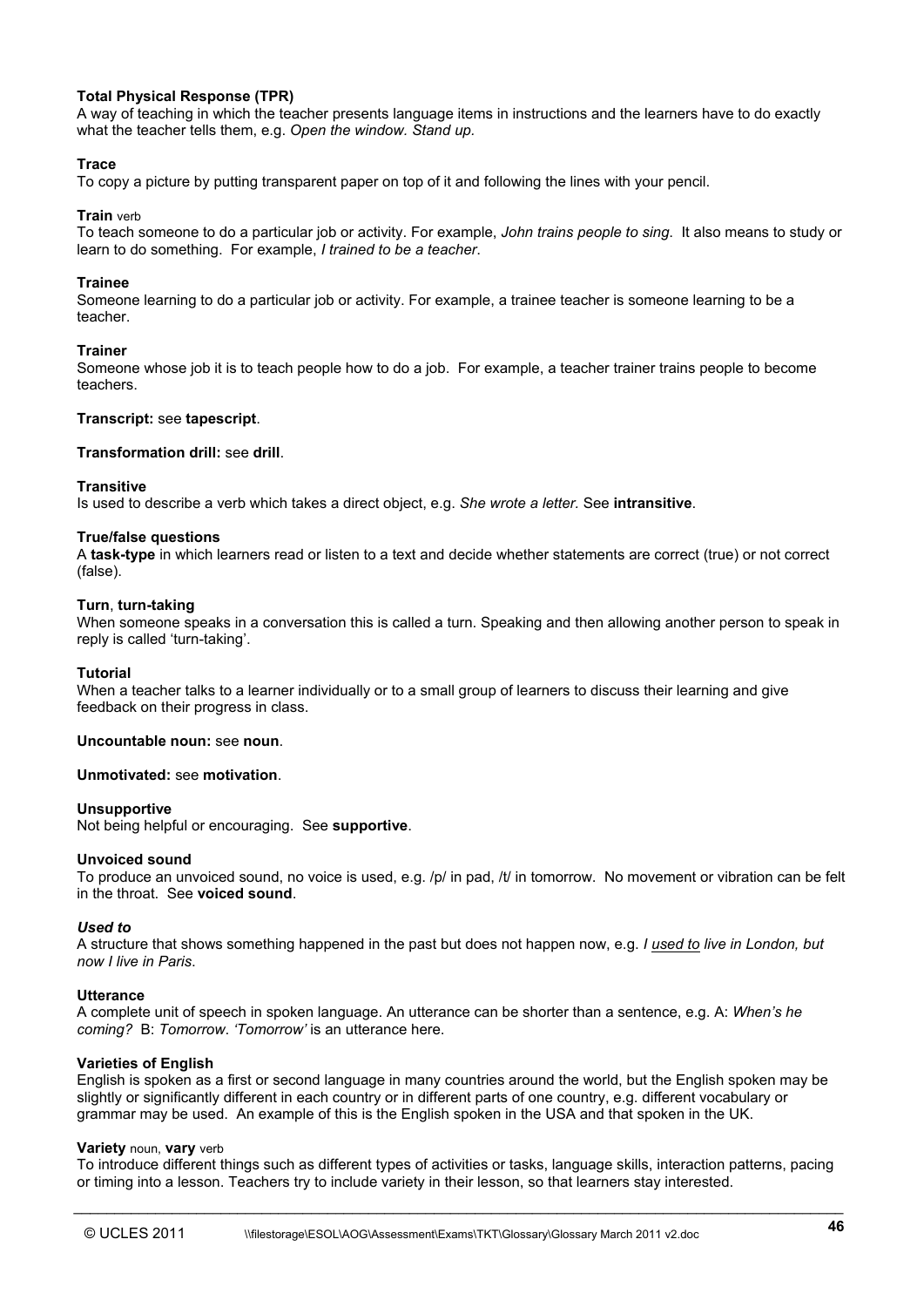**Total Physical Response (TPR)**
A way of teaching in which the teacher presents language items in instructions and the learners have to do exactly what the teacher tells them, e.g. *Open the window. Stand up.*

**Trace**
To copy a picture by putting transparent paper on top of it and following the lines with your pencil.

**Train** verb
To teach someone to do a particular job or activity. For example, *John trains people to sing*. It also means to study or learn to do something. For example, *I trained to be a teacher*.

**Trainee**
Someone learning to do a particular job or activity. For example, a trainee teacher is someone learning to be a teacher.

**Trainer**
Someone whose job it is to teach people how to do a job. For example, a teacher trainer trains people to become teachers.

**Transcript:** see **tapescript**.

**Transformation drill:** see **drill**.

**Transitive**
Is used to describe a verb which takes a direct object, e.g. *She wrote a letter.* See **intransitive**.

**True/false questions**
A **task-type** in which learners read or listen to a text and decide whether statements are correct (true) or not correct (false).

**Turn**, **turn-taking**
When someone speaks in a conversation this is called a turn. Speaking and then allowing another person to speak in reply is called 'turn-taking'.

**Tutorial**
When a teacher talks to a learner individually or to a small group of learners to discuss their learning and give feedback on their progress in class.

**Uncountable noun:** see **noun**.

**Unmotivated:** see **motivation**.

**Unsupportive**
Not being helpful or encouraging. See **supportive**.

**Unvoiced sound**
To produce an unvoiced sound, no voice is used, e.g. /p/ in pad, /t/ in tomorrow. No movement or vibration can be felt in the throat. See **voiced sound**.

***Used to***
A structure that shows something happened in the past but does not happen now, e.g. *I <u>used to</u> live in London, but now I live in Paris*.

**Utterance**
A complete unit of speech in spoken language. An utterance can be shorter than a sentence, e.g. A: *When's he coming?* B: *Tomorrow*. *'Tomorrow'* is an utterance here.

**Varieties of English**
English is spoken as a first or second language in many countries around the world, but the English spoken may be slightly or significantly different in each country or in different parts of one country, e.g. different vocabulary or grammar may be used. An example of this is the English spoken in the USA and that spoken in the UK.

**Variety** noun, **vary** verb
To introduce different things such as different types of activities or tasks, language skills, interaction patterns, pacing or timing into a lesson. Teachers try to include variety in their lesson, so that learners stay interested.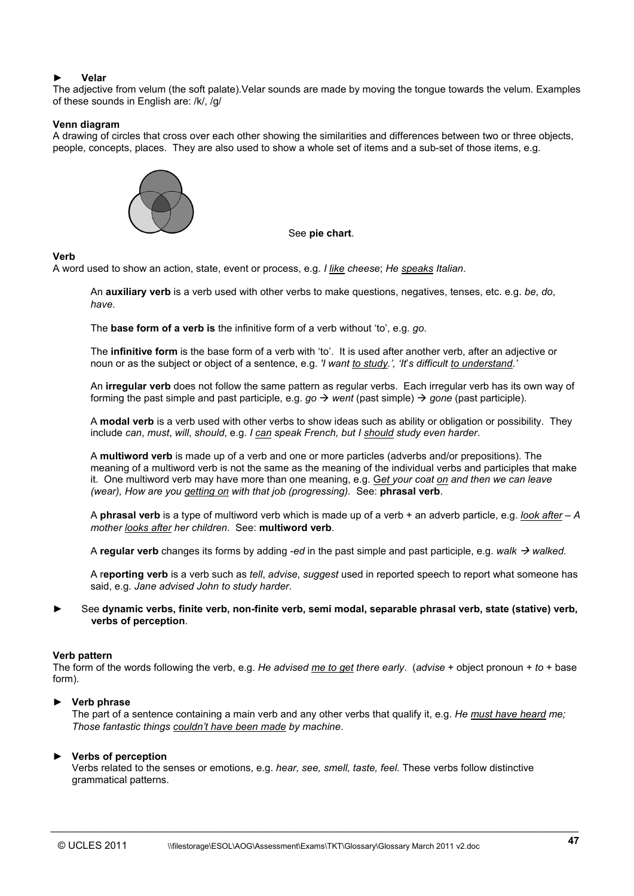► **Velar**
The adjective from velum (the soft palate).Velar sounds are made by moving the tongue towards the velum. Examples of these sounds in English are: /k/, /g/

**Venn diagram**
A drawing of circles that cross over each other showing the similarities and differences between two or three objects, people, concepts, places. They are also used to show a whole set of items and a sub-set of those items, e.g.

See **pie chart**.

**Verb**
A word used to show an action, state, event or process, e.g. *I like cheese*; *He speaks Italian*.

An **auxiliary verb** is a verb used with other verbs to make questions, negatives, tenses, etc. e.g. *be*, *do*, *have*.

The **base form of a verb is** the infinitive form of a verb without 'to', e.g. *go*.

The **infinitive form** is the base form of a verb with 'to'. It is used after another verb, after an adjective or noun or as the subject or object of a sentence, e.g. *'I want to study.', 'It's difficult to understand.'*

An **irregular verb** does not follow the same pattern as regular verbs. Each irregular verb has its own way of forming the past simple and past participle, e.g. *go* → *went* (past simple) → *gone* (past participle).

A **modal verb** is a verb used with other verbs to show ideas such as ability or obligation or possibility. They include *can*, *must*, *will*, *should*, e.g. *I can speak French, but I should study even harder*.

A **multiword verb** is made up of a verb and one or more particles (adverbs and/or prepositions). The meaning of a multiword verb is not the same as the meaning of the individual verbs and participles that make it. One multiword verb may have more than one meaning, e.g. *Get your coat on and then we can leave (wear), How are you getting on with that job (progressing).* See: **phrasal verb**.

A **phrasal verb** is a type of multiword verb which is made up of a verb + an adverb particle, e.g. *look after* – *A mother looks after her children*. See: **multiword verb**.

A **regular verb** changes its forms by adding *-ed* in the past simple and past participle, e.g. *walk* → *walked.*

A r**eporting verb** is a verb such as *tell*, *advise*, *suggest* used in reported speech to report what someone has said, e.g. *Jane advised John to study harder*.

► See **dynamic verbs, finite verb, non-finite verb, semi modal, separable phrasal verb, state (stative) verb, verbs of perception**.

**Verb pattern**
The form of the words following the verb, e.g. *He advised me to get there early*. (*advise* + object pronoun + *to* + base form).

► **Verb phrase**
The part of a sentence containing a main verb and any other verbs that qualify it, e.g. *He must have heard me; Those fantastic things couldn't have been made by machine*.

► **Verbs of perception**
Verbs related to the senses or emotions, e.g. *hear, see, smell, taste, feel.* These verbs follow distinctive grammatical patterns.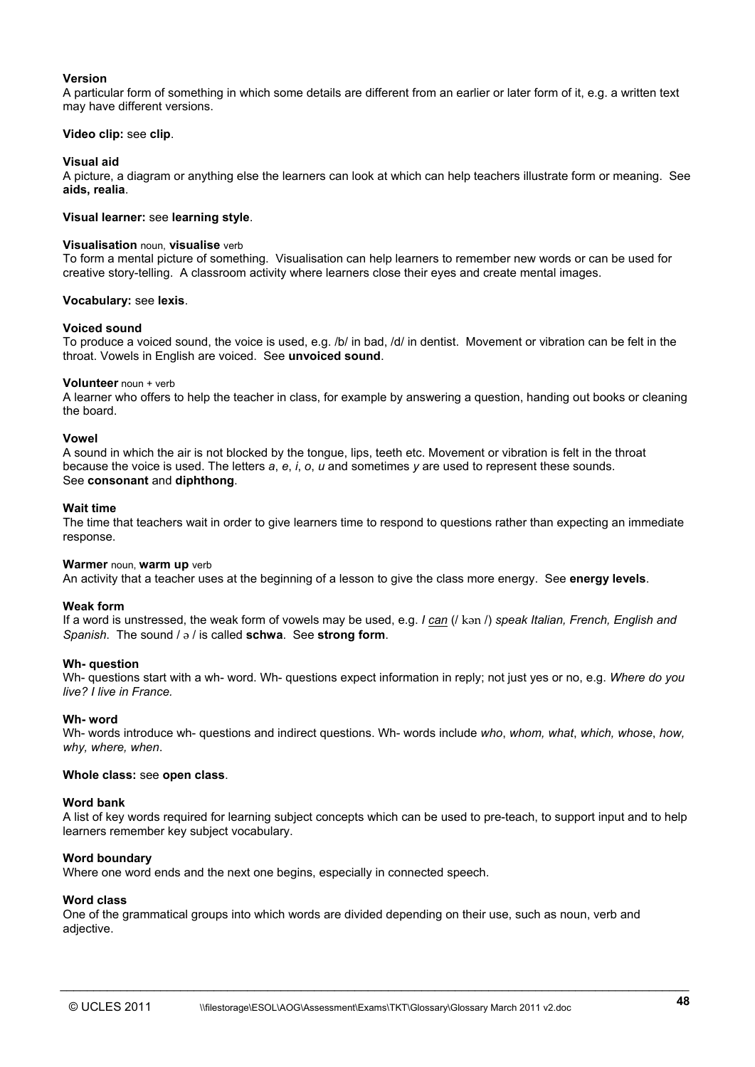**Version**
A particular form of something in which some details are different from an earlier or later form of it, e.g. a written text may have different versions.

**Video clip:** see **clip**.

**Visual aid**
A picture, a diagram or anything else the learners can look at which can help teachers illustrate form or meaning. See **aids, realia**.

**Visual learner:** see **learning style**.

**Visualisation** noun, **visualise** verb
To form a mental picture of something. Visualisation can help learners to remember new words or can be used for creative story-telling. A classroom activity where learners close their eyes and create mental images.

**Vocabulary:** see **lexis**.

**Voiced sound**
To produce a voiced sound, the voice is used, e.g. /b/ in bad, /d/ in dentist. Movement or vibration can be felt in the throat. Vowels in English are voiced. See **unvoiced sound**.

**Volunteer** noun + verb
A learner who offers to help the teacher in class, for example by answering a question, handing out books or cleaning the board.

**Vowel**
A sound in which the air is not blocked by the tongue, lips, teeth etc. Movement or vibration is felt in the throat because the voice is used. The letters *a*, *e*, *i*, *o*, *u* and sometimes *y* are used to represent these sounds. See **consonant** and **diphthong**.

**Wait time**
The time that teachers wait in order to give learners time to respond to questions rather than expecting an immediate response.

**Warmer** noun, **warm up** verb
An activity that a teacher uses at the beginning of a lesson to give the class more energy. See **energy levels**.

**Weak form**
If a word is unstressed, the weak form of vowels may be used, e.g. *I <u>can</u>* (/ kən /) *speak Italian, French, English and Spanish*. The sound / ə / is called **schwa**. See **strong form**.

**Wh- question**
Wh- questions start with a wh- word. Wh- questions expect information in reply; not just yes or no, e.g. *Where do you live? I live in France.*

**Wh- word**
Wh- words introduce wh- questions and indirect questions. Wh- words include *who*, *whom, what*, *which, whose*, *how, why, where, when*.

**Whole class:** see **open class**.

**Word bank**
A list of key words required for learning subject concepts which can be used to pre-teach, to support input and to help learners remember key subject vocabulary.

**Word boundary**
Where one word ends and the next one begins, especially in connected speech.

**Word class**
One of the grammatical groups into which words are divided depending on their use, such as noun, verb and adjective.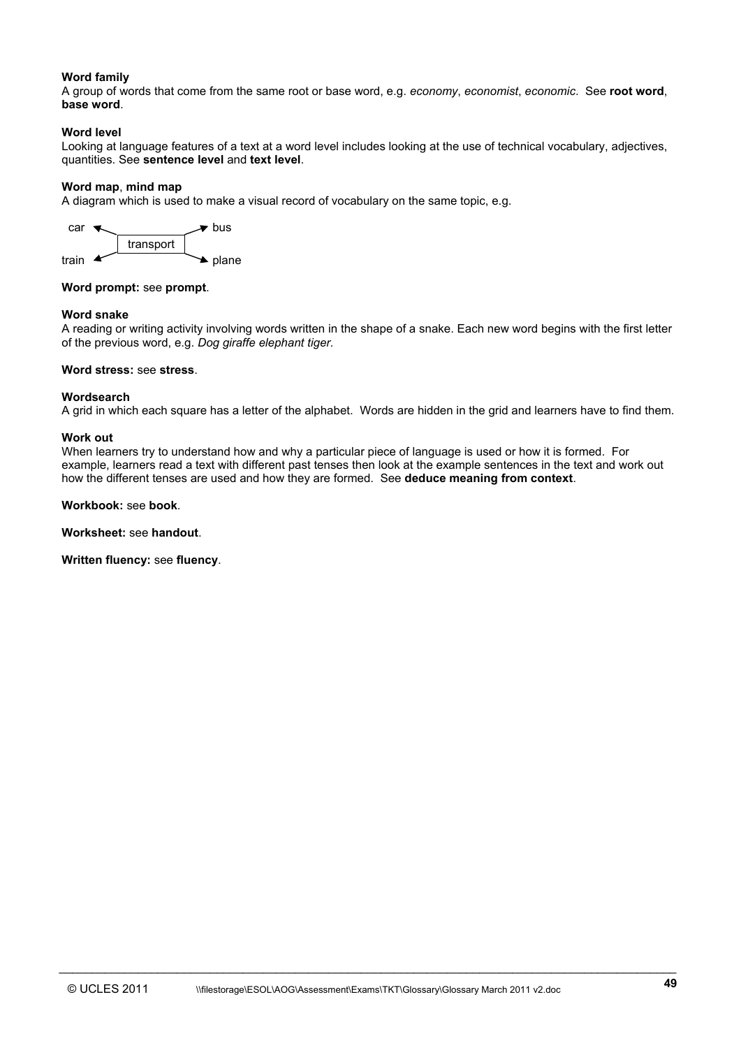**Word family**
A group of words that come from the same root or base word, e.g. *economy*, *economist*, *economic*. See **root word**, **base word**.

**Word level**
Looking at language features of a text at a word level includes looking at the use of technical vocabulary, adjectives, quantities. See **sentence level** and **text level**.

**Word map**, **mind map**
A diagram which is used to make a visual record of vocabulary on the same topic, e.g.

car
bus
transport
train
plane

**Word prompt:** see **prompt**.

**Word snake**
A reading or writing activity involving words written in the shape of a snake. Each new word begins with the first letter of the previous word, e.g. *Dog giraffe elephant tiger.*

**Word stress:** see **stress**.

**Wordsearch**
A grid in which each square has a letter of the alphabet. Words are hidden in the grid and learners have to find them.

**Work out**
When learners try to understand how and why a particular piece of language is used or how it is formed. For example, learners read a text with different past tenses then look at the example sentences in the text and work out how the different tenses are used and how they are formed. See **deduce meaning from context**.

**Workbook:** see **book**.

**Worksheet:** see **handout**.

**Written fluency:** see **fluency**.